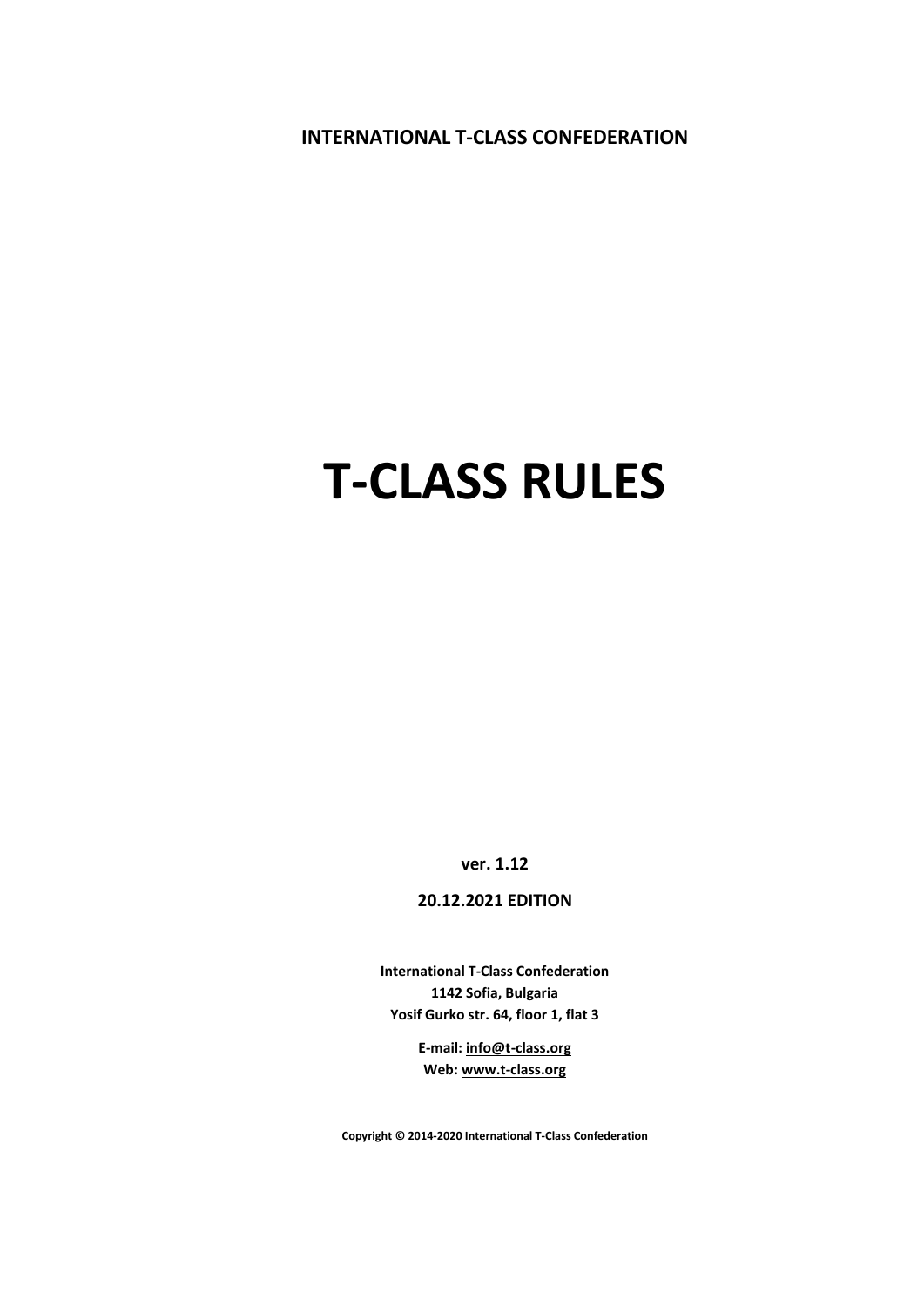**INTERNATIONAL T-CLASS CONFEDERATION**

# T-CLASS RULES

**ver. 1.12**

**20.12.2021 EDITION**

**International T-Class Confederation**
**1142 Sofia, Bulgaria**
**Yosif Gurko str. 64, floor 1, flat 3**

**E-mail: info@t-class.org**
**Web: www.t-class.org**

**Copyright © 2014-2020 International T-Class Confederation**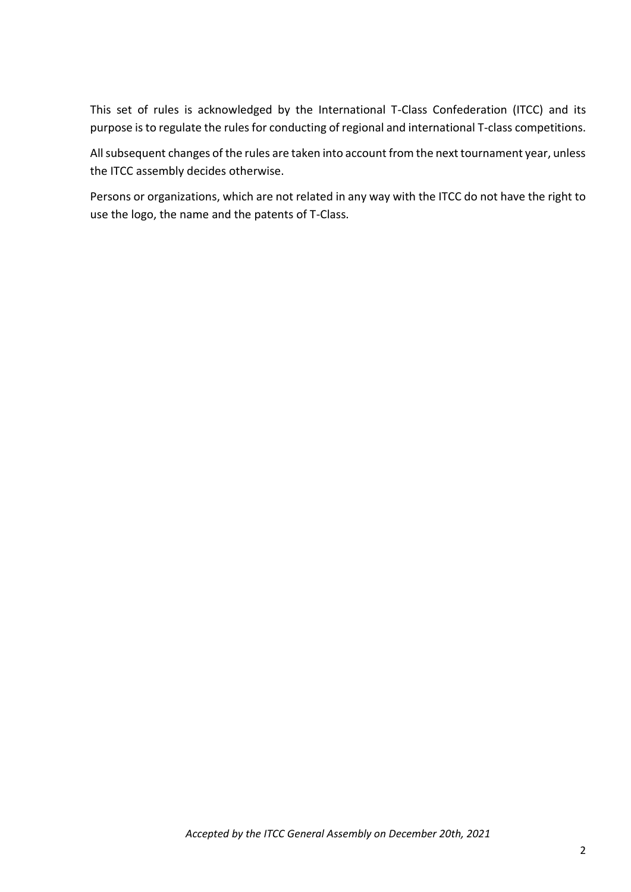This set of rules is acknowledged by the International T-Class Confederation (ITCC) and its purpose is to regulate the rules for conducting of regional and international T-class competitions.

All subsequent changes of the rules are taken into account from the next tournament year, unless the ITCC assembly decides otherwise.

Persons or organizations, which are not related in any way with the ITCC do not have the right to use the logo, the name and the patents of T-Class.

*Accepted by the ITCC General Assembly on December 20th, 2021*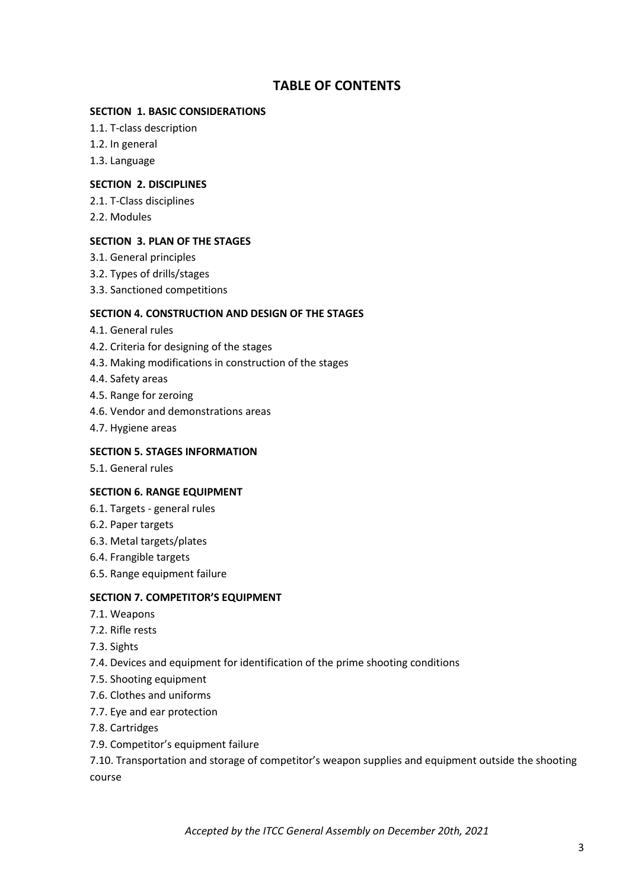# TABLE OF CONTENTS

**SECTION 1. BASIC CONSIDERATIONS**

1.1. T-class description

1.2. In general

1.3. Language

**SECTION 2. DISCIPLINES**

2.1. T-Class disciplines

2.2. Modules

**SECTION 3. PLAN OF THE STAGES**

3.1. General principles

3.2. Types of drills/stages

3.3. Sanctioned competitions

**SECTION 4. CONSTRUCTION AND DESIGN OF THE STAGES**

4.1. General rules

4.2. Criteria for designing of the stages

4.3. Making modifications in construction of the stages

4.4. Safety areas

4.5. Range for zeroing

4.6. Vendor and demonstrations areas

4.7. Hygiene areas

**SECTION 5. STAGES INFORMATION**

5.1. General rules

**SECTION 6. RANGE EQUIPMENT**

6.1. Targets - general rules

6.2. Paper targets

6.3. Metal targets/plates

6.4. Frangible targets

6.5. Range equipment failure

**SECTION 7. COMPETITOR'S EQUIPMENT**

7.1. Weapons

7.2. Rifle rests

7.3. Sights

7.4. Devices and equipment for identification of the prime shooting conditions

7.5. Shooting equipment

7.6. Clothes and uniforms

7.7. Eye and ear protection

7.8. Cartridges

7.9. Competitor's equipment failure

7.10. Transportation and storage of competitor's weapon supplies and equipment outside the shooting course

*Accepted by the ITCC General Assembly on December 20th, 2021*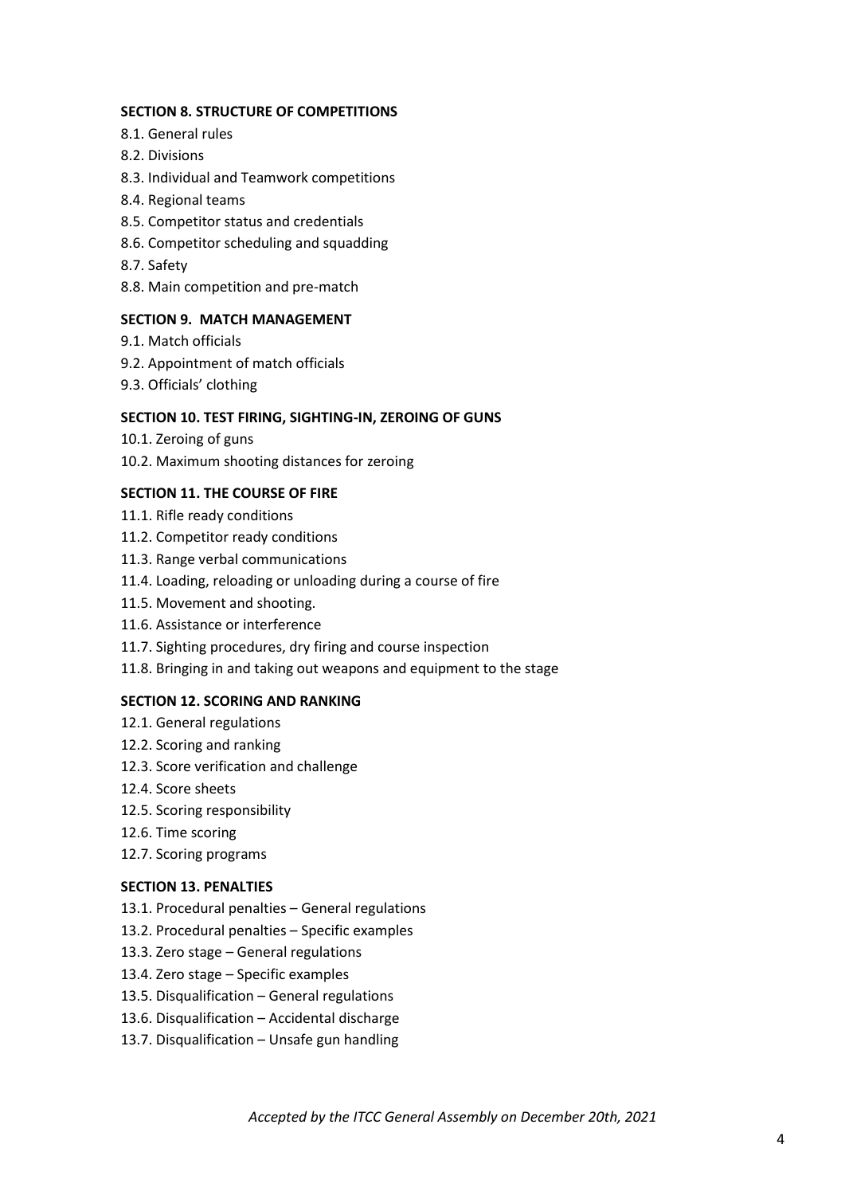**SECTION 8. STRUCTURE OF COMPETITIONS**

8.1. General rules

8.2. Divisions

8.3. Individual and Teamwork competitions

8.4. Regional teams

8.5. Competitor status and credentials

8.6. Competitor scheduling and squadding

8.7. Safety

8.8. Main competition and pre-match

**SECTION 9. MATCH MANAGEMENT**

9.1. Match officials

9.2. Appointment of match officials

9.3. Officials' clothing

**SECTION 10. TEST FIRING, SIGHTING-IN, ZEROING OF GUNS**

10.1. Zeroing of guns

10.2. Maximum shooting distances for zeroing

**SECTION 11. THE COURSE OF FIRE**

11.1. Rifle ready conditions

11.2. Competitor ready conditions

11.3. Range verbal communications

11.4. Loading, reloading or unloading during a course of fire

11.5. Movement and shooting.

11.6. Assistance or interference

11.7. Sighting procedures, dry firing and course inspection

11.8. Bringing in and taking out weapons and equipment to the stage

**SECTION 12. SCORING AND RANKING**

12.1. General regulations

12.2. Scoring and ranking

12.3. Score verification and challenge

12.4. Score sheets

12.5. Scoring responsibility

12.6. Time scoring

12.7. Scoring programs

**SECTION 13. PENALTIES**

13.1. Procedural penalties – General regulations

13.2. Procedural penalties – Specific examples

13.3. Zero stage – General regulations

13.4. Zero stage – Specific examples

13.5. Disqualification – General regulations

13.6. Disqualification – Accidental discharge

13.7. Disqualification – Unsafe gun handling

*Accepted by the ITCC General Assembly on December 20th, 2021*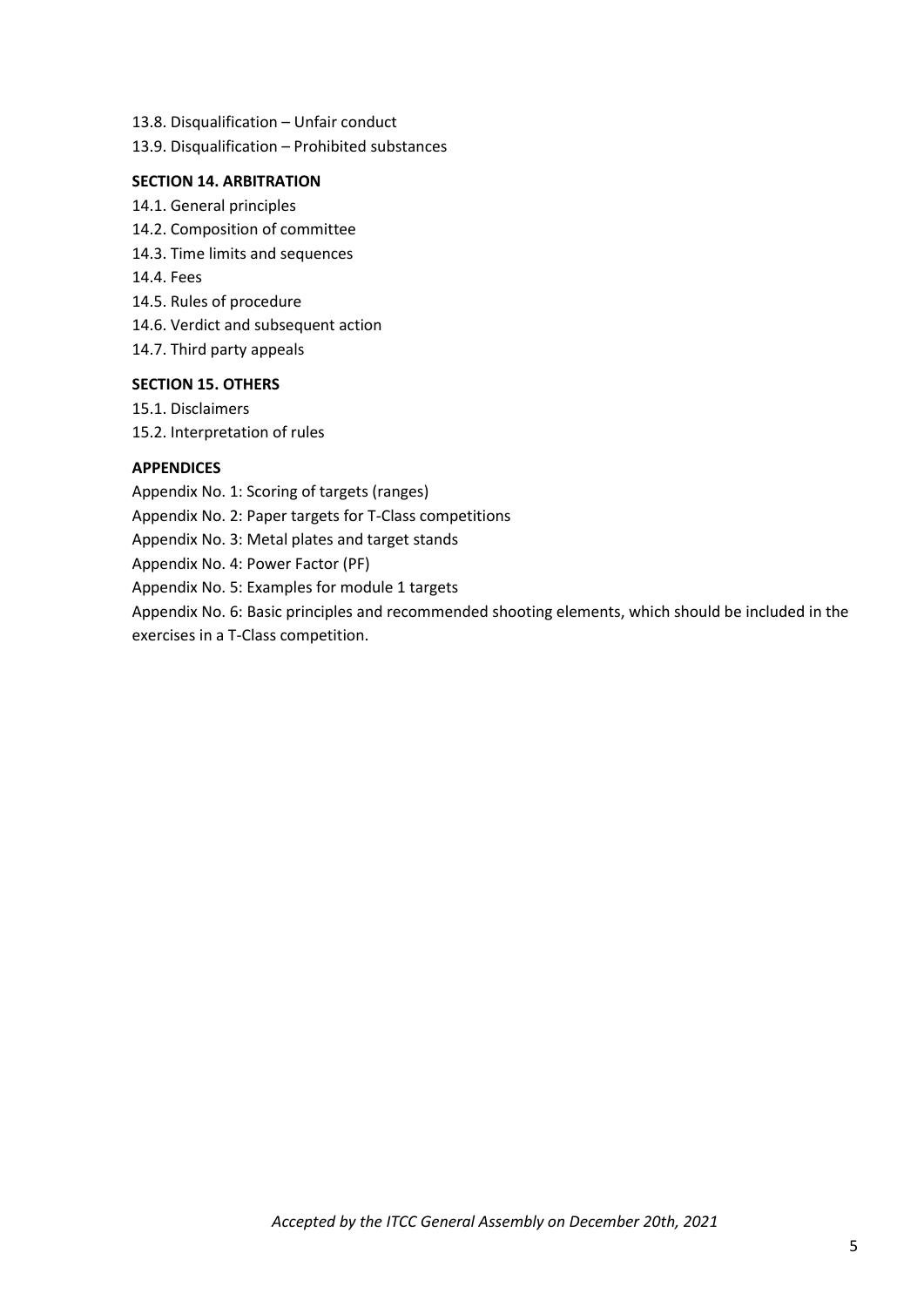13.8. Disqualification – Unfair conduct

13.9. Disqualification – Prohibited substances

**SECTION 14. ARBITRATION**

14.1. General principles

14.2. Composition of committee

14.3. Time limits and sequences

14.4. Fees

14.5. Rules of procedure

14.6. Verdict and subsequent action

14.7. Third party appeals

**SECTION 15. OTHERS**

15.1. Disclaimers

15.2. Interpretation of rules

**APPENDICES**

Appendix No. 1: Scoring of targets (ranges)

Appendix No. 2: Paper targets for T-Class competitions

Appendix No. 3: Metal plates and target stands

Appendix No. 4: Power Factor (PF)

Appendix No. 5: Examples for module 1 targets

Appendix No. 6: Basic principles and recommended shooting elements, which should be included in the exercises in a T-Class competition.

*Accepted by the ITCC General Assembly on December 20th, 2021*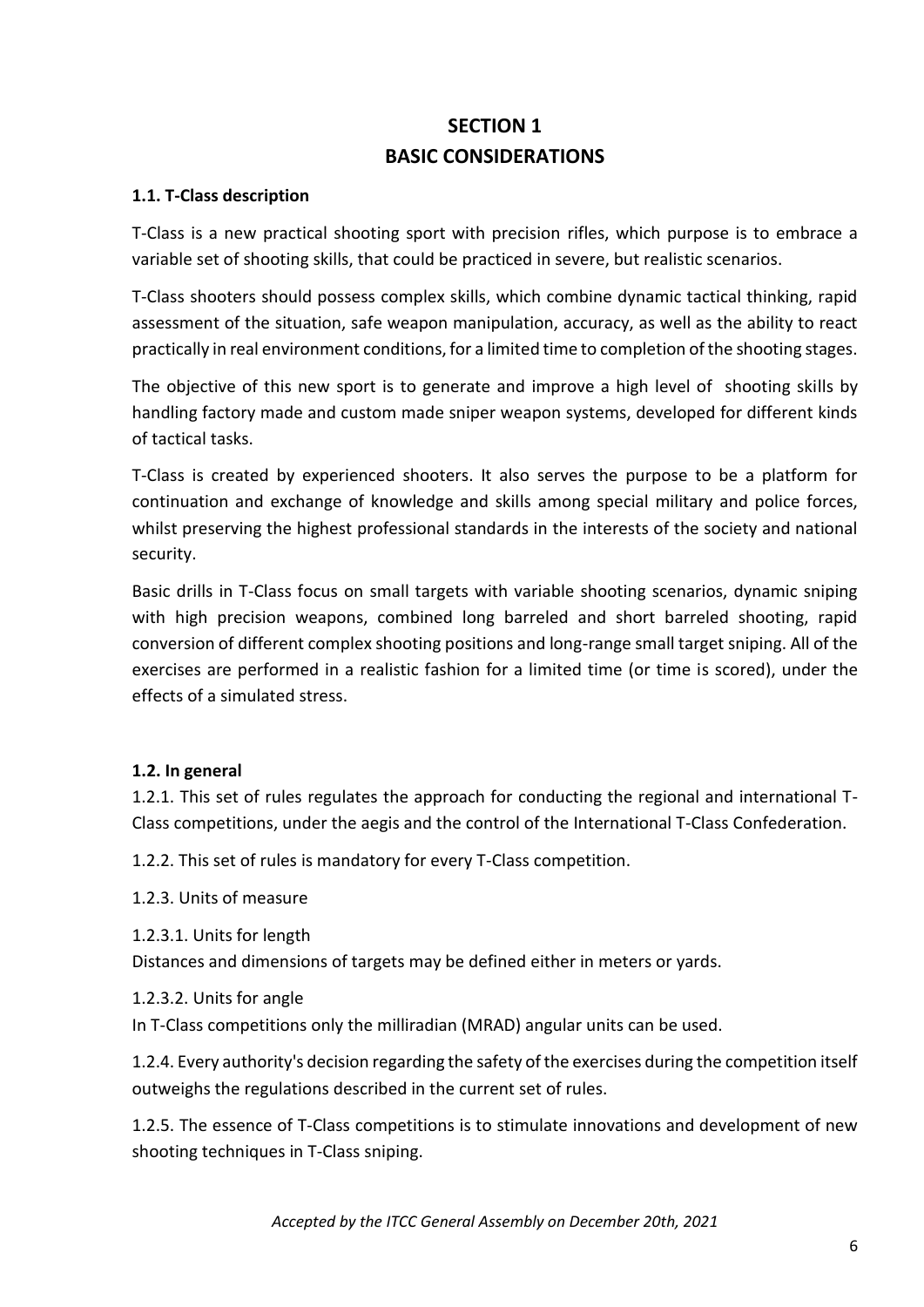# SECTION 1
# BASIC CONSIDERATIONS

### 1.1. T-Class description

T-Class is a new practical shooting sport with precision rifles, which purpose is to embrace a variable set of shooting skills, that could be practiced in severe, but realistic scenarios.

T-Class shooters should possess complex skills, which combine dynamic tactical thinking, rapid assessment of the situation, safe weapon manipulation, accuracy, as well as the ability to react practically in real environment conditions, for a limited time to completion of the shooting stages.

The objective of this new sport is to generate and improve a high level of shooting skills by handling factory made and custom made sniper weapon systems, developed for different kinds of tactical tasks.

T-Class is created by experienced shooters. It also serves the purpose to be a platform for continuation and exchange of knowledge and skills among special military and police forces, whilst preserving the highest professional standards in the interests of the society and national security.

Basic drills in T-Class focus on small targets with variable shooting scenarios, dynamic sniping with high precision weapons, combined long barreled and short barreled shooting, rapid conversion of different complex shooting positions and long-range small target sniping. All of the exercises are performed in a realistic fashion for a limited time (or time is scored), under the effects of a simulated stress.

### 1.2. In general

1.2.1. This set of rules regulates the approach for conducting the regional and international T-Class competitions, under the aegis and the control of the International T-Class Confederation.

1.2.2. This set of rules is mandatory for every T-Class competition.

1.2.3. Units of measure

1.2.3.1. Units for length
Distances and dimensions of targets may be defined either in meters or yards.

1.2.3.2. Units for angle
In T-Class competitions only the milliradian (MRAD) angular units can be used.

1.2.4. Every authority's decision regarding the safety of the exercises during the competition itself outweighs the regulations described in the current set of rules.

1.2.5. The essence of T-Class competitions is to stimulate innovations and development of new shooting techniques in T-Class sniping.

*Accepted by the ITCC General Assembly on December 20th, 2021*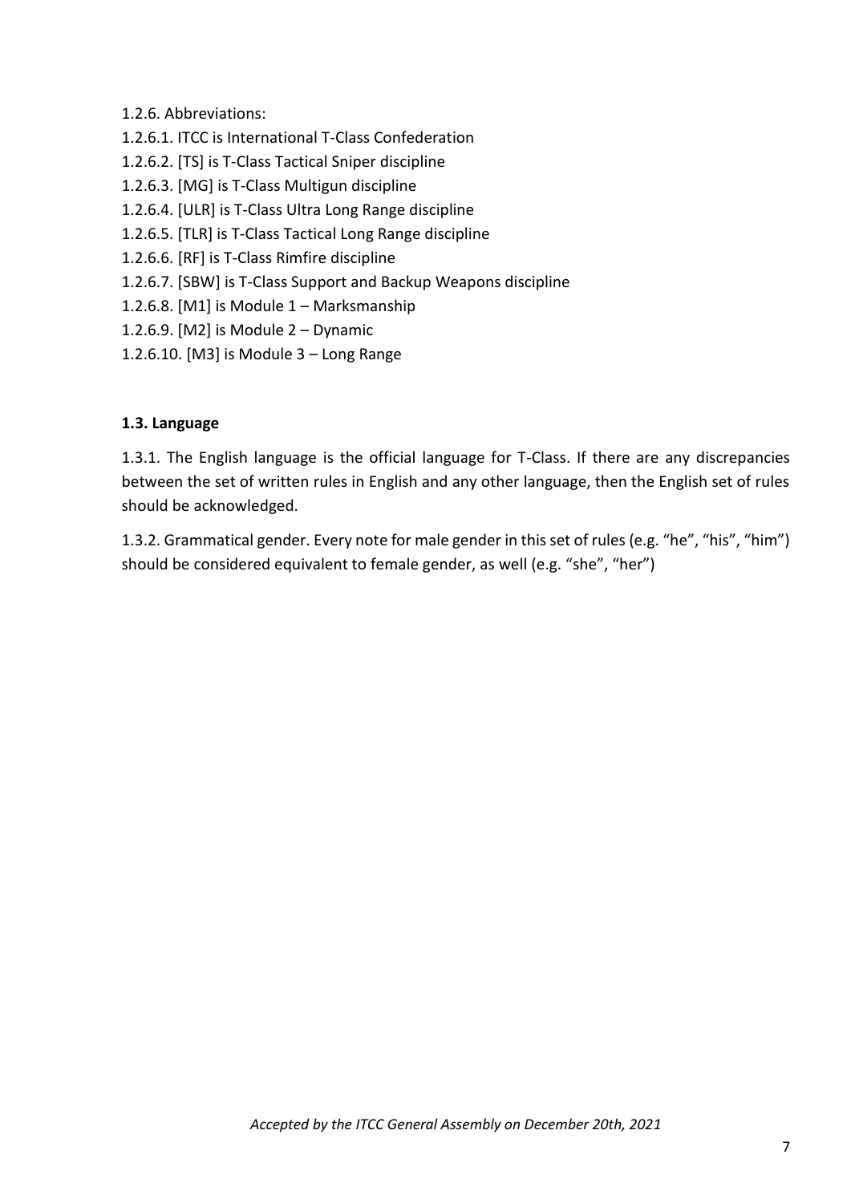1.2.6. Abbreviations:

1.2.6.1. ITCC is International T-Class Confederation

1.2.6.2. [TS] is T-Class Tactical Sniper discipline

1.2.6.3. [MG] is T-Class Multigun discipline

1.2.6.4. [ULR] is T-Class Ultra Long Range discipline

1.2.6.5. [TLR] is T-Class Tactical Long Range discipline

1.2.6.6. [RF] is T-Class Rimfire discipline

1.2.6.7. [SBW] is T-Class Support and Backup Weapons discipline

1.2.6.8. [M1] is Module 1 – Marksmanship

1.2.6.9. [M2] is Module 2 – Dynamic

1.2.6.10. [M3] is Module 3 – Long Range

**1.3. Language**

1.3.1. The English language is the official language for T-Class. If there are any discrepancies between the set of written rules in English and any other language, then the English set of rules should be acknowledged.

1.3.2. Grammatical gender. Every note for male gender in this set of rules (e.g. "he", "his", "him") should be considered equivalent to female gender, as well (e.g. "she", "her")

*Accepted by the ITCC General Assembly on December 20th, 2021*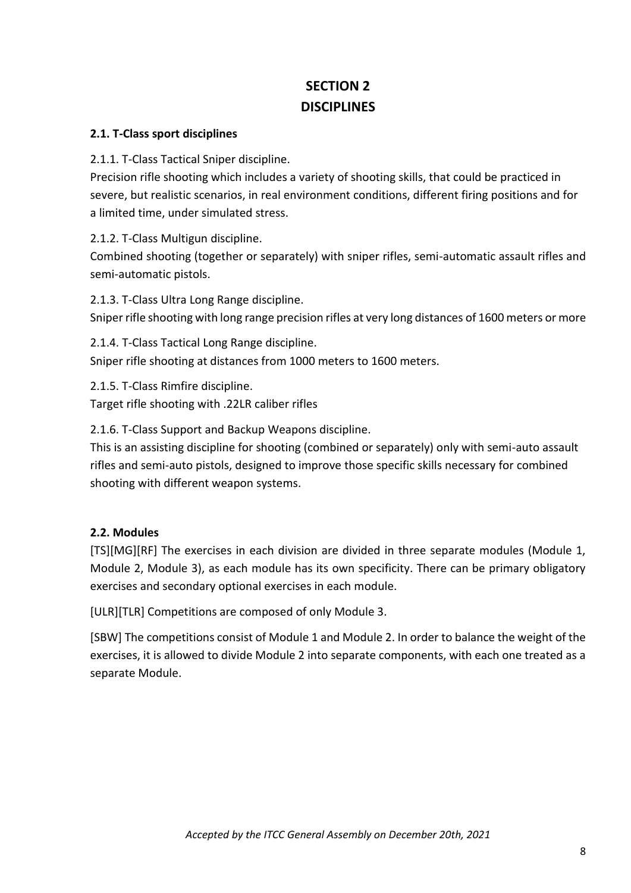# SECTION 2
# DISCIPLINES

### 2.1. T-Class sport disciplines

2.1.1. T-Class Tactical Sniper discipline.

Precision rifle shooting which includes a variety of shooting skills, that could be practiced in severe, but realistic scenarios, in real environment conditions, different firing positions and for a limited time, under simulated stress.

2.1.2. T-Class Multigun discipline.

Combined shooting (together or separately) with sniper rifles, semi-automatic assault rifles and semi-automatic pistols.

2.1.3. T-Class Ultra Long Range discipline.

Sniper rifle shooting with long range precision rifles at very long distances of 1600 meters or more

2.1.4. T-Class Tactical Long Range discipline.

Sniper rifle shooting at distances from 1000 meters to 1600 meters.

2.1.5. T-Class Rimfire discipline.

Target rifle shooting with .22LR caliber rifles

2.1.6. T-Class Support and Backup Weapons discipline.

This is an assisting discipline for shooting (combined or separately) only with semi-auto assault rifles and semi-auto pistols, designed to improve those specific skills necessary for combined shooting with different weapon systems.

### 2.2. Modules

[TS][MG][RF] The exercises in each division are divided in three separate modules (Module 1, Module 2, Module 3), as each module has its own specificity. There can be primary obligatory exercises and secondary optional exercises in each module.

[ULR][TLR] Competitions are composed of only Module 3.

[SBW] The competitions consist of Module 1 and Module 2. In order to balance the weight of the exercises, it is allowed to divide Module 2 into separate components, with each one treated as a separate Module.

*Accepted by the ITCC General Assembly on December 20th, 2021*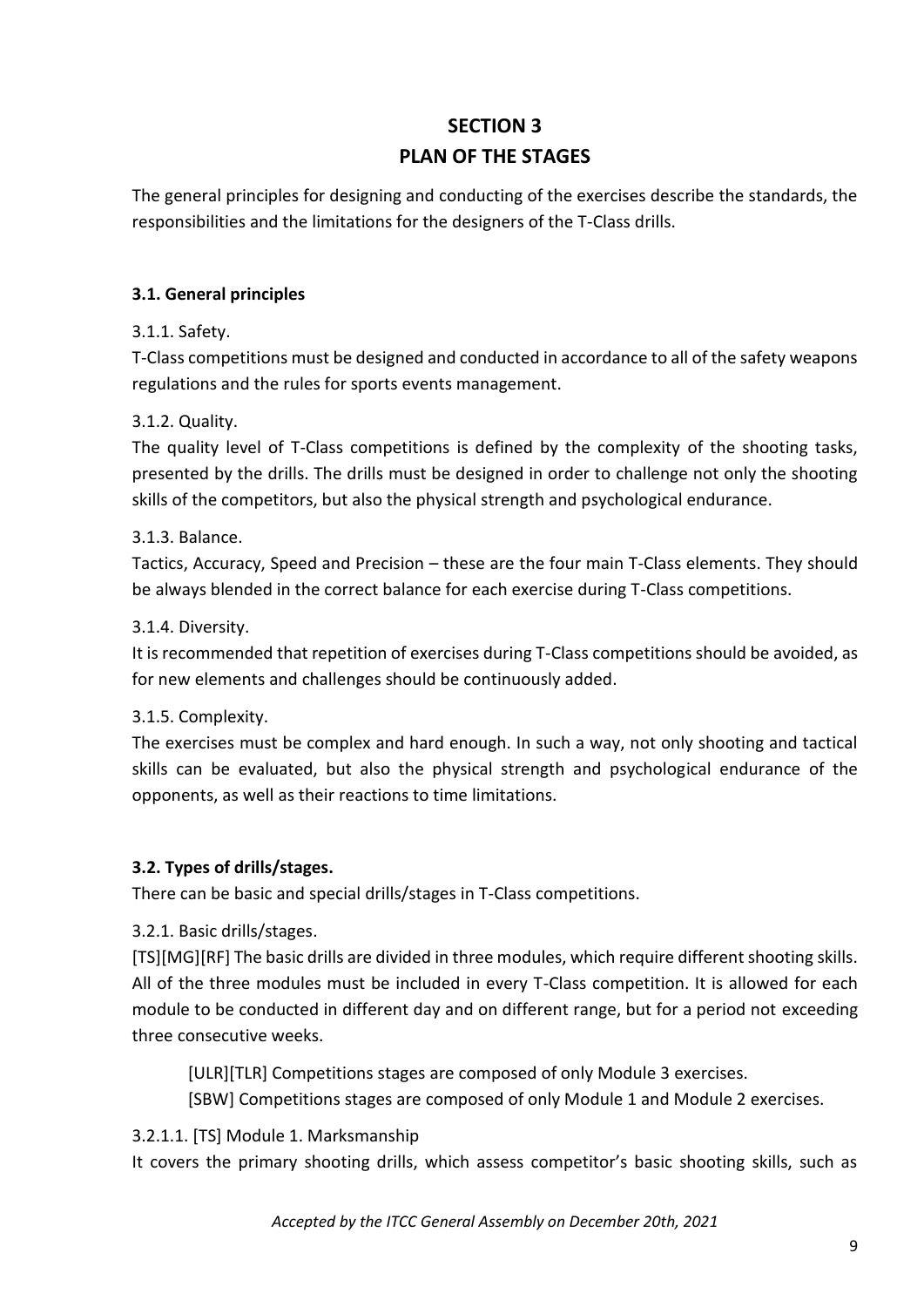# SECTION 3
# PLAN OF THE STAGES

The general principles for designing and conducting of the exercises describe the standards, the responsibilities and the limitations for the designers of the T-Class drills.

### 3.1. General principles

3.1.1. Safety.

T-Class competitions must be designed and conducted in accordance to all of the safety weapons regulations and the rules for sports events management.

3.1.2. Quality.

The quality level of T-Class competitions is defined by the complexity of the shooting tasks, presented by the drills. The drills must be designed in order to challenge not only the shooting skills of the competitors, but also the physical strength and psychological endurance.

3.1.3. Balance.

Tactics, Accuracy, Speed and Precision – these are the four main T-Class elements. They should be always blended in the correct balance for each exercise during T-Class competitions.

3.1.4. Diversity.

It is recommended that repetition of exercises during T-Class competitions should be avoided, as for new elements and challenges should be continuously added.

3.1.5. Complexity.

The exercises must be complex and hard enough. In such a way, not only shooting and tactical skills can be evaluated, but also the physical strength and psychological endurance of the opponents, as well as their reactions to time limitations.

### 3.2. Types of drills/stages.

There can be basic and special drills/stages in T-Class competitions.

3.2.1. Basic drills/stages.

[TS][MG][RF] The basic drills are divided in three modules, which require different shooting skills. All of the three modules must be included in every T-Class competition. It is allowed for each module to be conducted in different day and on different range, but for a period not exceeding three consecutive weeks.

> [ULR][TLR] Competitions stages are composed of only Module 3 exercises.
>
> [SBW] Competitions stages are composed of only Module 1 and Module 2 exercises.

3.2.1.1. [TS] Module 1. Marksmanship

It covers the primary shooting drills, which assess competitor's basic shooting skills, such as

*Accepted by the ITCC General Assembly on December 20th, 2021*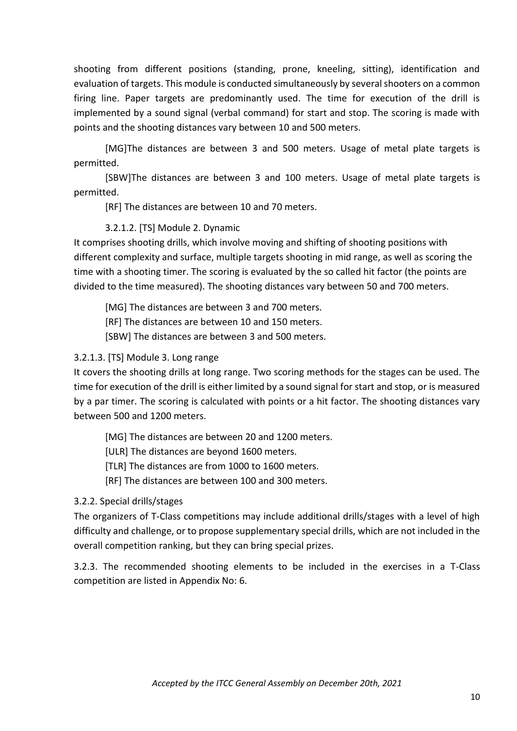shooting from different positions (standing, prone, kneeling, sitting), identification and evaluation of targets. This module is conducted simultaneously by several shooters on a common firing line. Paper targets are predominantly used. The time for execution of the drill is implemented by a sound signal (verbal command) for start and stop. The scoring is made with points and the shooting distances vary between 10 and 500 meters.

[MG]The distances are between 3 and 500 meters. Usage of metal plate targets is permitted.

[SBW]The distances are between 3 and 100 meters. Usage of metal plate targets is permitted.

[RF] The distances are between 10 and 70 meters.

#### 3.2.1.2. [TS] Module 2. Dynamic

It comprises shooting drills, which involve moving and shifting of shooting positions with different complexity and surface, multiple targets shooting in mid range, as well as scoring the time with a shooting timer. The scoring is evaluated by the so called hit factor (the points are divided to the time measured). The shooting distances vary between 50 and 700 meters.

[MG] The distances are between 3 and 700 meters.

[RF] The distances are between 10 and 150 meters.

[SBW] The distances are between 3 and 500 meters.

#### 3.2.1.3. [TS] Module 3. Long range

It covers the shooting drills at long range. Two scoring methods for the stages can be used. The time for execution of the drill is either limited by a sound signal for start and stop, or is measured by a par timer. The scoring is calculated with points or a hit factor. The shooting distances vary between 500 and 1200 meters.

[MG] The distances are between 20 and 1200 meters.

[ULR] The distances are beyond 1600 meters.

[TLR] The distances are from 1000 to 1600 meters.

[RF] The distances are between 100 and 300 meters.

### 3.2.2. Special drills/stages

The organizers of T-Class competitions may include additional drills/stages with a level of high difficulty and challenge, or to propose supplementary special drills, which are not included in the overall competition ranking, but they can bring special prizes.

3.2.3. The recommended shooting elements to be included in the exercises in a T-Class competition are listed in Appendix No: 6.

*Accepted by the ITCC General Assembly on December 20th, 2021*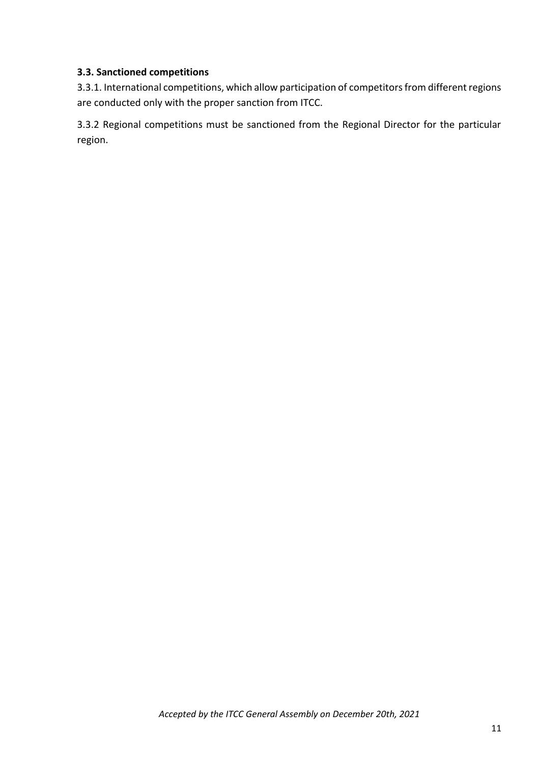### 3.3. Sanctioned competitions

3.3.1. International competitions, which allow participation of competitors from different regions are conducted only with the proper sanction from ITCC.

3.3.2 Regional competitions must be sanctioned from the Regional Director for the particular region.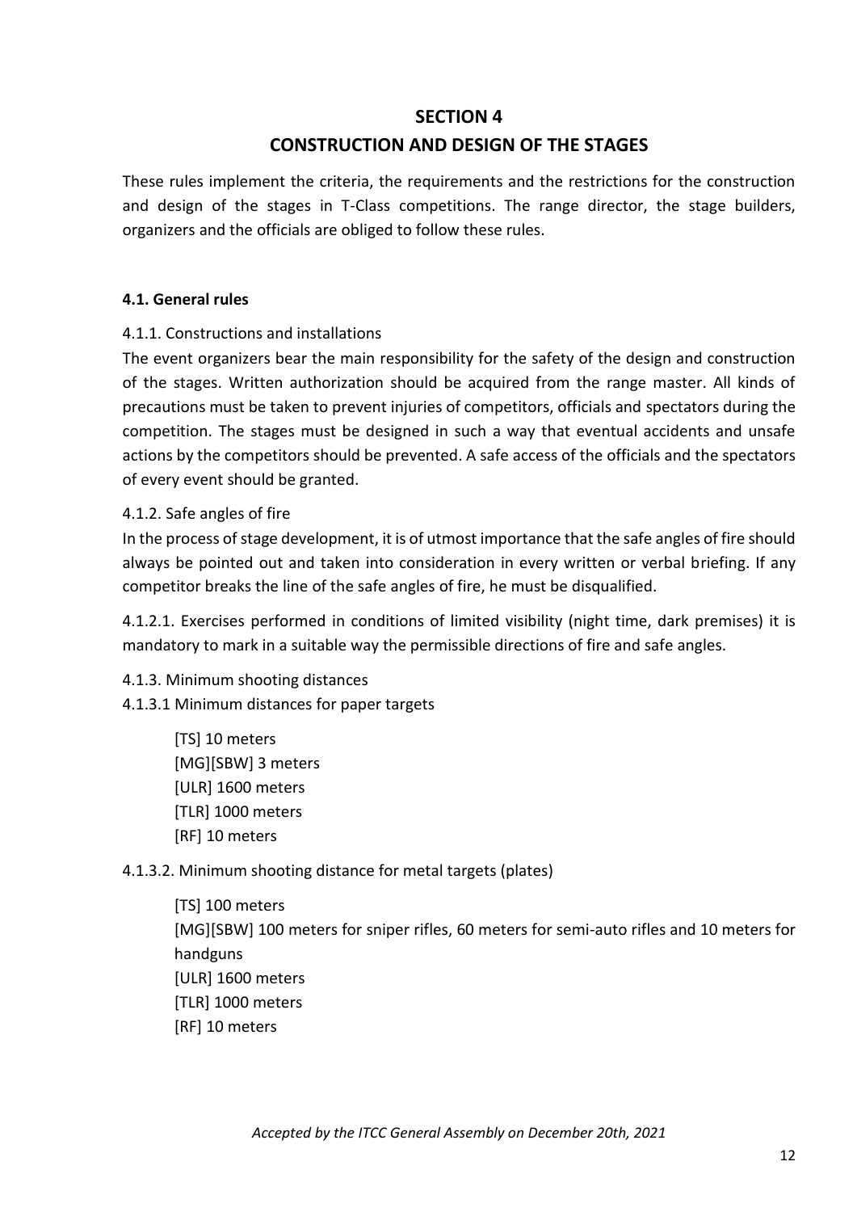# SECTION 4
# CONSTRUCTION AND DESIGN OF THE STAGES

These rules implement the criteria, the requirements and the restrictions for the construction and design of the stages in T-Class competitions. The range director, the stage builders, organizers and the officials are obliged to follow these rules.

## 4.1. General rules

4.1.1. Constructions and installations

The event organizers bear the main responsibility for the safety of the design and construction of the stages. Written authorization should be acquired from the range master. All kinds of precautions must be taken to prevent injuries of competitors, officials and spectators during the competition. The stages must be designed in such a way that eventual accidents and unsafe actions by the competitors should be prevented. A safe access of the officials and the spectators of every event should be granted.

4.1.2. Safe angles of fire

In the process of stage development, it is of utmost importance that the safe angles of fire should always be pointed out and taken into consideration in every written or verbal briefing. If any competitor breaks the line of the safe angles of fire, he must be disqualified.

4.1.2.1. Exercises performed in conditions of limited visibility (night time, dark premises) it is mandatory to mark in a suitable way the permissible directions of fire and safe angles.

4.1.3. Minimum shooting distances

4.1.3.1 Minimum distances for paper targets

[TS] 10 meters
[MG][SBW] 3 meters
[ULR] 1600 meters
[TLR] 1000 meters
[RF] 10 meters

4.1.3.2. Minimum shooting distance for metal targets (plates)

[TS] 100 meters
[MG][SBW] 100 meters for sniper rifles, 60 meters for semi-auto rifles and 10 meters for handguns
[ULR] 1600 meters
[TLR] 1000 meters
[RF] 10 meters

*Accepted by the ITCC General Assembly on December 20th, 2021*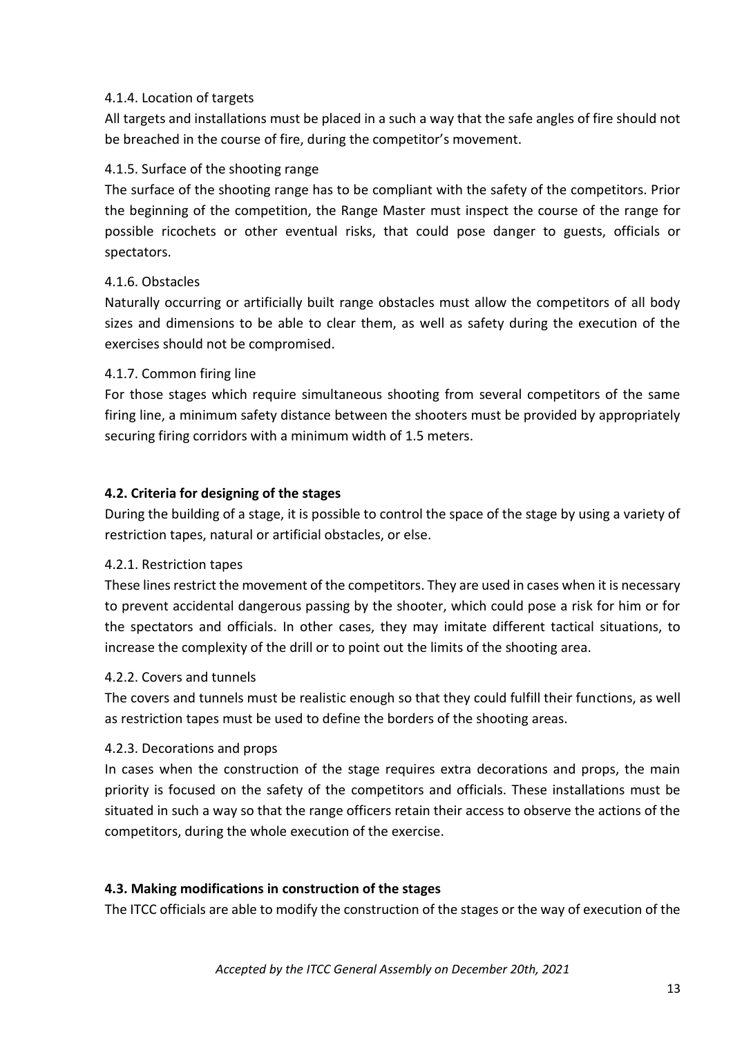#### 4.1.4. Location of targets

All targets and installations must be placed in a such a way that the safe angles of fire should not be breached in the course of fire, during the competitor's movement.

#### 4.1.5. Surface of the shooting range

The surface of the shooting range has to be compliant with the safety of the competitors. Prior the beginning of the competition, the Range Master must inspect the course of the range for possible ricochets or other eventual risks, that could pose danger to guests, officials or spectators.

#### 4.1.6. Obstacles

Naturally occurring or artificially built range obstacles must allow the competitors of all body sizes and dimensions to be able to clear them, as well as safety during the execution of the exercises should not be compromised.

#### 4.1.7. Common firing line

For those stages which require simultaneous shooting from several competitors of the same firing line, a minimum safety distance between the shooters must be provided by appropriately securing firing corridors with a minimum width of 1.5 meters.

### 4.2. Criteria for designing of the stages

During the building of a stage, it is possible to control the space of the stage by using a variety of restriction tapes, natural or artificial obstacles, or else.

#### 4.2.1. Restriction tapes

These lines restrict the movement of the competitors. They are used in cases when it is necessary to prevent accidental dangerous passing by the shooter, which could pose a risk for him or for the spectators and officials. In other cases, they may imitate different tactical situations, to increase the complexity of the drill or to point out the limits of the shooting area.

#### 4.2.2. Covers and tunnels

The covers and tunnels must be realistic enough so that they could fulfill their functions, as well as restriction tapes must be used to define the borders of the shooting areas.

#### 4.2.3. Decorations and props

In cases when the construction of the stage requires extra decorations and props, the main priority is focused on the safety of the competitors and officials. These installations must be situated in such a way so that the range officers retain their access to observe the actions of the competitors, during the whole execution of the exercise.

### 4.3. Making modifications in construction of the stages

The ITCC officials are able to modify the construction of the stages or the way of execution of the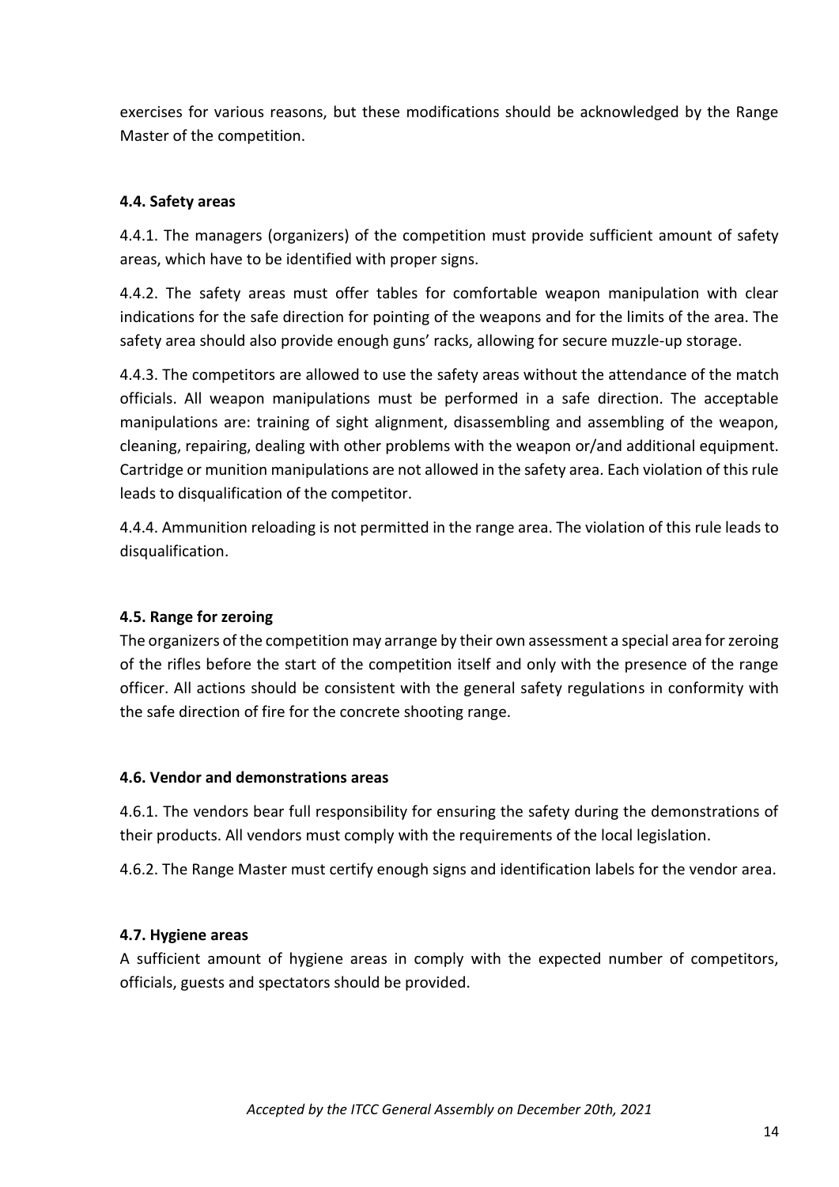exercises for various reasons, but these modifications should be acknowledged by the Range Master of the competition.

### 4.4. Safety areas

4.4.1. The managers (organizers) of the competition must provide sufficient amount of safety areas, which have to be identified with proper signs.

4.4.2. The safety areas must offer tables for comfortable weapon manipulation with clear indications for the safe direction for pointing of the weapons and for the limits of the area. The safety area should also provide enough guns' racks, allowing for secure muzzle-up storage.

4.4.3. The competitors are allowed to use the safety areas without the attendance of the match officials. All weapon manipulations must be performed in a safe direction. The acceptable manipulations are: training of sight alignment, disassembling and assembling of the weapon, cleaning, repairing, dealing with other problems with the weapon or/and additional equipment. Cartridge or munition manipulations are not allowed in the safety area. Each violation of this rule leads to disqualification of the competitor.

4.4.4. Ammunition reloading is not permitted in the range area. The violation of this rule leads to disqualification.

### 4.5. Range for zeroing

The organizers of the competition may arrange by their own assessment a special area for zeroing of the rifles before the start of the competition itself and only with the presence of the range officer. All actions should be consistent with the general safety regulations in conformity with the safe direction of fire for the concrete shooting range.

### 4.6. Vendor and demonstrations areas

4.6.1. The vendors bear full responsibility for ensuring the safety during the demonstrations of their products. All vendors must comply with the requirements of the local legislation.

4.6.2. The Range Master must certify enough signs and identification labels for the vendor area.

### 4.7. Hygiene areas

A sufficient amount of hygiene areas in comply with the expected number of competitors, officials, guests and spectators should be provided.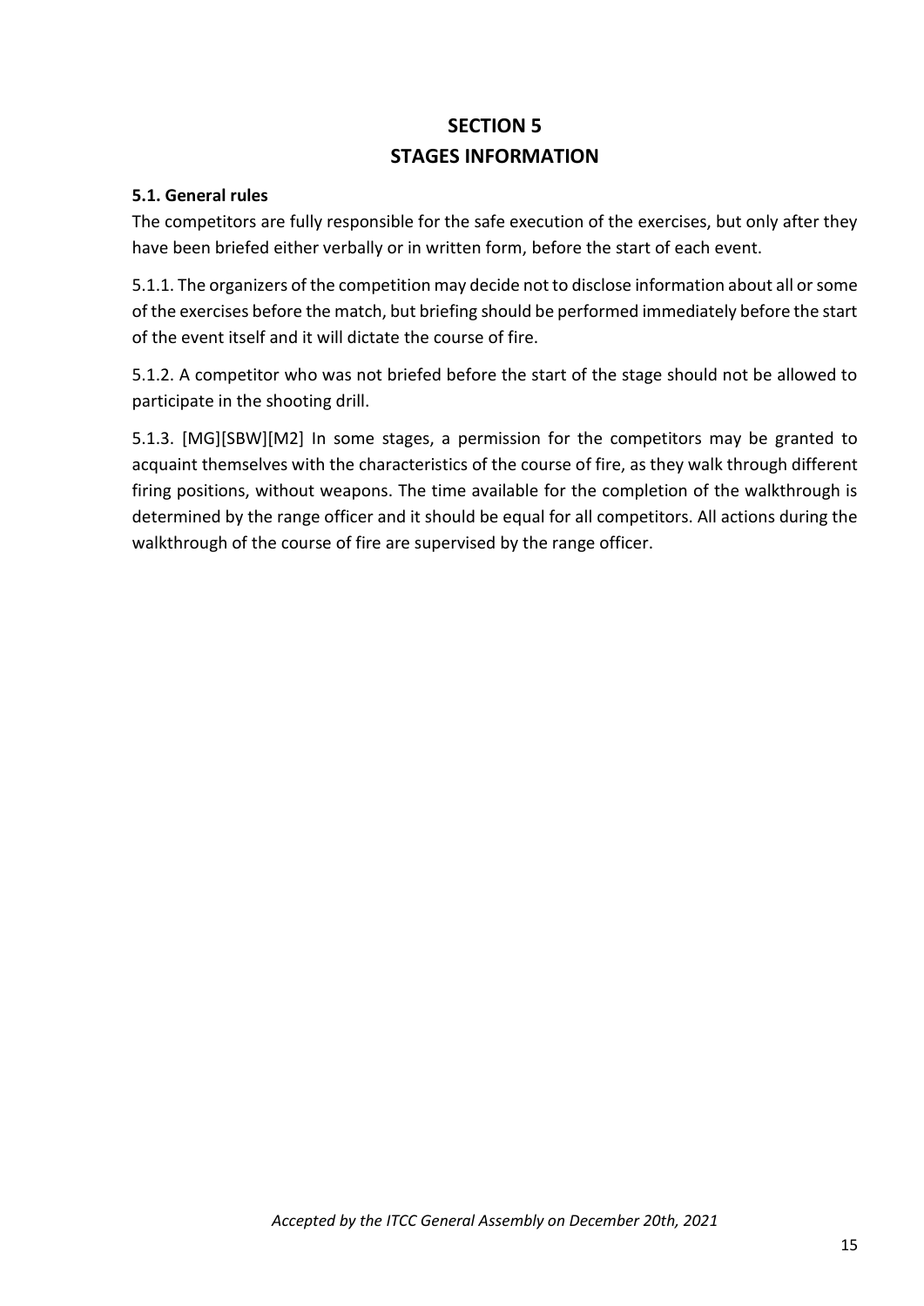# SECTION 5
# STAGES INFORMATION

### 5.1. General rules

The competitors are fully responsible for the safe execution of the exercises, but only after they have been briefed either verbally or in written form, before the start of each event.

5.1.1. The organizers of the competition may decide not to disclose information about all or some of the exercises before the match, but briefing should be performed immediately before the start of the event itself and it will dictate the course of fire.

5.1.2. A competitor who was not briefed before the start of the stage should not be allowed to participate in the shooting drill.

5.1.3. [MG][SBW][M2] In some stages, a permission for the competitors may be granted to acquaint themselves with the characteristics of the course of fire, as they walk through different firing positions, without weapons. The time available for the completion of the walkthrough is determined by the range officer and it should be equal for all competitors. All actions during the walkthrough of the course of fire are supervised by the range officer.

*Accepted by the ITCC General Assembly on December 20th, 2021*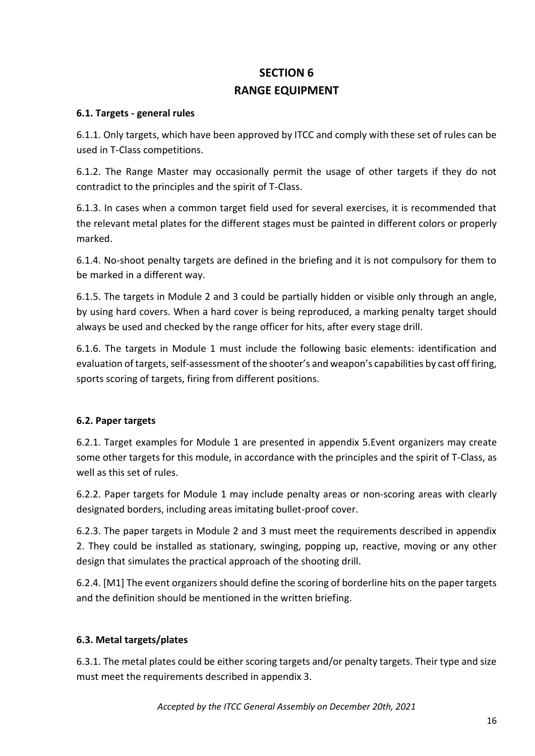# SECTION 6
# RANGE EQUIPMENT

### 6.1. Targets - general rules

6.1.1. Only targets, which have been approved by ITCC and comply with these set of rules can be used in T-Class competitions.

6.1.2. The Range Master may occasionally permit the usage of other targets if they do not contradict to the principles and the spirit of T-Class.

6.1.3. In cases when a common target field used for several exercises, it is recommended that the relevant metal plates for the different stages must be painted in different colors or properly marked.

6.1.4. No-shoot penalty targets are defined in the briefing and it is not compulsory for them to be marked in a different way.

6.1.5. The targets in Module 2 and 3 could be partially hidden or visible only through an angle, by using hard covers. When a hard cover is being reproduced, a marking penalty target should always be used and checked by the range officer for hits, after every stage drill.

6.1.6. The targets in Module 1 must include the following basic elements: identification and evaluation of targets, self-assessment of the shooter's and weapon's capabilities by cast off firing, sports scoring of targets, firing from different positions.

### 6.2. Paper targets

6.2.1. Target examples for Module 1 are presented in appendix 5.Event organizers may create some other targets for this module, in accordance with the principles and the spirit of T-Class, as well as this set of rules.

6.2.2. Paper targets for Module 1 may include penalty areas or non-scoring areas with clearly designated borders, including areas imitating bullet-proof cover.

6.2.3. The paper targets in Module 2 and 3 must meet the requirements described in appendix 2. They could be installed as stationary, swinging, popping up, reactive, moving or any other design that simulates the practical approach of the shooting drill.

6.2.4. [M1] The event organizers should define the scoring of borderline hits on the paper targets and the definition should be mentioned in the written briefing.

### 6.3. Metal targets/plates

6.3.1. The metal plates could be either scoring targets and/or penalty targets. Their type and size must meet the requirements described in appendix 3.

*Accepted by the ITCC General Assembly on December 20th, 2021*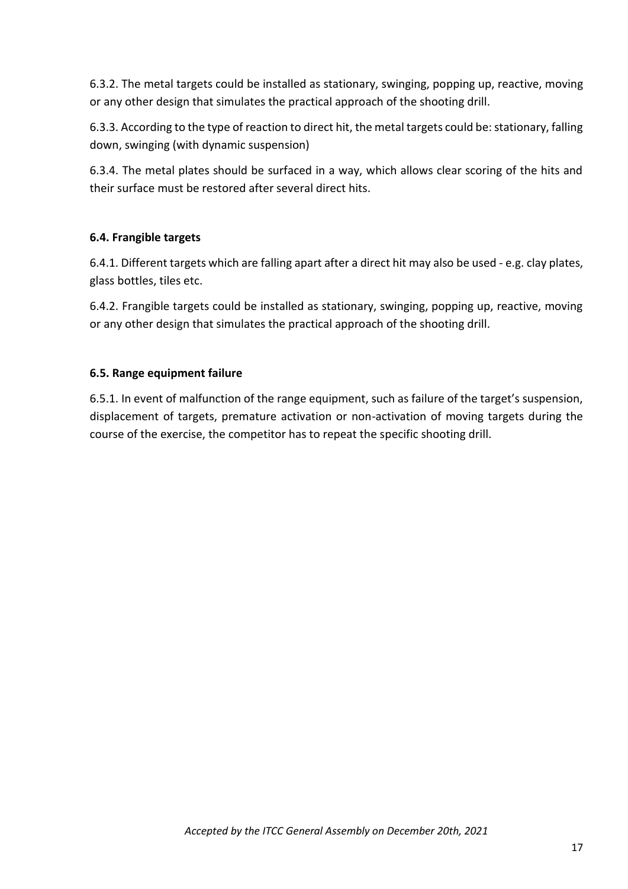6.3.2. The metal targets could be installed as stationary, swinging, popping up, reactive, moving or any other design that simulates the practical approach of the shooting drill.

6.3.3. According to the type of reaction to direct hit, the metal targets could be: stationary, falling down, swinging (with dynamic suspension)

6.3.4. The metal plates should be surfaced in a way, which allows clear scoring of the hits and their surface must be restored after several direct hits.

### 6.4. Frangible targets

6.4.1. Different targets which are falling apart after a direct hit may also be used - e.g. clay plates, glass bottles, tiles etc.

6.4.2. Frangible targets could be installed as stationary, swinging, popping up, reactive, moving or any other design that simulates the practical approach of the shooting drill.

### 6.5. Range equipment failure

6.5.1. In event of malfunction of the range equipment, such as failure of the target's suspension, displacement of targets, premature activation or non-activation of moving targets during the course of the exercise, the competitor has to repeat the specific shooting drill.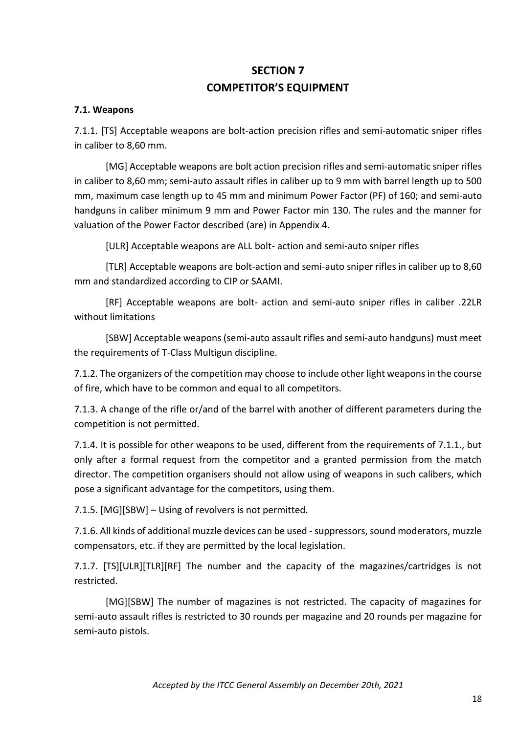# SECTION 7
# COMPETITOR'S EQUIPMENT

**7.1. Weapons**

7.1.1. [TS] Acceptable weapons are bolt-action precision rifles and semi-automatic sniper rifles in caliber to 8,60 mm.

[MG] Acceptable weapons are bolt action precision rifles and semi-automatic sniper rifles in caliber to 8,60 mm; semi-auto assault rifles in caliber up to 9 mm with barrel length up to 500 mm, maximum case length up to 45 mm and minimum Power Factor (PF) of 160; and semi-auto handguns in caliber minimum 9 mm and Power Factor min 130. The rules and the manner for valuation of the Power Factor described (are) in Appendix 4.

[ULR] Acceptable weapons are ALL bolt- action and semi-auto sniper rifles

[TLR] Acceptable weapons are bolt-action and semi-auto sniper rifles in caliber up to 8,60 mm and standardized according to CIP or SAAMI.

[RF] Acceptable weapons are bolt- action and semi-auto sniper rifles in caliber .22LR without limitations

[SBW] Acceptable weapons (semi-auto assault rifles and semi-auto handguns) must meet the requirements of T-Class Multigun discipline.

7.1.2. The organizers of the competition may choose to include other light weapons in the course of fire, which have to be common and equal to all competitors.

7.1.3. A change of the rifle or/and of the barrel with another of different parameters during the competition is not permitted.

7.1.4. It is possible for other weapons to be used, different from the requirements of 7.1.1., but only after a formal request from the competitor and a granted permission from the match director. The competition organisers should not allow using of weapons in such calibers, which pose a significant advantage for the competitors, using them.

7.1.5. [MG][SBW] – Using of revolvers is not permitted.

7.1.6. All kinds of additional muzzle devices can be used - suppressors, sound moderators, muzzle compensators, etc. if they are permitted by the local legislation.

7.1.7. [TS][ULR][TLR][RF] The number and the capacity of the magazines/cartridges is not restricted.

[MG][SBW] The number of magazines is not restricted. The capacity of magazines for semi-auto assault rifles is restricted to 30 rounds per magazine and 20 rounds per magazine for semi-auto pistols.

*Accepted by the ITCC General Assembly on December 20th, 2021*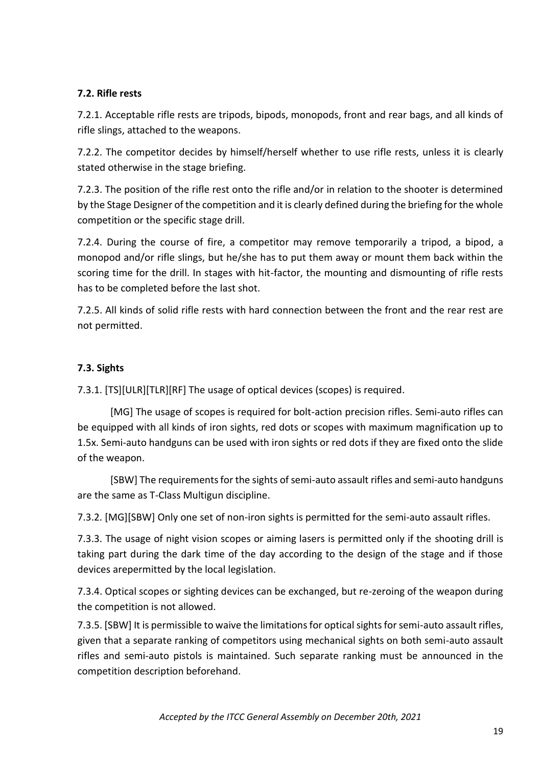### 7.2. Rifle rests

7.2.1. Acceptable rifle rests are tripods, bipods, monopods, front and rear bags, and all kinds of rifle slings, attached to the weapons.

7.2.2. The competitor decides by himself/herself whether to use rifle rests, unless it is clearly stated otherwise in the stage briefing.

7.2.3. The position of the rifle rest onto the rifle and/or in relation to the shooter is determined by the Stage Designer of the competition and it is clearly defined during the briefing for the whole competition or the specific stage drill.

7.2.4. During the course of fire, a competitor may remove temporarily a tripod, a bipod, a monopod and/or rifle slings, but he/she has to put them away or mount them back within the scoring time for the drill. In stages with hit-factor, the mounting and dismounting of rifle rests has to be completed before the last shot.

7.2.5. All kinds of solid rifle rests with hard connection between the front and the rear rest are not permitted.

### 7.3. Sights

7.3.1. [TS][ULR][TLR][RF] The usage of optical devices (scopes) is required.

[MG] The usage of scopes is required for bolt-action precision rifles. Semi-auto rifles can be equipped with all kinds of iron sights, red dots or scopes with maximum magnification up to 1.5x. Semi-auto handguns can be used with iron sights or red dots if they are fixed onto the slide of the weapon.

[SBW] The requirements for the sights of semi-auto assault rifles and semi-auto handguns are the same as T-Class Multigun discipline.

7.3.2. [MG][SBW] Only one set of non-iron sights is permitted for the semi-auto assault rifles.

7.3.3. The usage of night vision scopes or aiming lasers is permitted only if the shooting drill is taking part during the dark time of the day according to the design of the stage and if those devices arepermitted by the local legislation.

7.3.4. Optical scopes or sighting devices can be exchanged, but re-zeroing of the weapon during the competition is not allowed.

7.3.5. [SBW] It is permissible to waive the limitations for optical sights for semi-auto assault rifles, given that a separate ranking of competitors using mechanical sights on both semi-auto assault rifles and semi-auto pistols is maintained. Such separate ranking must be announced in the competition description beforehand.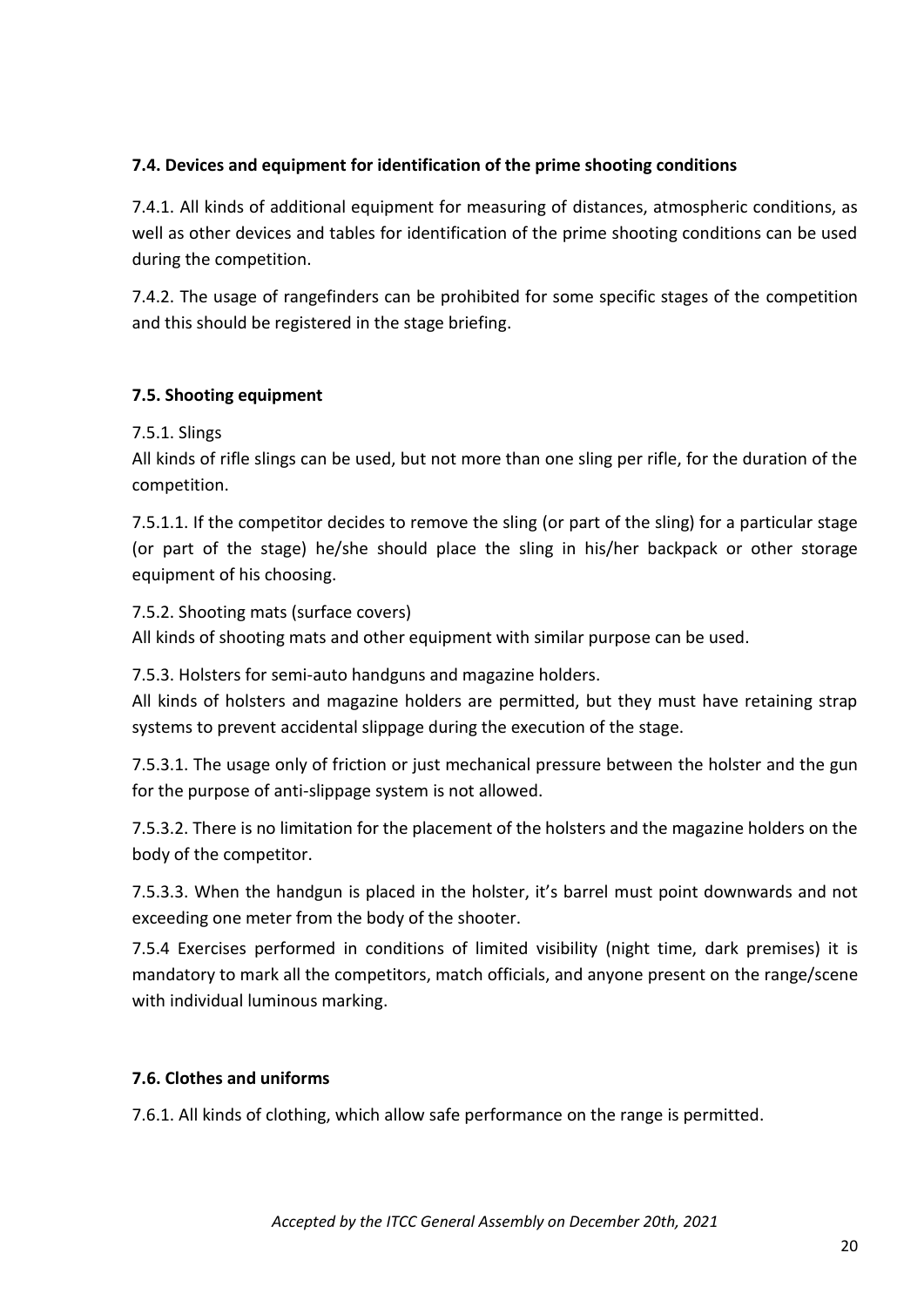### 7.4. Devices and equipment for identification of the prime shooting conditions

7.4.1. All kinds of additional equipment for measuring of distances, atmospheric conditions, as well as other devices and tables for identification of the prime shooting conditions can be used during the competition.

7.4.2. The usage of rangefinders can be prohibited for some specific stages of the competition and this should be registered in the stage briefing.

### 7.5. Shooting equipment

7.5.1. Slings
All kinds of rifle slings can be used, but not more than one sling per rifle, for the duration of the competition.

7.5.1.1. If the competitor decides to remove the sling (or part of the sling) for a particular stage (or part of the stage) he/she should place the sling in his/her backpack or other storage equipment of his choosing.

7.5.2. Shooting mats (surface covers)
All kinds of shooting mats and other equipment with similar purpose can be used.

7.5.3. Holsters for semi-auto handguns and magazine holders.
All kinds of holsters and magazine holders are permitted, but they must have retaining strap systems to prevent accidental slippage during the execution of the stage.

7.5.3.1. The usage only of friction or just mechanical pressure between the holster and the gun for the purpose of anti-slippage system is not allowed.

7.5.3.2. There is no limitation for the placement of the holsters and the magazine holders on the body of the competitor.

7.5.3.3. When the handgun is placed in the holster, it's barrel must point downwards and not exceeding one meter from the body of the shooter.

7.5.4 Exercises performed in conditions of limited visibility (night time, dark premises) it is mandatory to mark all the competitors, match officials, and anyone present on the range/scene with individual luminous marking.

### 7.6. Clothes and uniforms

7.6.1. All kinds of clothing, which allow safe performance on the range is permitted.

*Accepted by the ITCC General Assembly on December 20th, 2021*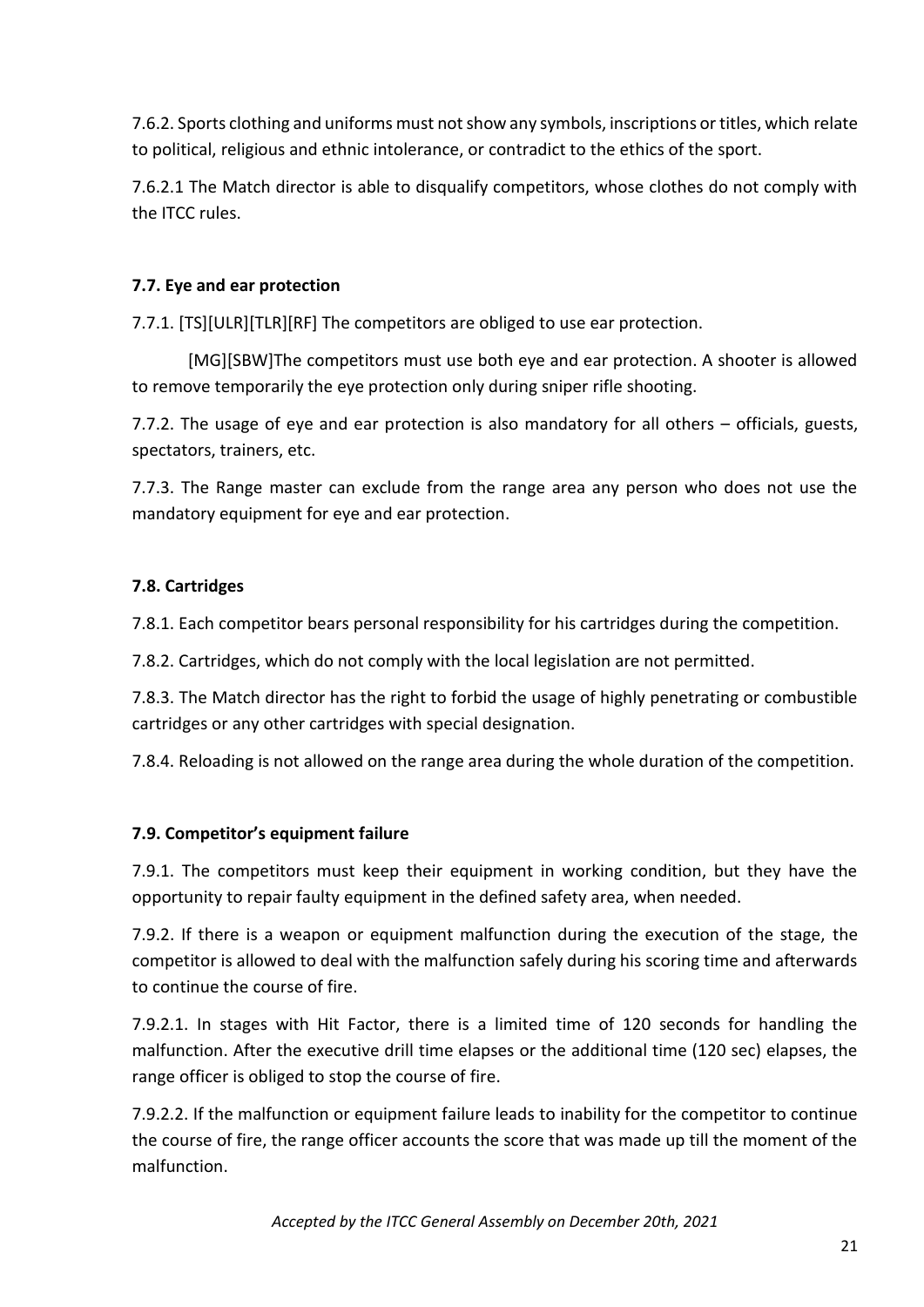7.6.2. Sports clothing and uniforms must not show any symbols, inscriptions or titles, which relate to political, religious and ethnic intolerance, or contradict to the ethics of the sport.

7.6.2.1 The Match director is able to disqualify competitors, whose clothes do not comply with the ITCC rules.

### 7.7. Eye and ear protection

7.7.1. [TS][ULR][TLR][RF] The competitors are obliged to use ear protection.

[MG][SBW]The competitors must use both eye and ear protection. A shooter is allowed to remove temporarily the eye protection only during sniper rifle shooting.

7.7.2. The usage of eye and ear protection is also mandatory for all others – officials, guests, spectators, trainers, etc.

7.7.3. The Range master can exclude from the range area any person who does not use the mandatory equipment for eye and ear protection.

### 7.8. Cartridges

7.8.1. Each competitor bears personal responsibility for his cartridges during the competition.

7.8.2. Cartridges, which do not comply with the local legislation are not permitted.

7.8.3. The Match director has the right to forbid the usage of highly penetrating or combustible cartridges or any other cartridges with special designation.

7.8.4. Reloading is not allowed on the range area during the whole duration of the competition.

### 7.9. Competitor's equipment failure

7.9.1. The competitors must keep their equipment in working condition, but they have the opportunity to repair faulty equipment in the defined safety area, when needed.

7.9.2. If there is a weapon or equipment malfunction during the execution of the stage, the competitor is allowed to deal with the malfunction safely during his scoring time and afterwards to continue the course of fire.

7.9.2.1. In stages with Hit Factor, there is a limited time of 120 seconds for handling the malfunction. After the executive drill time elapses or the additional time (120 sec) elapses, the range officer is obliged to stop the course of fire.

7.9.2.2. If the malfunction or equipment failure leads to inability for the competitor to continue the course of fire, the range officer accounts the score that was made up till the moment of the malfunction.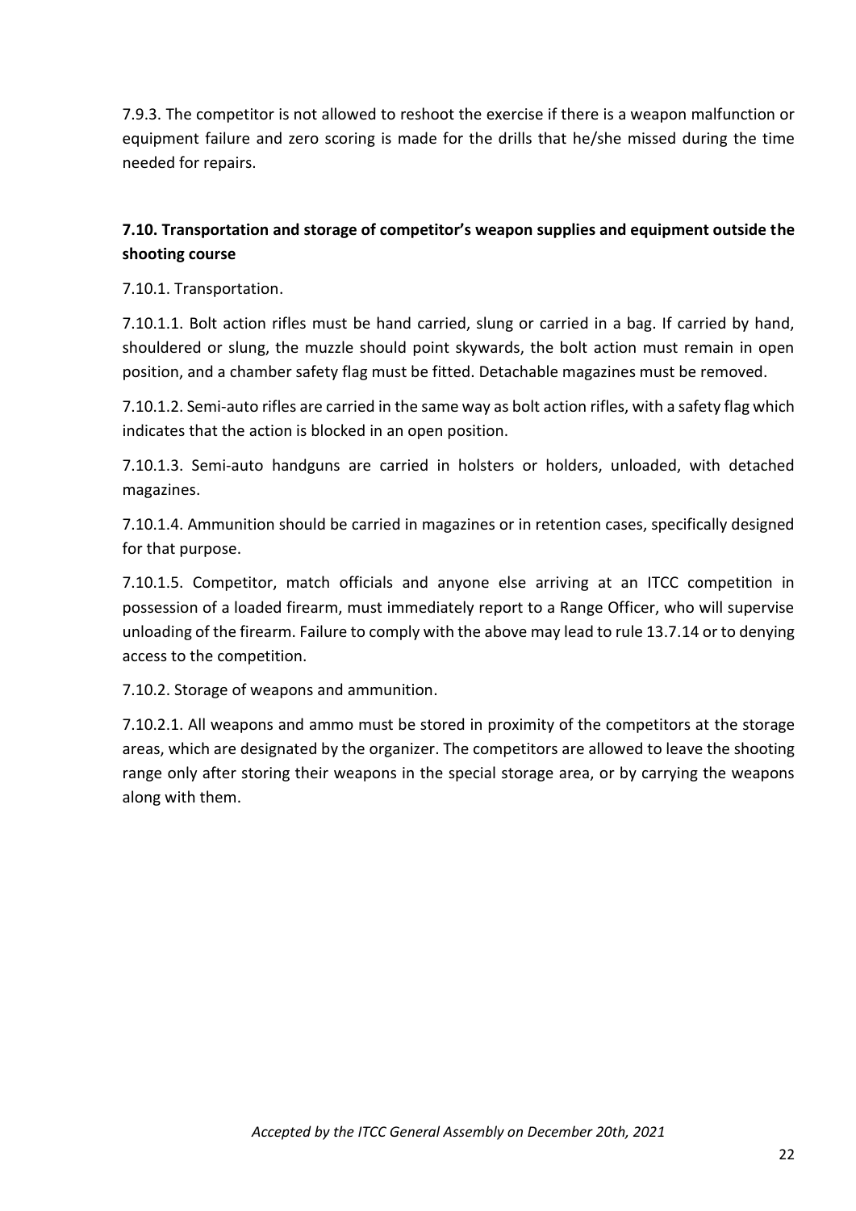7.9.3. The competitor is not allowed to reshoot the exercise if there is a weapon malfunction or equipment failure and zero scoring is made for the drills that he/she missed during the time needed for repairs.

### 7.10. Transportation and storage of competitor's weapon supplies and equipment outside the shooting course

7.10.1. Transportation.

7.10.1.1. Bolt action rifles must be hand carried, slung or carried in a bag. If carried by hand, shouldered or slung, the muzzle should point skywards, the bolt action must remain in open position, and a chamber safety flag must be fitted. Detachable magazines must be removed.

7.10.1.2. Semi-auto rifles are carried in the same way as bolt action rifles, with a safety flag which indicates that the action is blocked in an open position.

7.10.1.3. Semi-auto handguns are carried in holsters or holders, unloaded, with detached magazines.

7.10.1.4. Ammunition should be carried in magazines or in retention cases, specifically designed for that purpose.

7.10.1.5. Competitor, match officials and anyone else arriving at an ITCC competition in possession of a loaded firearm, must immediately report to a Range Officer, who will supervise unloading of the firearm. Failure to comply with the above may lead to rule 13.7.14 or to denying access to the competition.

7.10.2. Storage of weapons and ammunition.

7.10.2.1. All weapons and ammo must be stored in proximity of the competitors at the storage areas, which are designated by the organizer. The competitors are allowed to leave the shooting range only after storing their weapons in the special storage area, or by carrying the weapons along with them.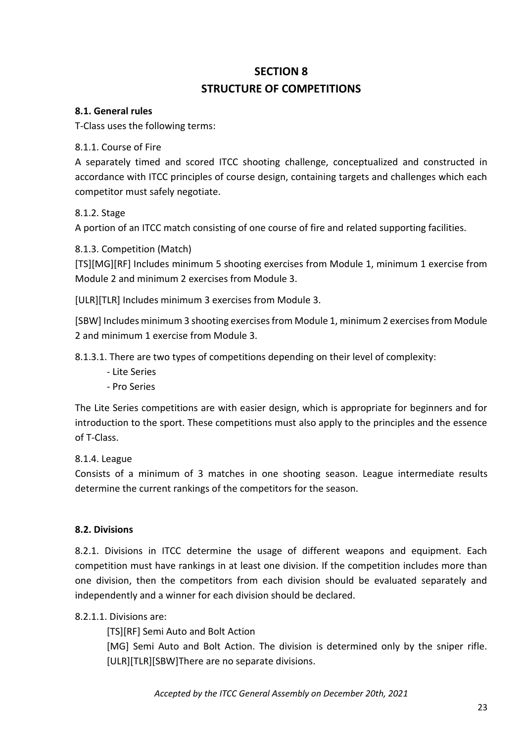# SECTION 8
# STRUCTURE OF COMPETITIONS

## 8.1. General rules

T-Class uses the following terms:

8.1.1. Course of Fire

A separately timed and scored ITCC shooting challenge, conceptualized and constructed in accordance with ITCC principles of course design, containing targets and challenges which each competitor must safely negotiate.

8.1.2. Stage

A portion of an ITCC match consisting of one course of fire and related supporting facilities.

8.1.3. Competition (Match)

[TS][MG][RF] Includes minimum 5 shooting exercises from Module 1, minimum 1 exercise from Module 2 and minimum 2 exercises from Module 3.

[ULR][TLR] Includes minimum 3 exercises from Module 3.

[SBW] Includes minimum 3 shooting exercises from Module 1, minimum 2 exercises from Module 2 and minimum 1 exercise from Module 3.

8.1.3.1. There are two types of competitions depending on their level of complexity:

- Lite Series
- Pro Series

The Lite Series competitions are with easier design, which is appropriate for beginners and for introduction to the sport. These competitions must also apply to the principles and the essence of T-Class.

8.1.4. League

Consists of a minimum of 3 matches in one shooting season. League intermediate results determine the current rankings of the competitors for the season.

## 8.2. Divisions

8.2.1. Divisions in ITCC determine the usage of different weapons and equipment. Each competition must have rankings in at least one division. If the competition includes more than one division, then the competitors from each division should be evaluated separately and independently and a winner for each division should be declared.

8.2.1.1. Divisions are:

[TS][RF] Semi Auto and Bolt Action

[MG] Semi Auto and Bolt Action. The division is determined only by the sniper rifle.

[ULR][TLR][SBW]There are no separate divisions.

*Accepted by the ITCC General Assembly on December 20th, 2021*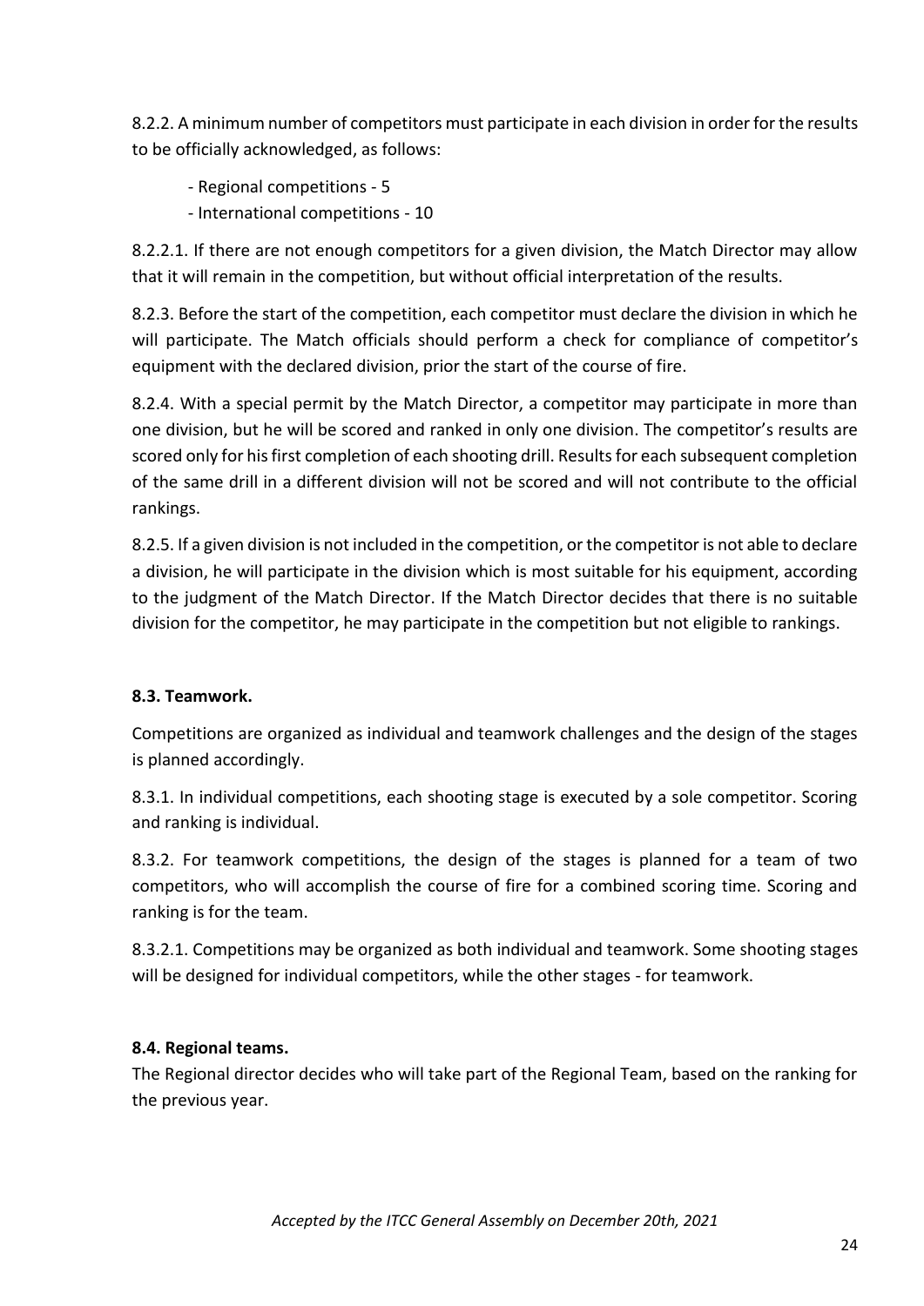8.2.2. A minimum number of competitors must participate in each division in order for the results to be officially acknowledged, as follows:

- Regional competitions - 5
- International competitions - 10

8.2.2.1. If there are not enough competitors for a given division, the Match Director may allow that it will remain in the competition, but without official interpretation of the results.

8.2.3. Before the start of the competition, each competitor must declare the division in which he will participate. The Match officials should perform a check for compliance of competitor's equipment with the declared division, prior the start of the course of fire.

8.2.4. With a special permit by the Match Director, a competitor may participate in more than one division, but he will be scored and ranked in only one division. The competitor's results are scored only for his first completion of each shooting drill. Results for each subsequent completion of the same drill in a different division will not be scored and will not contribute to the official rankings.

8.2.5. If a given division is not included in the competition, or the competitor is not able to declare a division, he will participate in the division which is most suitable for his equipment, according to the judgment of the Match Director. If the Match Director decides that there is no suitable division for the competitor, he may participate in the competition but not eligible to rankings.

**8.3. Teamwork.**

Competitions are organized as individual and teamwork challenges and the design of the stages is planned accordingly.

8.3.1. In individual competitions, each shooting stage is executed by a sole competitor. Scoring and ranking is individual.

8.3.2. For teamwork competitions, the design of the stages is planned for a team of two competitors, who will accomplish the course of fire for a combined scoring time. Scoring and ranking is for the team.

8.3.2.1. Competitions may be organized as both individual and teamwork. Some shooting stages will be designed for individual competitors, while the other stages - for teamwork.

**8.4. Regional teams.**

The Regional director decides who will take part of the Regional Team, based on the ranking for the previous year.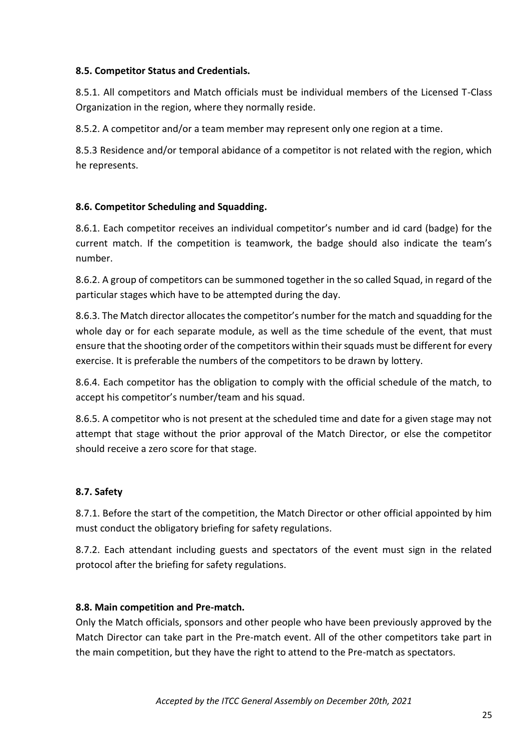### 8.5. Competitor Status and Credentials.

8.5.1. All competitors and Match officials must be individual members of the Licensed T-Class Organization in the region, where they normally reside.

8.5.2. A competitor and/or a team member may represent only one region at a time.

8.5.3 Residence and/or temporal abidance of a competitor is not related with the region, which he represents.

### 8.6. Competitor Scheduling and Squadding.

8.6.1. Each competitor receives an individual competitor's number and id card (badge) for the current match. If the competition is teamwork, the badge should also indicate the team's number.

8.6.2. A group of competitors can be summoned together in the so called Squad, in regard of the particular stages which have to be attempted during the day.

8.6.3. The Match director allocates the competitor's number for the match and squadding for the whole day or for each separate module, as well as the time schedule of the event, that must ensure that the shooting order of the competitors within their squads must be different for every exercise. It is preferable the numbers of the competitors to be drawn by lottery.

8.6.4. Each competitor has the obligation to comply with the official schedule of the match, to accept his competitor's number/team and his squad.

8.6.5. A competitor who is not present at the scheduled time and date for a given stage may not attempt that stage without the prior approval of the Match Director, or else the competitor should receive a zero score for that stage.

### 8.7. Safety

8.7.1. Before the start of the competition, the Match Director or other official appointed by him must conduct the obligatory briefing for safety regulations.

8.7.2. Each attendant including guests and spectators of the event must sign in the related protocol after the briefing for safety regulations.

### 8.8. Main competition and Pre-match.

Only the Match officials, sponsors and other people who have been previously approved by the Match Director can take part in the Pre-match event. All of the other competitors take part in the main competition, but they have the right to attend to the Pre-match as spectators.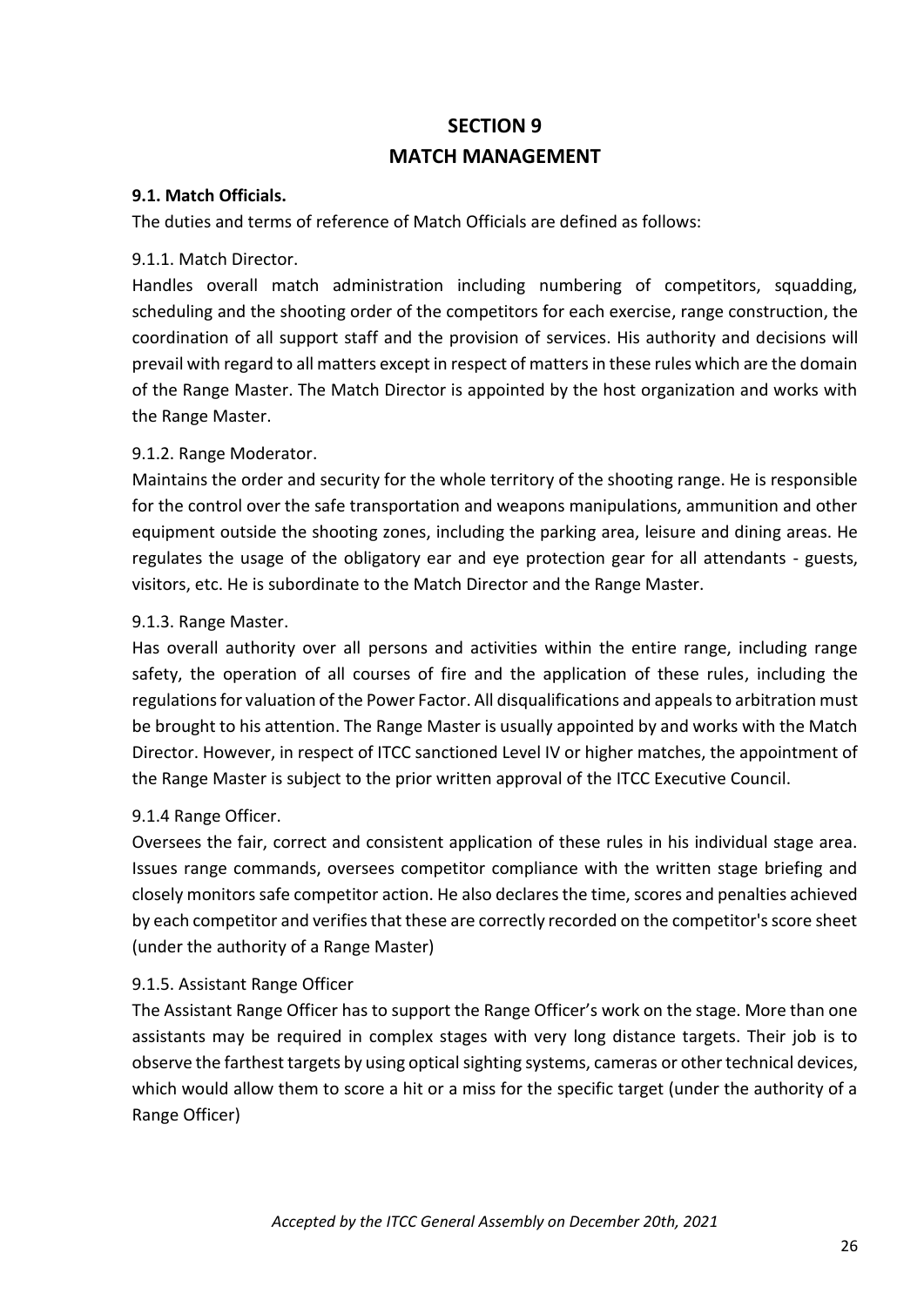# SECTION 9
# MATCH MANAGEMENT

**9.1. Match Officials.**

The duties and terms of reference of Match Officials are defined as follows:

9.1.1. Match Director.

Handles overall match administration including numbering of competitors, squadding, scheduling and the shooting order of the competitors for each exercise, range construction, the coordination of all support staff and the provision of services. His authority and decisions will prevail with regard to all matters except in respect of matters in these rules which are the domain of the Range Master. The Match Director is appointed by the host organization and works with the Range Master.

9.1.2. Range Moderator.

Maintains the order and security for the whole territory of the shooting range. He is responsible for the control over the safe transportation and weapons manipulations, ammunition and other equipment outside the shooting zones, including the parking area, leisure and dining areas. He regulates the usage of the obligatory ear and eye protection gear for all attendants - guests, visitors, etc. He is subordinate to the Match Director and the Range Master.

9.1.3. Range Master.

Has overall authority over all persons and activities within the entire range, including range safety, the operation of all courses of fire and the application of these rules, including the regulations for valuation of the Power Factor. All disqualifications and appeals to arbitration must be brought to his attention. The Range Master is usually appointed by and works with the Match Director. However, in respect of ITCC sanctioned Level IV or higher matches, the appointment of the Range Master is subject to the prior written approval of the ITCC Executive Council.

9.1.4 Range Officer.

Oversees the fair, correct and consistent application of these rules in his individual stage area. Issues range commands, oversees competitor compliance with the written stage briefing and closely monitors safe competitor action. He also declares the time, scores and penalties achieved by each competitor and verifies that these are correctly recorded on the competitor's score sheet (under the authority of a Range Master)

9.1.5. Assistant Range Officer

The Assistant Range Officer has to support the Range Officer's work on the stage. More than one assistants may be required in complex stages with very long distance targets. Their job is to observe the farthest targets by using optical sighting systems, cameras or other technical devices, which would allow them to score a hit or a miss for the specific target (under the authority of a Range Officer)

*Accepted by the ITCC General Assembly on December 20th, 2021*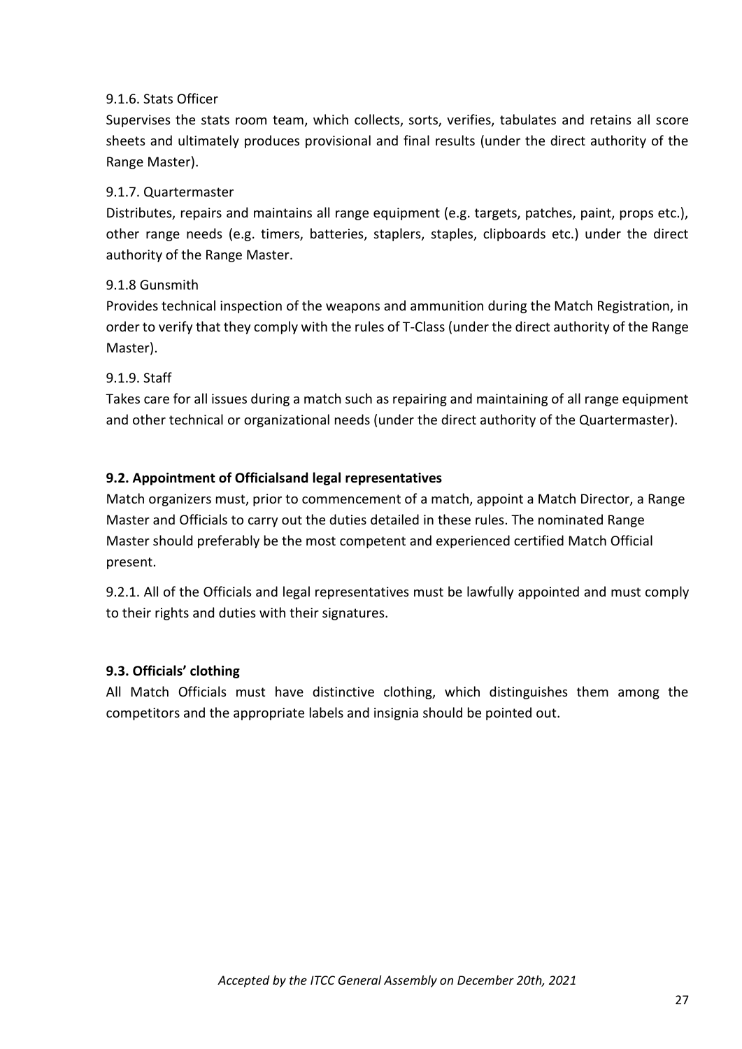9.1.6. Stats Officer

Supervises the stats room team, which collects, sorts, verifies, tabulates and retains all score sheets and ultimately produces provisional and final results (under the direct authority of the Range Master).

9.1.7. Quartermaster

Distributes, repairs and maintains all range equipment (e.g. targets, patches, paint, props etc.), other range needs (e.g. timers, batteries, staplers, staples, clipboards etc.) under the direct authority of the Range Master.

9.1.8 Gunsmith

Provides technical inspection of the weapons and ammunition during the Match Registration, in order to verify that they comply with the rules of T-Class (under the direct authority of the Range Master).

9.1.9. Staff

Takes care for all issues during a match such as repairing and maintaining of all range equipment and other technical or organizational needs (under the direct authority of the Quartermaster).

**9.2. Appointment of Officialsand legal representatives**

Match organizers must, prior to commencement of a match, appoint a Match Director, a Range Master and Officials to carry out the duties detailed in these rules. The nominated Range Master should preferably be the most competent and experienced certified Match Official present.

9.2.1. All of the Officials and legal representatives must be lawfully appointed and must comply to their rights and duties with their signatures.

**9.3. Officials' clothing**

All Match Officials must have distinctive clothing, which distinguishes them among the competitors and the appropriate labels and insignia should be pointed out.

*Accepted by the ITCC General Assembly on December 20th, 2021*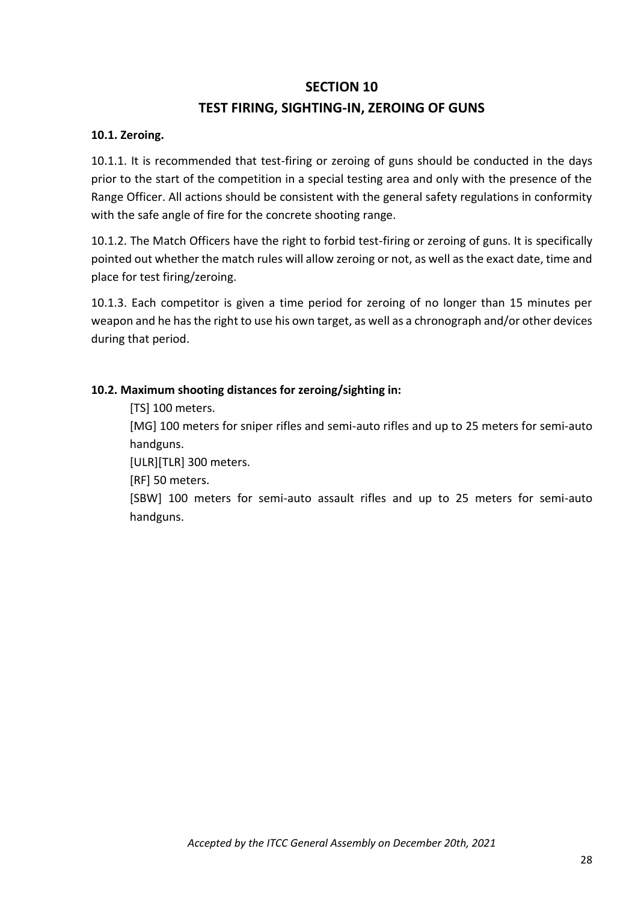# SECTION 10
# TEST FIRING, SIGHTING-IN, ZEROING OF GUNS

**10.1. Zeroing.**

10.1.1. It is recommended that test-firing or zeroing of guns should be conducted in the days prior to the start of the competition in a special testing area and only with the presence of the Range Officer. All actions should be consistent with the general safety regulations in conformity with the safe angle of fire for the concrete shooting range.

10.1.2. The Match Officers have the right to forbid test-firing or zeroing of guns. It is specifically pointed out whether the match rules will allow zeroing or not, as well as the exact date, time and place for test firing/zeroing.

10.1.3. Each competitor is given a time period for zeroing of no longer than 15 minutes per weapon and he has the right to use his own target, as well as a chronograph and/or other devices during that period.

**10.2. Maximum shooting distances for zeroing/sighting in:**

[TS] 100 meters.

[MG] 100 meters for sniper rifles and semi-auto rifles and up to 25 meters for semi-auto handguns.

[ULR][TLR] 300 meters.

[RF] 50 meters.

[SBW] 100 meters for semi-auto assault rifles and up to 25 meters for semi-auto handguns.

*Accepted by the ITCC General Assembly on December 20th, 2021*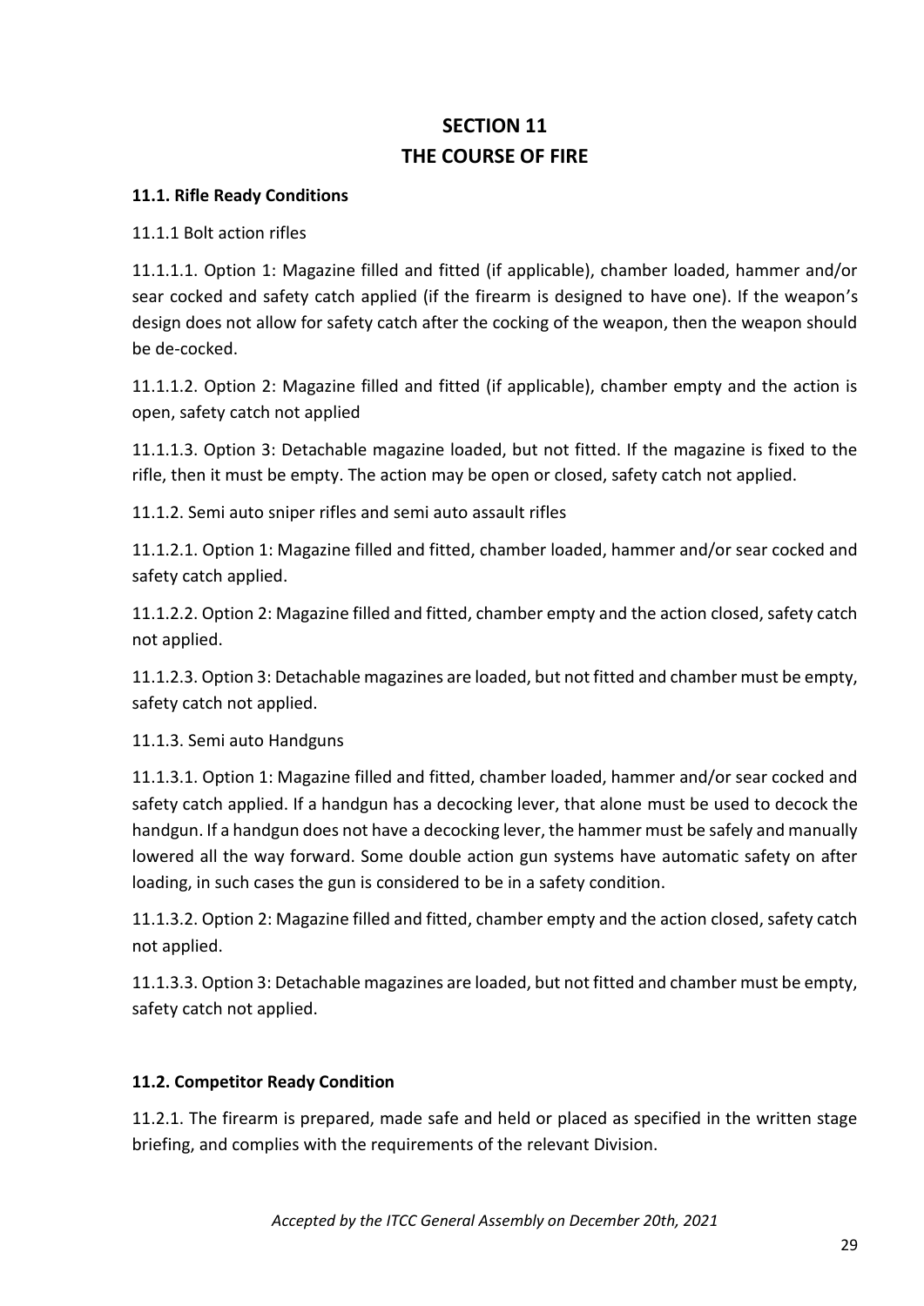# SECTION 11
# THE COURSE OF FIRE

**11.1. Rifle Ready Conditions**

11.1.1 Bolt action rifles

11.1.1.1. Option 1: Magazine filled and fitted (if applicable), chamber loaded, hammer and/or sear cocked and safety catch applied (if the firearm is designed to have one). If the weapon's design does not allow for safety catch after the cocking of the weapon, then the weapon should be de-cocked.

11.1.1.2. Option 2: Magazine filled and fitted (if applicable), chamber empty and the action is open, safety catch not applied

11.1.1.3. Option 3: Detachable magazine loaded, but not fitted. If the magazine is fixed to the rifle, then it must be empty. The action may be open or closed, safety catch not applied.

11.1.2. Semi auto sniper rifles and semi auto assault rifles

11.1.2.1. Option 1: Magazine filled and fitted, chamber loaded, hammer and/or sear cocked and safety catch applied.

11.1.2.2. Option 2: Magazine filled and fitted, chamber empty and the action closed, safety catch not applied.

11.1.2.3. Option 3: Detachable magazines are loaded, but not fitted and chamber must be empty, safety catch not applied.

11.1.3. Semi auto Handguns

11.1.3.1. Option 1: Magazine filled and fitted, chamber loaded, hammer and/or sear cocked and safety catch applied. If a handgun has a decocking lever, that alone must be used to decock the handgun. If a handgun does not have a decocking lever, the hammer must be safely and manually lowered all the way forward. Some double action gun systems have automatic safety on after loading, in such cases the gun is considered to be in a safety condition.

11.1.3.2. Option 2: Magazine filled and fitted, chamber empty and the action closed, safety catch not applied.

11.1.3.3. Option 3: Detachable magazines are loaded, but not fitted and chamber must be empty, safety catch not applied.

**11.2. Competitor Ready Condition**

11.2.1. The firearm is prepared, made safe and held or placed as specified in the written stage briefing, and complies with the requirements of the relevant Division.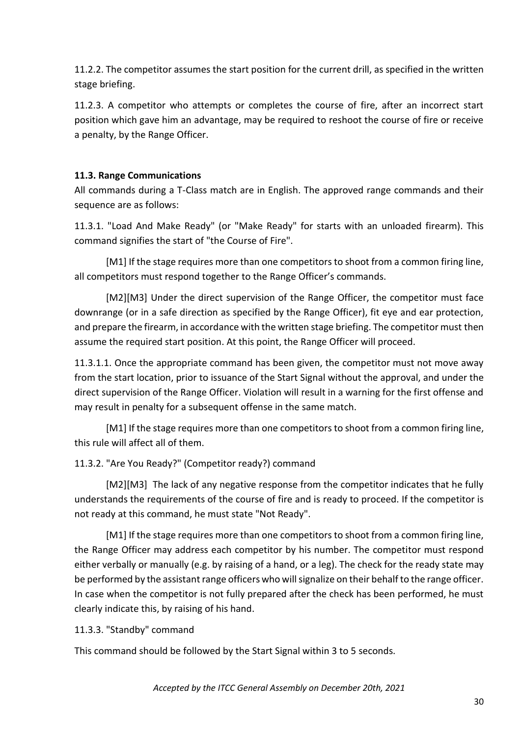11.2.2. The competitor assumes the start position for the current drill, as specified in the written stage briefing.

11.2.3. A competitor who attempts or completes the course of fire, after an incorrect start position which gave him an advantage, may be required to reshoot the course of fire or receive a penalty, by the Range Officer.

**11.3. Range Communications**

All commands during a T-Class match are in English. The approved range commands and their sequence are as follows:

11.3.1. "Load And Make Ready" (or "Make Ready" for starts with an unloaded firearm). This command signifies the start of "the Course of Fire".

[M1] If the stage requires more than one competitors to shoot from a common firing line, all competitors must respond together to the Range Officer's commands.

[M2][M3] Under the direct supervision of the Range Officer, the competitor must face downrange (or in a safe direction as specified by the Range Officer), fit eye and ear protection, and prepare the firearm, in accordance with the written stage briefing. The competitor must then assume the required start position. At this point, the Range Officer will proceed.

11.3.1.1. Once the appropriate command has been given, the competitor must not move away from the start location, prior to issuance of the Start Signal without the approval, and under the direct supervision of the Range Officer. Violation will result in a warning for the first offense and may result in penalty for a subsequent offense in the same match.

[M1] If the stage requires more than one competitors to shoot from a common firing line, this rule will affect all of them.

11.3.2. "Are You Ready?" (Competitor ready?) command

[M2][M3] The lack of any negative response from the competitor indicates that he fully understands the requirements of the course of fire and is ready to proceed. If the competitor is not ready at this command, he must state "Not Ready".

[M1] If the stage requires more than one competitors to shoot from a common firing line, the Range Officer may address each competitor by his number. The competitor must respond either verbally or manually (e.g. by raising of a hand, or a leg). The check for the ready state may be performed by the assistant range officers who will signalize on their behalf to the range officer. In case when the competitor is not fully prepared after the check has been performed, he must clearly indicate this, by raising of his hand.

11.3.3. "Standby" command

This command should be followed by the Start Signal within 3 to 5 seconds.

*Accepted by the ITCC General Assembly on December 20th, 2021*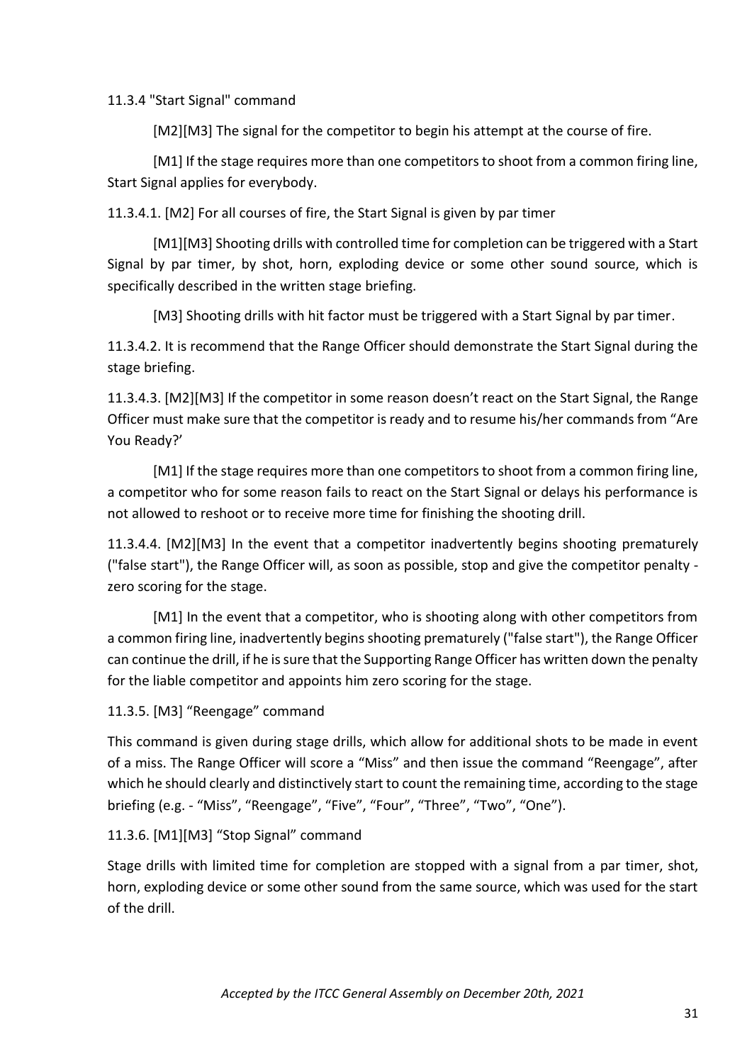11.3.4 "Start Signal" command

[M2][M3] The signal for the competitor to begin his attempt at the course of fire.

[M1] If the stage requires more than one competitors to shoot from a common firing line, Start Signal applies for everybody.

11.3.4.1. [M2] For all courses of fire, the Start Signal is given by par timer

[M1][M3] Shooting drills with controlled time for completion can be triggered with a Start Signal by par timer, by shot, horn, exploding device or some other sound source, which is specifically described in the written stage briefing.

[M3] Shooting drills with hit factor must be triggered with a Start Signal by par timer.

11.3.4.2. It is recommend that the Range Officer should demonstrate the Start Signal during the stage briefing.

11.3.4.3. [M2][M3] If the competitor in some reason doesn't react on the Start Signal, the Range Officer must make sure that the competitor is ready and to resume his/her commands from "Are You Ready?'

[M1] If the stage requires more than one competitors to shoot from a common firing line, a competitor who for some reason fails to react on the Start Signal or delays his performance is not allowed to reshoot or to receive more time for finishing the shooting drill.

11.3.4.4. [M2][M3] In the event that a competitor inadvertently begins shooting prematurely ("false start"), the Range Officer will, as soon as possible, stop and give the competitor penalty - zero scoring for the stage.

[M1] In the event that a competitor, who is shooting along with other competitors from a common firing line, inadvertently begins shooting prematurely ("false start"), the Range Officer can continue the drill, if he is sure that the Supporting Range Officer has written down the penalty for the liable competitor and appoints him zero scoring for the stage.

11.3.5. [M3] "Reengage" command

This command is given during stage drills, which allow for additional shots to be made in event of a miss. The Range Officer will score a "Miss" and then issue the command "Reengage", after which he should clearly and distinctively start to count the remaining time, according to the stage briefing (e.g. - "Miss", "Reengage", "Five", "Four", "Three", "Two", "One").

11.3.6. [M1][M3] "Stop Signal" command

Stage drills with limited time for completion are stopped with a signal from a par timer, shot, horn, exploding device or some other sound from the same source, which was used for the start of the drill.

*Accepted by the ITCC General Assembly on December 20th, 2021*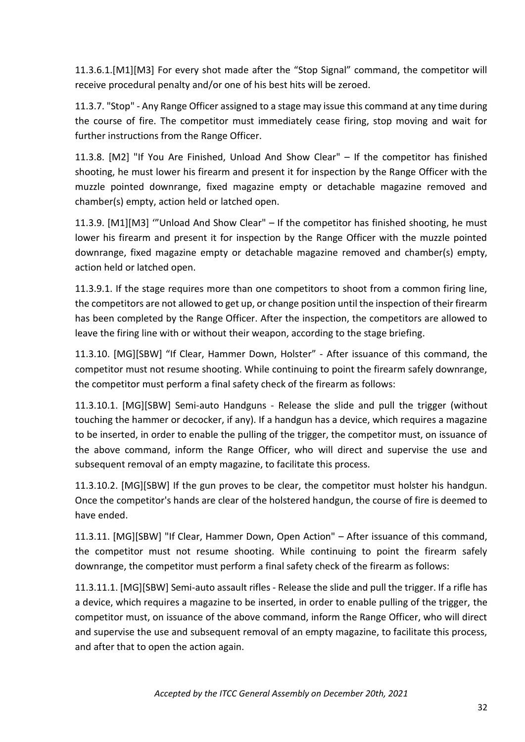11.3.6.1.[M1][M3] For every shot made after the “Stop Signal” command, the competitor will receive procedural penalty and/or one of his best hits will be zeroed.

11.3.7. "Stop" - Any Range Officer assigned to a stage may issue this command at any time during the course of fire. The competitor must immediately cease firing, stop moving and wait for further instructions from the Range Officer.

11.3.8. [M2] "If You Are Finished, Unload And Show Clear" – If the competitor has finished shooting, he must lower his firearm and present it for inspection by the Range Officer with the muzzle pointed downrange, fixed magazine empty or detachable magazine removed and chamber(s) empty, action held or latched open.

11.3.9. [M1][M3] “"Unload And Show Clear" – If the competitor has finished shooting, he must lower his firearm and present it for inspection by the Range Officer with the muzzle pointed downrange, fixed magazine empty or detachable magazine removed and chamber(s) empty, action held or latched open.

11.3.9.1. If the stage requires more than one competitors to shoot from a common firing line, the competitors are not allowed to get up, or change position until the inspection of their firearm has been completed by the Range Officer. After the inspection, the competitors are allowed to leave the firing line with or without their weapon, according to the stage briefing.

11.3.10. [MG][SBW] “If Clear, Hammer Down, Holster” - After issuance of this command, the competitor must not resume shooting. While continuing to point the firearm safely downrange, the competitor must perform a final safety check of the firearm as follows:

11.3.10.1. [MG][SBW] Semi-auto Handguns - Release the slide and pull the trigger (without touching the hammer or decocker, if any). If a handgun has a device, which requires a magazine to be inserted, in order to enable the pulling of the trigger, the competitor must, on issuance of the above command, inform the Range Officer, who will direct and supervise the use and subsequent removal of an empty magazine, to facilitate this process.

11.3.10.2. [MG][SBW] If the gun proves to be clear, the competitor must holster his handgun. Once the competitor's hands are clear of the holstered handgun, the course of fire is deemed to have ended.

11.3.11. [MG][SBW] "If Clear, Hammer Down, Open Action" – After issuance of this command, the competitor must not resume shooting. While continuing to point the firearm safely downrange, the competitor must perform a final safety check of the firearm as follows:

11.3.11.1. [MG][SBW] Semi-auto assault rifles - Release the slide and pull the trigger. If a rifle has a device, which requires a magazine to be inserted, in order to enable pulling of the trigger, the competitor must, on issuance of the above command, inform the Range Officer, who will direct and supervise the use and subsequent removal of an empty magazine, to facilitate this process, and after that to open the action again.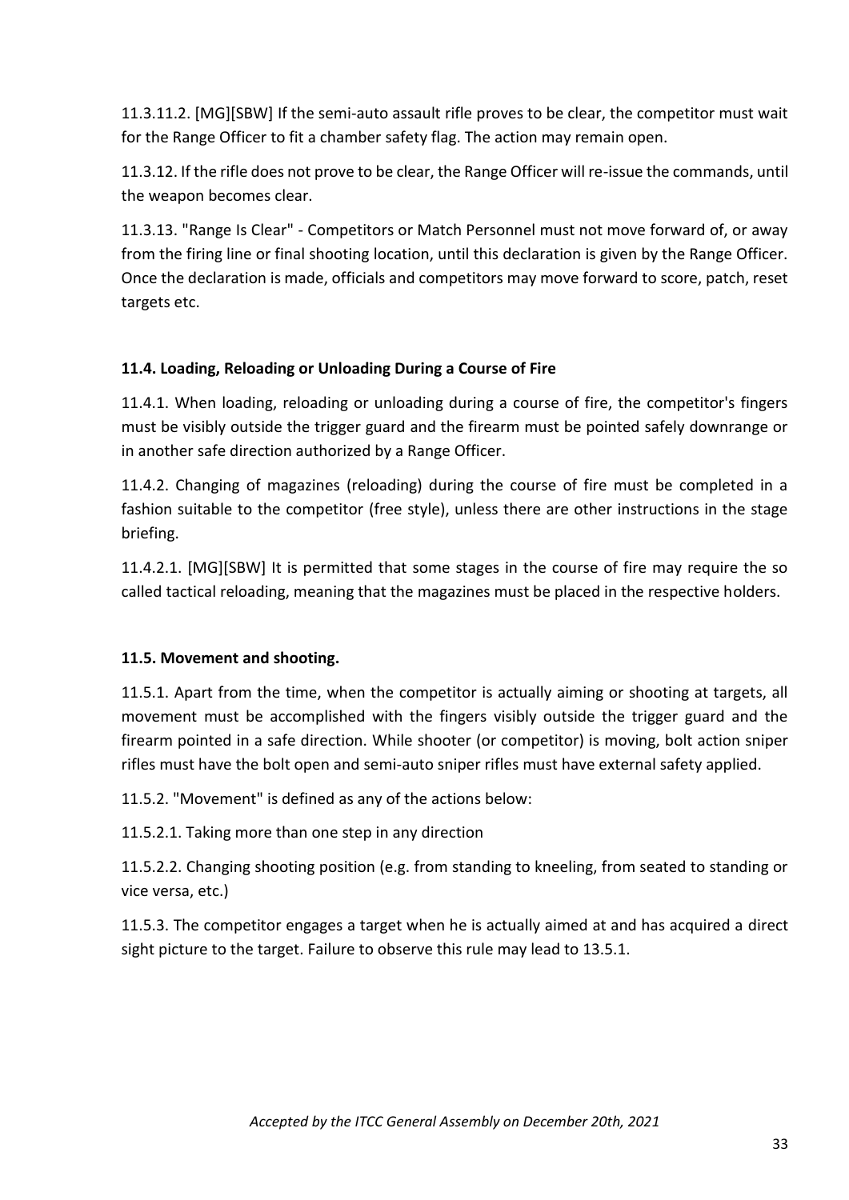11.3.11.2. [MG][SBW] If the semi-auto assault rifle proves to be clear, the competitor must wait for the Range Officer to fit a chamber safety flag. The action may remain open.

11.3.12. If the rifle does not prove to be clear, the Range Officer will re-issue the commands, until the weapon becomes clear.

11.3.13. "Range Is Clear" - Competitors or Match Personnel must not move forward of, or away from the firing line or final shooting location, until this declaration is given by the Range Officer. Once the declaration is made, officials and competitors may move forward to score, patch, reset targets etc.

**11.4. Loading, Reloading or Unloading During a Course of Fire**

11.4.1. When loading, reloading or unloading during a course of fire, the competitor's fingers must be visibly outside the trigger guard and the firearm must be pointed safely downrange or in another safe direction authorized by a Range Officer.

11.4.2. Changing of magazines (reloading) during the course of fire must be completed in a fashion suitable to the competitor (free style), unless there are other instructions in the stage briefing.

11.4.2.1. [MG][SBW] It is permitted that some stages in the course of fire may require the so called tactical reloading, meaning that the magazines must be placed in the respective holders.

**11.5. Movement and shooting.**

11.5.1. Apart from the time, when the competitor is actually aiming or shooting at targets, all movement must be accomplished with the fingers visibly outside the trigger guard and the firearm pointed in a safe direction. While shooter (or competitor) is moving, bolt action sniper rifles must have the bolt open and semi-auto sniper rifles must have external safety applied.

11.5.2. "Movement" is defined as any of the actions below:

11.5.2.1. Taking more than one step in any direction

11.5.2.2. Changing shooting position (e.g. from standing to kneeling, from seated to standing or vice versa, etc.)

11.5.3. The competitor engages a target when he is actually aimed at and has acquired a direct sight picture to the target. Failure to observe this rule may lead to 13.5.1.

*Accepted by the ITCC General Assembly on December 20th, 2021*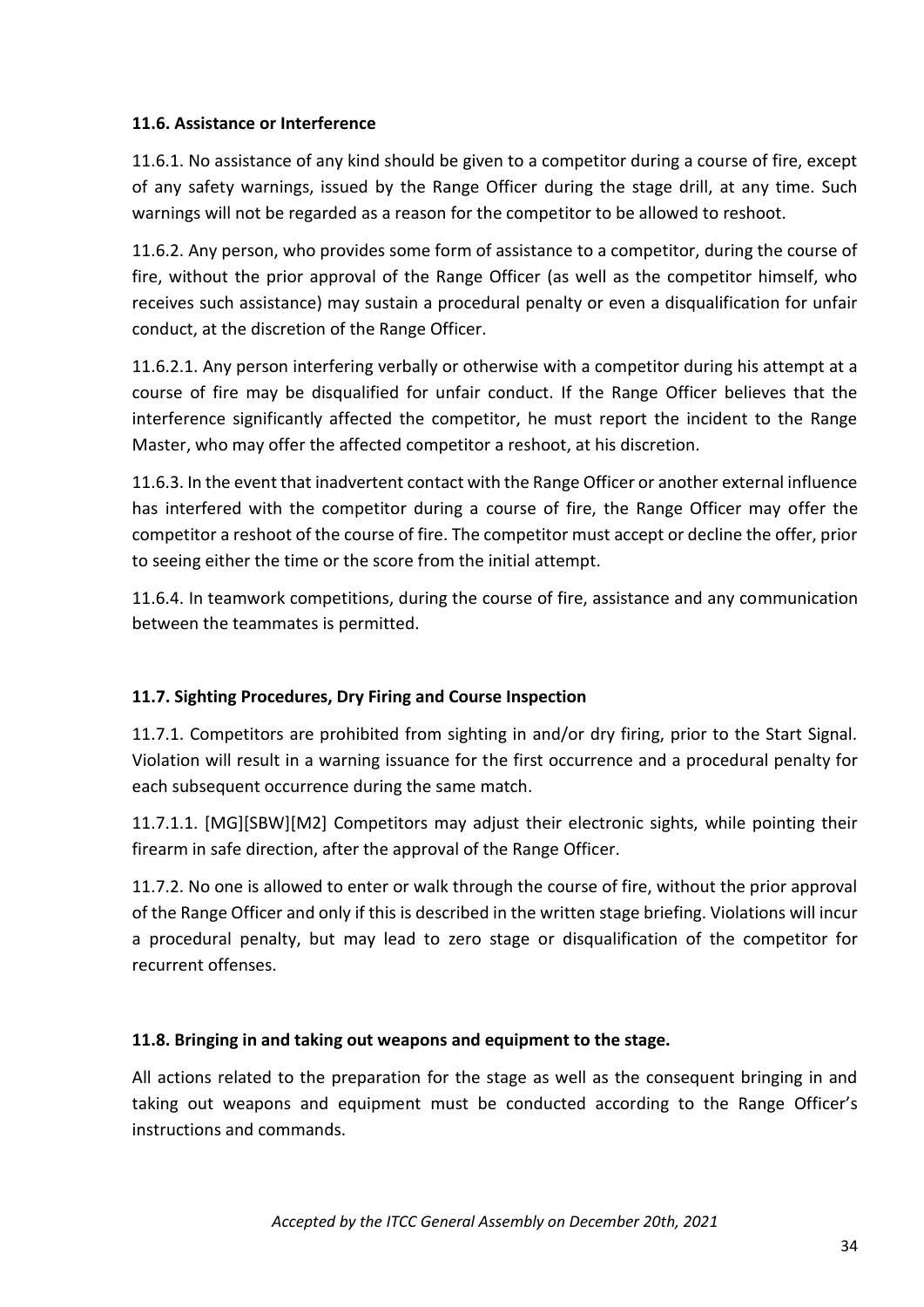### 11.6. Assistance or Interference

11.6.1. No assistance of any kind should be given to a competitor during a course of fire, except of any safety warnings, issued by the Range Officer during the stage drill, at any time. Such warnings will not be regarded as a reason for the competitor to be allowed to reshoot.

11.6.2. Any person, who provides some form of assistance to a competitor, during the course of fire, without the prior approval of the Range Officer (as well as the competitor himself, who receives such assistance) may sustain a procedural penalty or even a disqualification for unfair conduct, at the discretion of the Range Officer.

11.6.2.1. Any person interfering verbally or otherwise with a competitor during his attempt at a course of fire may be disqualified for unfair conduct. If the Range Officer believes that the interference significantly affected the competitor, he must report the incident to the Range Master, who may offer the affected competitor a reshoot, at his discretion.

11.6.3. In the event that inadvertent contact with the Range Officer or another external influence has interfered with the competitor during a course of fire, the Range Officer may offer the competitor a reshoot of the course of fire. The competitor must accept or decline the offer, prior to seeing either the time or the score from the initial attempt.

11.6.4. In teamwork competitions, during the course of fire, assistance and any communication between the teammates is permitted.

### 11.7. Sighting Procedures, Dry Firing and Course Inspection

11.7.1. Competitors are prohibited from sighting in and/or dry firing, prior to the Start Signal. Violation will result in a warning issuance for the first occurrence and a procedural penalty for each subsequent occurrence during the same match.

11.7.1.1. [MG][SBW][M2] Competitors may adjust their electronic sights, while pointing their firearm in safe direction, after the approval of the Range Officer.

11.7.2. No one is allowed to enter or walk through the course of fire, without the prior approval of the Range Officer and only if this is described in the written stage briefing. Violations will incur a procedural penalty, but may lead to zero stage or disqualification of the competitor for recurrent offenses.

### 11.8. Bringing in and taking out weapons and equipment to the stage.

All actions related to the preparation for the stage as well as the consequent bringing in and taking out weapons and equipment must be conducted according to the Range Officer's instructions and commands.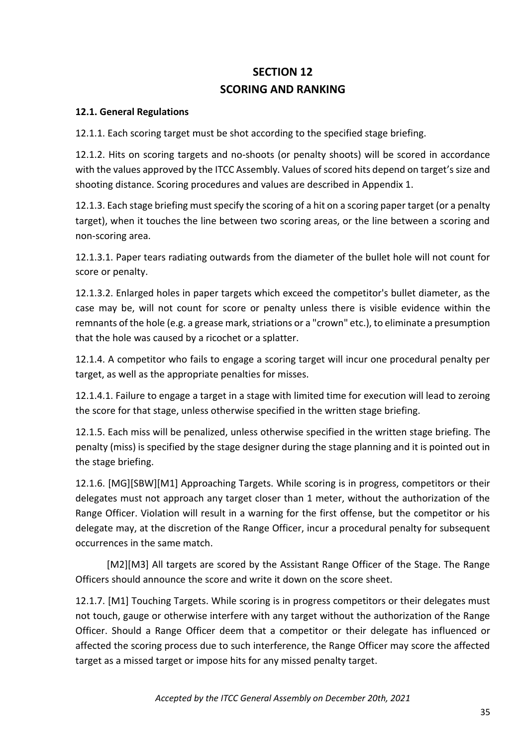# SECTION 12
# SCORING AND RANKING

**12.1. General Regulations**

12.1.1. Each scoring target must be shot according to the specified stage briefing.

12.1.2. Hits on scoring targets and no-shoots (or penalty shoots) will be scored in accordance with the values approved by the ITCC Assembly. Values of scored hits depend on target's size and shooting distance. Scoring procedures and values are described in Appendix 1.

12.1.3. Each stage briefing must specify the scoring of a hit on a scoring paper target (or a penalty target), when it touches the line between two scoring areas, or the line between a scoring and non-scoring area.

12.1.3.1. Paper tears radiating outwards from the diameter of the bullet hole will not count for score or penalty.

12.1.3.2. Enlarged holes in paper targets which exceed the competitor's bullet diameter, as the case may be, will not count for score or penalty unless there is visible evidence within the remnants of the hole (e.g. a grease mark, striations or a "crown" etc.), to eliminate a presumption that the hole was caused by a ricochet or a splatter.

12.1.4. A competitor who fails to engage a scoring target will incur one procedural penalty per target, as well as the appropriate penalties for misses.

12.1.4.1. Failure to engage a target in a stage with limited time for execution will lead to zeroing the score for that stage, unless otherwise specified in the written stage briefing.

12.1.5. Each miss will be penalized, unless otherwise specified in the written stage briefing. The penalty (miss) is specified by the stage designer during the stage planning and it is pointed out in the stage briefing.

12.1.6. [MG][SBW][M1] Approaching Targets. While scoring is in progress, competitors or their delegates must not approach any target closer than 1 meter, without the authorization of the Range Officer. Violation will result in a warning for the first offense, but the competitor or his delegate may, at the discretion of the Range Officer, incur a procedural penalty for subsequent occurrences in the same match.

[M2][M3] All targets are scored by the Assistant Range Officer of the Stage. The Range Officers should announce the score and write it down on the score sheet.

12.1.7. [M1] Touching Targets. While scoring is in progress competitors or their delegates must not touch, gauge or otherwise interfere with any target without the authorization of the Range Officer. Should a Range Officer deem that a competitor or their delegate has influenced or affected the scoring process due to such interference, the Range Officer may score the affected target as a missed target or impose hits for any missed penalty target.

*Accepted by the ITCC General Assembly on December 20th, 2021*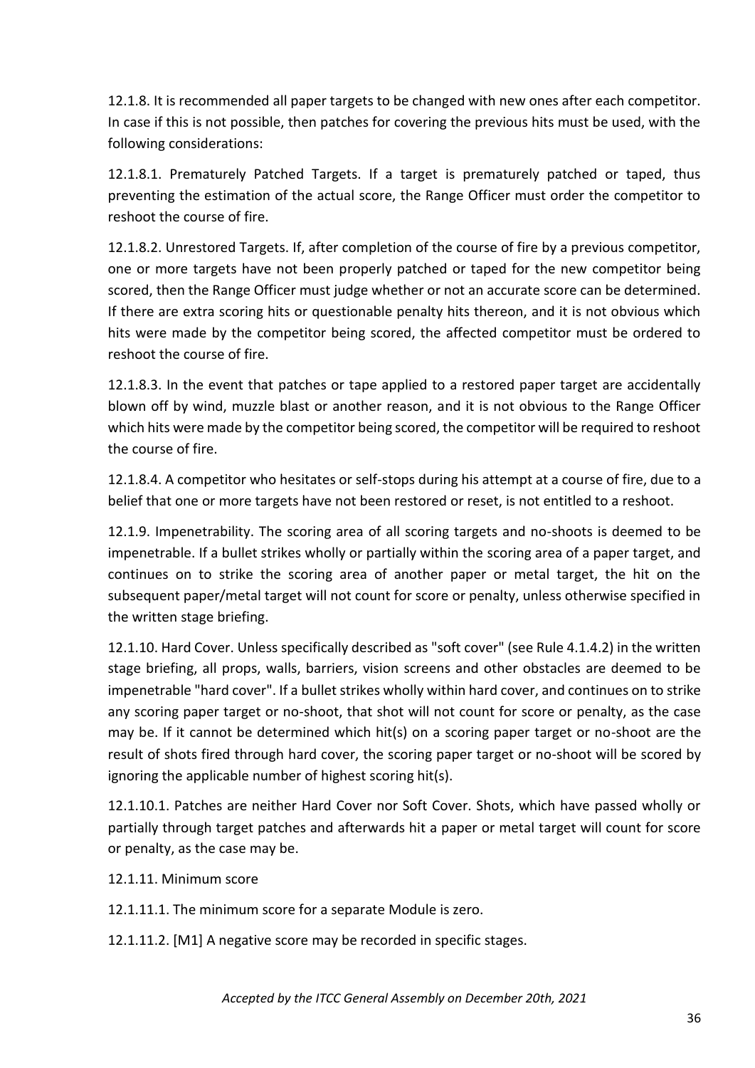12.1.8. It is recommended all paper targets to be changed with new ones after each competitor. In case if this is not possible, then patches for covering the previous hits must be used, with the following considerations:

12.1.8.1. Prematurely Patched Targets. If a target is prematurely patched or taped, thus preventing the estimation of the actual score, the Range Officer must order the competitor to reshoot the course of fire.

12.1.8.2. Unrestored Targets. If, after completion of the course of fire by a previous competitor, one or more targets have not been properly patched or taped for the new competitor being scored, then the Range Officer must judge whether or not an accurate score can be determined. If there are extra scoring hits or questionable penalty hits thereon, and it is not obvious which hits were made by the competitor being scored, the affected competitor must be ordered to reshoot the course of fire.

12.1.8.3. In the event that patches or tape applied to a restored paper target are accidentally blown off by wind, muzzle blast or another reason, and it is not obvious to the Range Officer which hits were made by the competitor being scored, the competitor will be required to reshoot the course of fire.

12.1.8.4. A competitor who hesitates or self-stops during his attempt at a course of fire, due to a belief that one or more targets have not been restored or reset, is not entitled to a reshoot.

12.1.9. Impenetrability. The scoring area of all scoring targets and no-shoots is deemed to be impenetrable. If a bullet strikes wholly or partially within the scoring area of a paper target, and continues on to strike the scoring area of another paper or metal target, the hit on the subsequent paper/metal target will not count for score or penalty, unless otherwise specified in the written stage briefing.

12.1.10. Hard Cover. Unless specifically described as "soft cover" (see Rule 4.1.4.2) in the written stage briefing, all props, walls, barriers, vision screens and other obstacles are deemed to be impenetrable "hard cover". If a bullet strikes wholly within hard cover, and continues on to strike any scoring paper target or no-shoot, that shot will not count for score or penalty, as the case may be. If it cannot be determined which hit(s) on a scoring paper target or no-shoot are the result of shots fired through hard cover, the scoring paper target or no-shoot will be scored by ignoring the applicable number of highest scoring hit(s).

12.1.10.1. Patches are neither Hard Cover nor Soft Cover. Shots, which have passed wholly or partially through target patches and afterwards hit a paper or metal target will count for score or penalty, as the case may be.

12.1.11. Minimum score

12.1.11.1. The minimum score for a separate Module is zero.

12.1.11.2. [M1] A negative score may be recorded in specific stages.

*Accepted by the ITCC General Assembly on December 20th, 2021*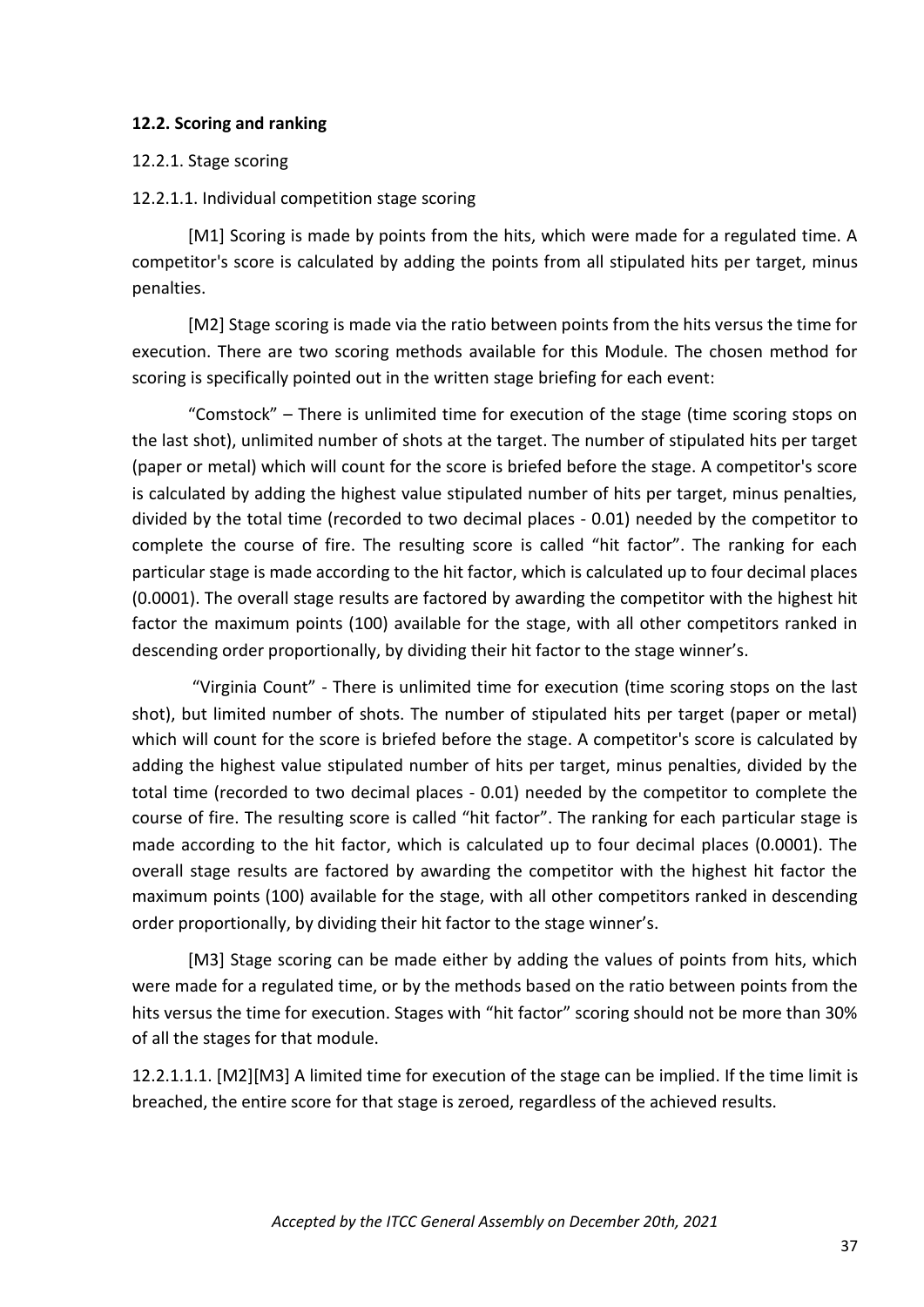**12.2. Scoring and ranking**

12.2.1. Stage scoring

12.2.1.1. Individual competition stage scoring

[M1] Scoring is made by points from the hits, which were made for a regulated time. A competitor's score is calculated by adding the points from all stipulated hits per target, minus penalties.

[M2] Stage scoring is made via the ratio between points from the hits versus the time for execution. There are two scoring methods available for this Module. The chosen method for scoring is specifically pointed out in the written stage briefing for each event:

"Comstock" – There is unlimited time for execution of the stage (time scoring stops on the last shot), unlimited number of shots at the target. The number of stipulated hits per target (paper or metal) which will count for the score is briefed before the stage. A competitor's score is calculated by adding the highest value stipulated number of hits per target, minus penalties, divided by the total time (recorded to two decimal places - 0.01) needed by the competitor to complete the course of fire. The resulting score is called "hit factor". The ranking for each particular stage is made according to the hit factor, which is calculated up to four decimal places (0.0001). The overall stage results are factored by awarding the competitor with the highest hit factor the maximum points (100) available for the stage, with all other competitors ranked in descending order proportionally, by dividing their hit factor to the stage winner's.

"Virginia Count" - There is unlimited time for execution (time scoring stops on the last shot), but limited number of shots. The number of stipulated hits per target (paper or metal) which will count for the score is briefed before the stage. A competitor's score is calculated by adding the highest value stipulated number of hits per target, minus penalties, divided by the total time (recorded to two decimal places - 0.01) needed by the competitor to complete the course of fire. The resulting score is called "hit factor". The ranking for each particular stage is made according to the hit factor, which is calculated up to four decimal places (0.0001). The overall stage results are factored by awarding the competitor with the highest hit factor the maximum points (100) available for the stage, with all other competitors ranked in descending order proportionally, by dividing their hit factor to the stage winner's.

[M3] Stage scoring can be made either by adding the values of points from hits, which were made for a regulated time, or by the methods based on the ratio between points from the hits versus the time for execution. Stages with "hit factor" scoring should not be more than 30% of all the stages for that module.

12.2.1.1.1. [M2][M3] A limited time for execution of the stage can be implied. If the time limit is breached, the entire score for that stage is zeroed, regardless of the achieved results.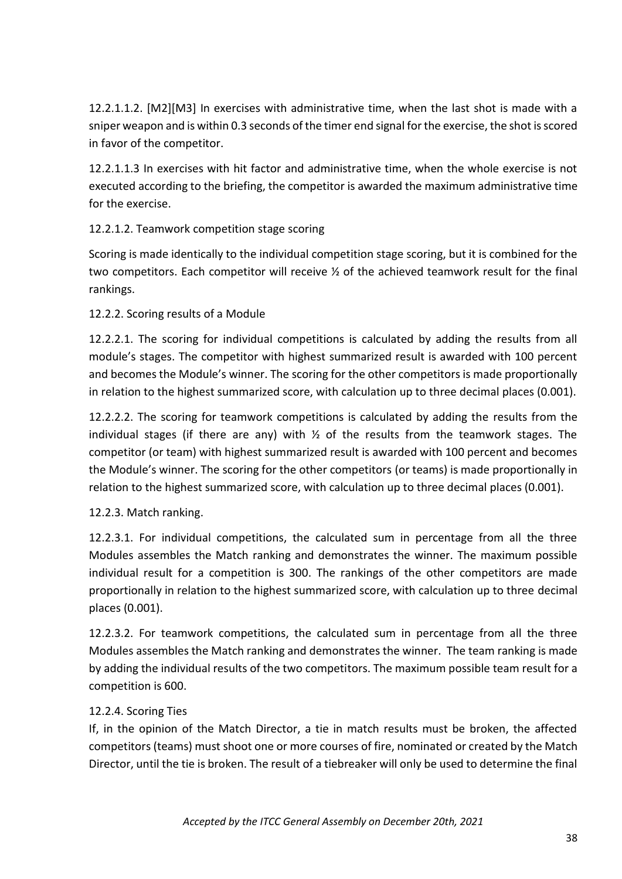12.2.1.1.2. [M2][M3] In exercises with administrative time, when the last shot is made with a sniper weapon and is within 0.3 seconds of the timer end signal for the exercise, the shot is scored in favor of the competitor.

12.2.1.1.3 In exercises with hit factor and administrative time, when the whole exercise is not executed according to the briefing, the competitor is awarded the maximum administrative time for the exercise.

12.2.1.2. Teamwork competition stage scoring

Scoring is made identically to the individual competition stage scoring, but it is combined for the two competitors. Each competitor will receive ½ of the achieved teamwork result for the final rankings.

12.2.2. Scoring results of a Module

12.2.2.1. The scoring for individual competitions is calculated by adding the results from all module's stages. The competitor with highest summarized result is awarded with 100 percent and becomes the Module's winner. The scoring for the other competitors is made proportionally in relation to the highest summarized score, with calculation up to three decimal places (0.001).

12.2.2.2. The scoring for teamwork competitions is calculated by adding the results from the individual stages (if there are any) with ½ of the results from the teamwork stages. The competitor (or team) with highest summarized result is awarded with 100 percent and becomes the Module's winner. The scoring for the other competitors (or teams) is made proportionally in relation to the highest summarized score, with calculation up to three decimal places (0.001).

12.2.3. Match ranking.

12.2.3.1. For individual competitions, the calculated sum in percentage from all the three Modules assembles the Match ranking and demonstrates the winner. The maximum possible individual result for a competition is 300. The rankings of the other competitors are made proportionally in relation to the highest summarized score, with calculation up to three decimal places (0.001).

12.2.3.2. For teamwork competitions, the calculated sum in percentage from all the three Modules assembles the Match ranking and demonstrates the winner. The team ranking is made by adding the individual results of the two competitors. The maximum possible team result for a competition is 600.

12.2.4. Scoring Ties

If, in the opinion of the Match Director, a tie in match results must be broken, the affected competitors (teams) must shoot one or more courses of fire, nominated or created by the Match Director, until the tie is broken. The result of a tiebreaker will only be used to determine the final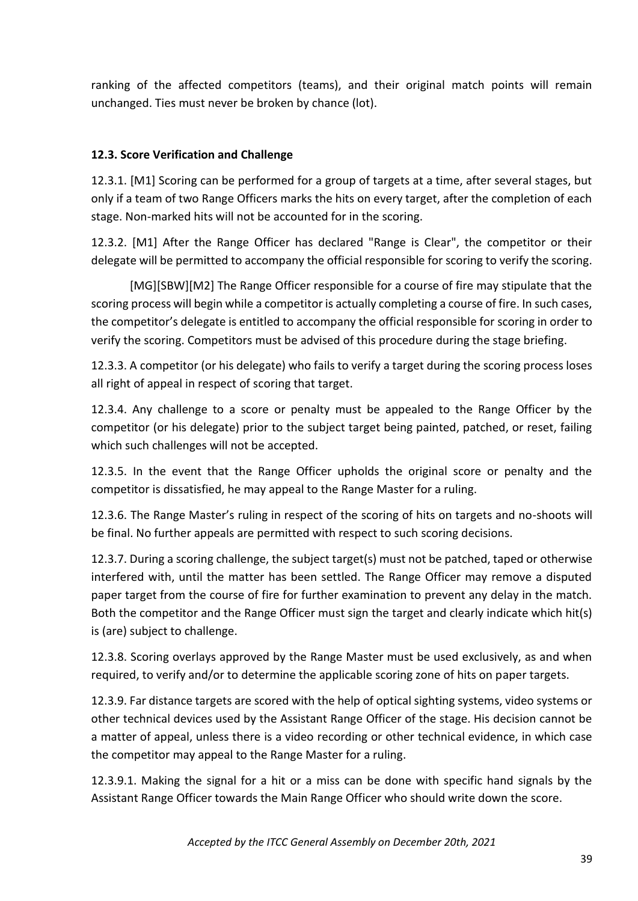ranking of the affected competitors (teams), and their original match points will remain unchanged. Ties must never be broken by chance (lot).

### 12.3. Score Verification and Challenge

12.3.1. [M1] Scoring can be performed for a group of targets at a time, after several stages, but only if a team of two Range Officers marks the hits on every target, after the completion of each stage. Non-marked hits will not be accounted for in the scoring.

12.3.2. [M1] After the Range Officer has declared "Range is Clear", the competitor or their delegate will be permitted to accompany the official responsible for scoring to verify the scoring.

[MG][SBW][M2] The Range Officer responsible for a course of fire may stipulate that the scoring process will begin while a competitor is actually completing a course of fire. In such cases, the competitor's delegate is entitled to accompany the official responsible for scoring in order to verify the scoring. Competitors must be advised of this procedure during the stage briefing.

12.3.3. A competitor (or his delegate) who fails to verify a target during the scoring process loses all right of appeal in respect of scoring that target.

12.3.4. Any challenge to a score or penalty must be appealed to the Range Officer by the competitor (or his delegate) prior to the subject target being painted, patched, or reset, failing which such challenges will not be accepted.

12.3.5. In the event that the Range Officer upholds the original score or penalty and the competitor is dissatisfied, he may appeal to the Range Master for a ruling.

12.3.6. The Range Master's ruling in respect of the scoring of hits on targets and no-shoots will be final. No further appeals are permitted with respect to such scoring decisions.

12.3.7. During a scoring challenge, the subject target(s) must not be patched, taped or otherwise interfered with, until the matter has been settled. The Range Officer may remove a disputed paper target from the course of fire for further examination to prevent any delay in the match. Both the competitor and the Range Officer must sign the target and clearly indicate which hit(s) is (are) subject to challenge.

12.3.8. Scoring overlays approved by the Range Master must be used exclusively, as and when required, to verify and/or to determine the applicable scoring zone of hits on paper targets.

12.3.9. Far distance targets are scored with the help of optical sighting systems, video systems or other technical devices used by the Assistant Range Officer of the stage. His decision cannot be a matter of appeal, unless there is a video recording or other technical evidence, in which case the competitor may appeal to the Range Master for a ruling.

12.3.9.1. Making the signal for a hit or a miss can be done with specific hand signals by the Assistant Range Officer towards the Main Range Officer who should write down the score.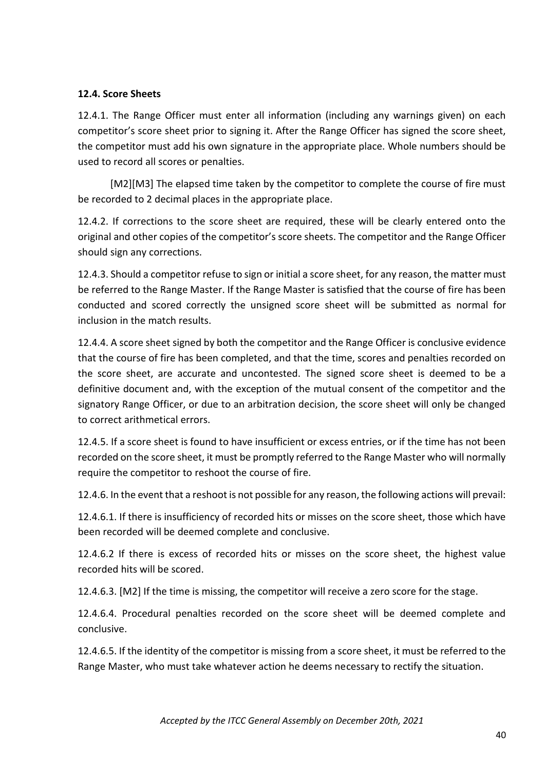### 12.4. Score Sheets

12.4.1. The Range Officer must enter all information (including any warnings given) on each competitor's score sheet prior to signing it. After the Range Officer has signed the score sheet, the competitor must add his own signature in the appropriate place. Whole numbers should be used to record all scores or penalties.

[M2][M3] The elapsed time taken by the competitor to complete the course of fire must be recorded to 2 decimal places in the appropriate place.

12.4.2. If corrections to the score sheet are required, these will be clearly entered onto the original and other copies of the competitor's score sheets. The competitor and the Range Officer should sign any corrections.

12.4.3. Should a competitor refuse to sign or initial a score sheet, for any reason, the matter must be referred to the Range Master. If the Range Master is satisfied that the course of fire has been conducted and scored correctly the unsigned score sheet will be submitted as normal for inclusion in the match results.

12.4.4. A score sheet signed by both the competitor and the Range Officer is conclusive evidence that the course of fire has been completed, and that the time, scores and penalties recorded on the score sheet, are accurate and uncontested. The signed score sheet is deemed to be a definitive document and, with the exception of the mutual consent of the competitor and the signatory Range Officer, or due to an arbitration decision, the score sheet will only be changed to correct arithmetical errors.

12.4.5. If a score sheet is found to have insufficient or excess entries, or if the time has not been recorded on the score sheet, it must be promptly referred to the Range Master who will normally require the competitor to reshoot the course of fire.

12.4.6. In the event that a reshoot is not possible for any reason, the following actions will prevail:

12.4.6.1. If there is insufficiency of recorded hits or misses on the score sheet, those which have been recorded will be deemed complete and conclusive.

12.4.6.2 If there is excess of recorded hits or misses on the score sheet, the highest value recorded hits will be scored.

12.4.6.3. [M2] If the time is missing, the competitor will receive a zero score for the stage.

12.4.6.4. Procedural penalties recorded on the score sheet will be deemed complete and conclusive.

12.4.6.5. If the identity of the competitor is missing from a score sheet, it must be referred to the Range Master, who must take whatever action he deems necessary to rectify the situation.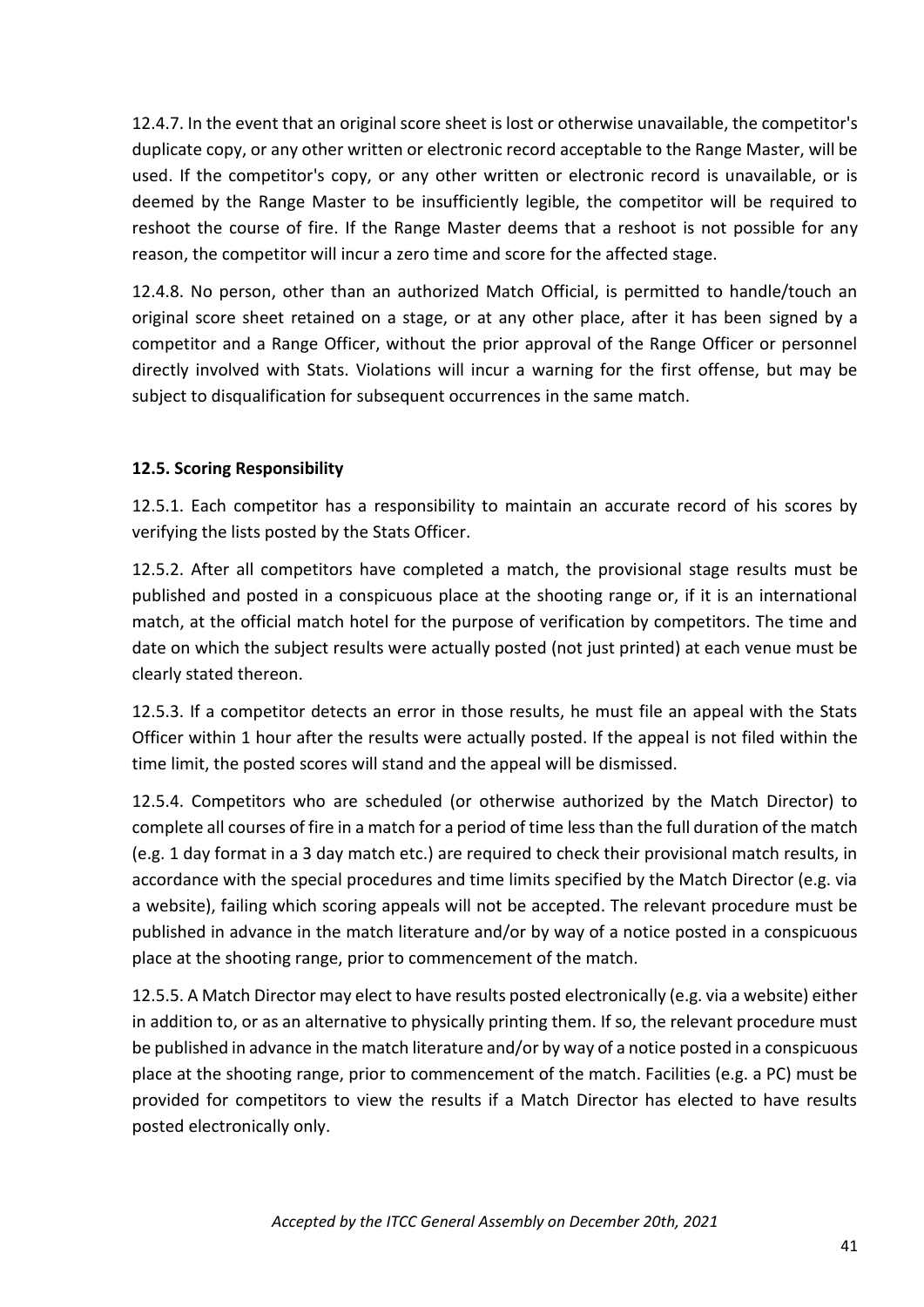12.4.7. In the event that an original score sheet is lost or otherwise unavailable, the competitor's duplicate copy, or any other written or electronic record acceptable to the Range Master, will be used. If the competitor's copy, or any other written or electronic record is unavailable, or is deemed by the Range Master to be insufficiently legible, the competitor will be required to reshoot the course of fire. If the Range Master deems that a reshoot is not possible for any reason, the competitor will incur a zero time and score for the affected stage.

12.4.8. No person, other than an authorized Match Official, is permitted to handle/touch an original score sheet retained on a stage, or at any other place, after it has been signed by a competitor and a Range Officer, without the prior approval of the Range Officer or personnel directly involved with Stats. Violations will incur a warning for the first offense, but may be subject to disqualification for subsequent occurrences in the same match.

### 12.5. Scoring Responsibility

12.5.1. Each competitor has a responsibility to maintain an accurate record of his scores by verifying the lists posted by the Stats Officer.

12.5.2. After all competitors have completed a match, the provisional stage results must be published and posted in a conspicuous place at the shooting range or, if it is an international match, at the official match hotel for the purpose of verification by competitors. The time and date on which the subject results were actually posted (not just printed) at each venue must be clearly stated thereon.

12.5.3. If a competitor detects an error in those results, he must file an appeal with the Stats Officer within 1 hour after the results were actually posted. If the appeal is not filed within the time limit, the posted scores will stand and the appeal will be dismissed.

12.5.4. Competitors who are scheduled (or otherwise authorized by the Match Director) to complete all courses of fire in a match for a period of time less than the full duration of the match (e.g. 1 day format in a 3 day match etc.) are required to check their provisional match results, in accordance with the special procedures and time limits specified by the Match Director (e.g. via a website), failing which scoring appeals will not be accepted. The relevant procedure must be published in advance in the match literature and/or by way of a notice posted in a conspicuous place at the shooting range, prior to commencement of the match.

12.5.5. A Match Director may elect to have results posted electronically (e.g. via a website) either in addition to, or as an alternative to physically printing them. If so, the relevant procedure must be published in advance in the match literature and/or by way of a notice posted in a conspicuous place at the shooting range, prior to commencement of the match. Facilities (e.g. a PC) must be provided for competitors to view the results if a Match Director has elected to have results posted electronically only.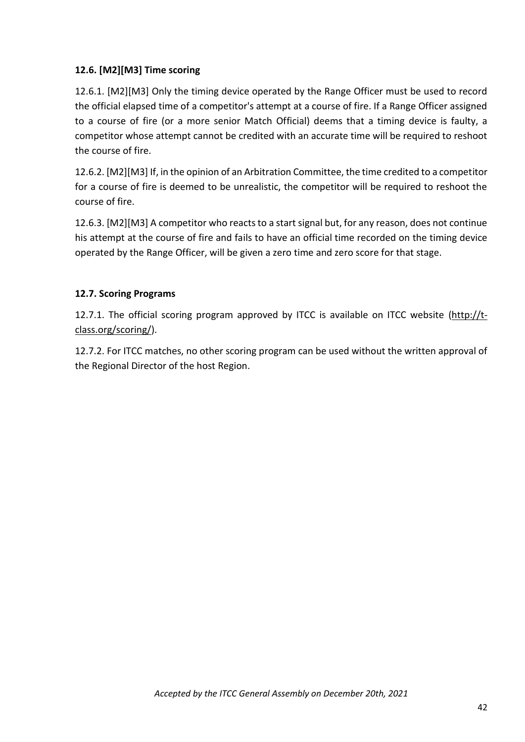### 12.6. [M2][M3] Time scoring

12.6.1. [M2][M3] Only the timing device operated by the Range Officer must be used to record the official elapsed time of a competitor's attempt at a course of fire. If a Range Officer assigned to a course of fire (or a more senior Match Official) deems that a timing device is faulty, a competitor whose attempt cannot be credited with an accurate time will be required to reshoot the course of fire.

12.6.2. [M2][M3] If, in the opinion of an Arbitration Committee, the time credited to a competitor for a course of fire is deemed to be unrealistic, the competitor will be required to reshoot the course of fire.

12.6.3. [M2][M3] A competitor who reacts to a start signal but, for any reason, does not continue his attempt at the course of fire and fails to have an official time recorded on the timing device operated by the Range Officer, will be given a zero time and zero score for that stage.

### 12.7. Scoring Programs

12.7.1. The official scoring program approved by ITCC is available on ITCC website (http://t-class.org/scoring/).

12.7.2. For ITCC matches, no other scoring program can be used without the written approval of the Regional Director of the host Region.

*Accepted by the ITCC General Assembly on December 20th, 2021*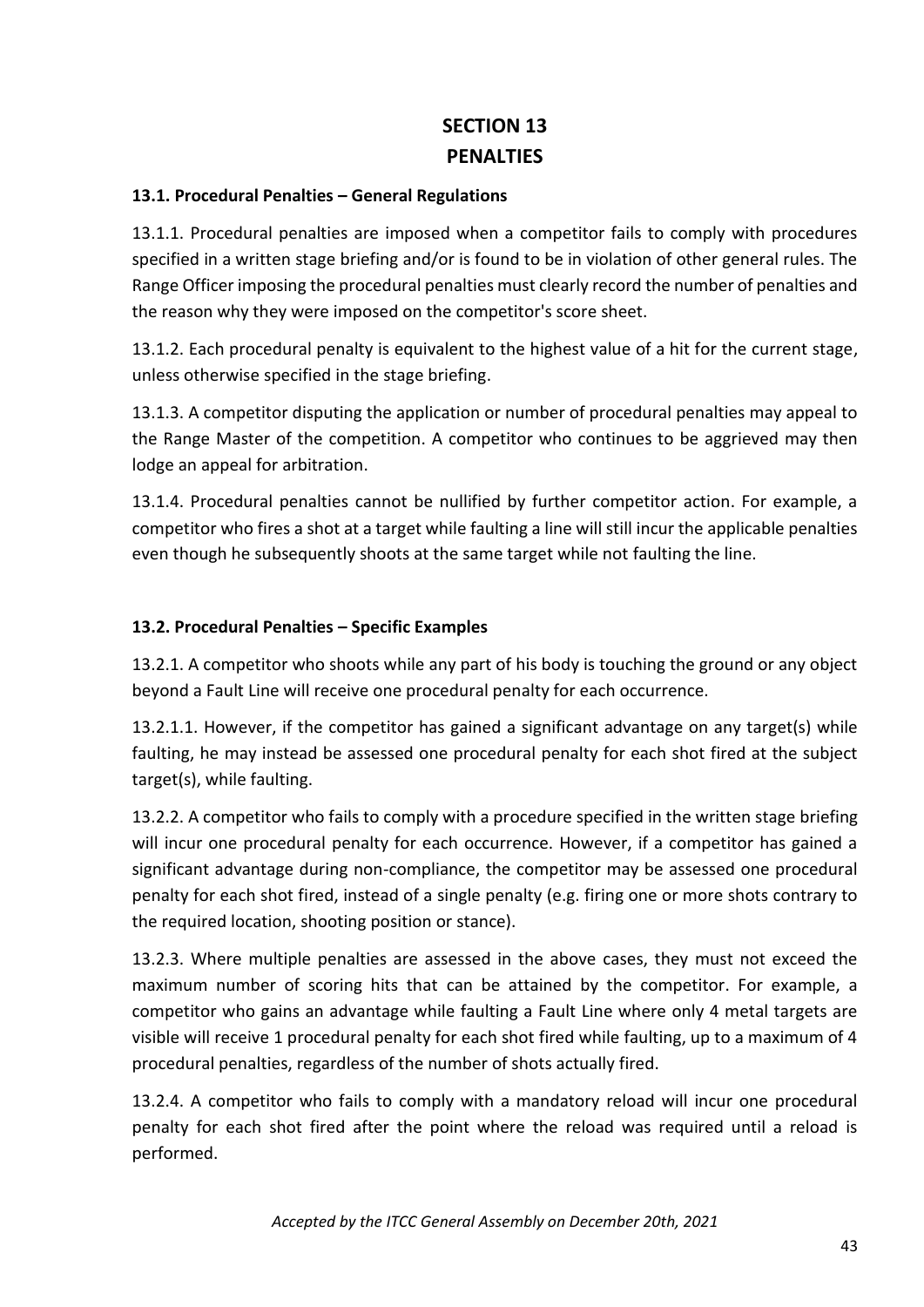# SECTION 13
# PENALTIES

### 13.1. Procedural Penalties – General Regulations

13.1.1. Procedural penalties are imposed when a competitor fails to comply with procedures specified in a written stage briefing and/or is found to be in violation of other general rules. The Range Officer imposing the procedural penalties must clearly record the number of penalties and the reason why they were imposed on the competitor's score sheet.

13.1.2. Each procedural penalty is equivalent to the highest value of a hit for the current stage, unless otherwise specified in the stage briefing.

13.1.3. A competitor disputing the application or number of procedural penalties may appeal to the Range Master of the competition. A competitor who continues to be aggrieved may then lodge an appeal for arbitration.

13.1.4. Procedural penalties cannot be nullified by further competitor action. For example, a competitor who fires a shot at a target while faulting a line will still incur the applicable penalties even though he subsequently shoots at the same target while not faulting the line.

### 13.2. Procedural Penalties – Specific Examples

13.2.1. A competitor who shoots while any part of his body is touching the ground or any object beyond a Fault Line will receive one procedural penalty for each occurrence.

13.2.1.1. However, if the competitor has gained a significant advantage on any target(s) while faulting, he may instead be assessed one procedural penalty for each shot fired at the subject target(s), while faulting.

13.2.2. A competitor who fails to comply with a procedure specified in the written stage briefing will incur one procedural penalty for each occurrence. However, if a competitor has gained a significant advantage during non-compliance, the competitor may be assessed one procedural penalty for each shot fired, instead of a single penalty (e.g. firing one or more shots contrary to the required location, shooting position or stance).

13.2.3. Where multiple penalties are assessed in the above cases, they must not exceed the maximum number of scoring hits that can be attained by the competitor. For example, a competitor who gains an advantage while faulting a Fault Line where only 4 metal targets are visible will receive 1 procedural penalty for each shot fired while faulting, up to a maximum of 4 procedural penalties, regardless of the number of shots actually fired.

13.2.4. A competitor who fails to comply with a mandatory reload will incur one procedural penalty for each shot fired after the point where the reload was required until a reload is performed.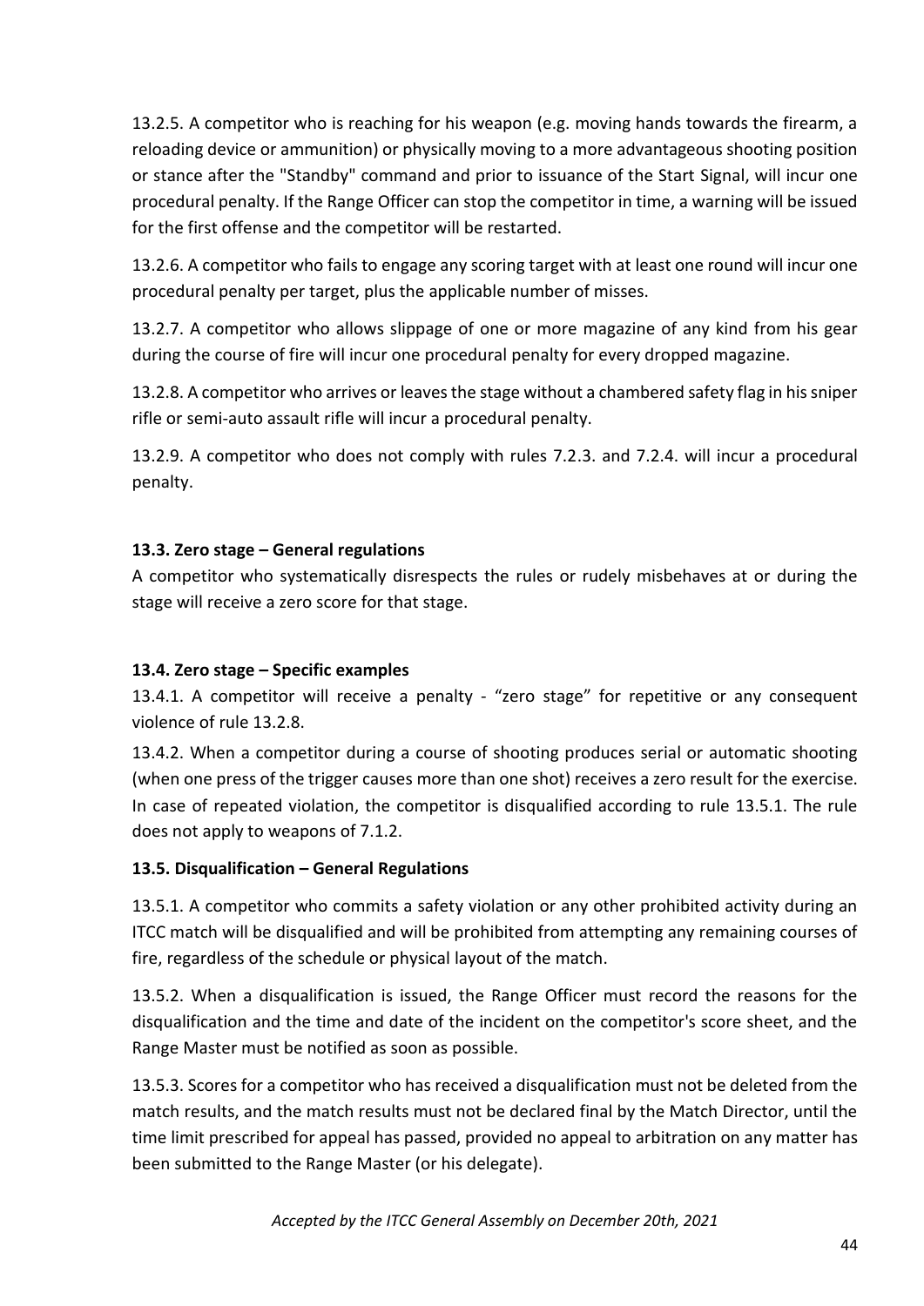13.2.5. A competitor who is reaching for his weapon (e.g. moving hands towards the firearm, a reloading device or ammunition) or physically moving to a more advantageous shooting position or stance after the "Standby" command and prior to issuance of the Start Signal, will incur one procedural penalty. If the Range Officer can stop the competitor in time, a warning will be issued for the first offense and the competitor will be restarted.

13.2.6. A competitor who fails to engage any scoring target with at least one round will incur one procedural penalty per target, plus the applicable number of misses.

13.2.7. A competitor who allows slippage of one or more magazine of any kind from his gear during the course of fire will incur one procedural penalty for every dropped magazine.

13.2.8. A competitor who arrives or leaves the stage without a chambered safety flag in his sniper rifle or semi-auto assault rifle will incur a procedural penalty.

13.2.9. A competitor who does not comply with rules 7.2.3. and 7.2.4. will incur a procedural penalty.

### 13.3. Zero stage – General regulations

A competitor who systematically disrespects the rules or rudely misbehaves at or during the stage will receive a zero score for that stage.

### 13.4. Zero stage – Specific examples

13.4.1. A competitor will receive a penalty - "zero stage" for repetitive or any consequent violence of rule 13.2.8.

13.4.2. When a competitor during a course of shooting produces serial or automatic shooting (when one press of the trigger causes more than one shot) receives a zero result for the exercise. In case of repeated violation, the competitor is disqualified according to rule 13.5.1. The rule does not apply to weapons of 7.1.2.

### 13.5. Disqualification – General Regulations

13.5.1. A competitor who commits a safety violation or any other prohibited activity during an ITCC match will be disqualified and will be prohibited from attempting any remaining courses of fire, regardless of the schedule or physical layout of the match.

13.5.2. When a disqualification is issued, the Range Officer must record the reasons for the disqualification and the time and date of the incident on the competitor's score sheet, and the Range Master must be notified as soon as possible.

13.5.3. Scores for a competitor who has received a disqualification must not be deleted from the match results, and the match results must not be declared final by the Match Director, until the time limit prescribed for appeal has passed, provided no appeal to arbitration on any matter has been submitted to the Range Master (or his delegate).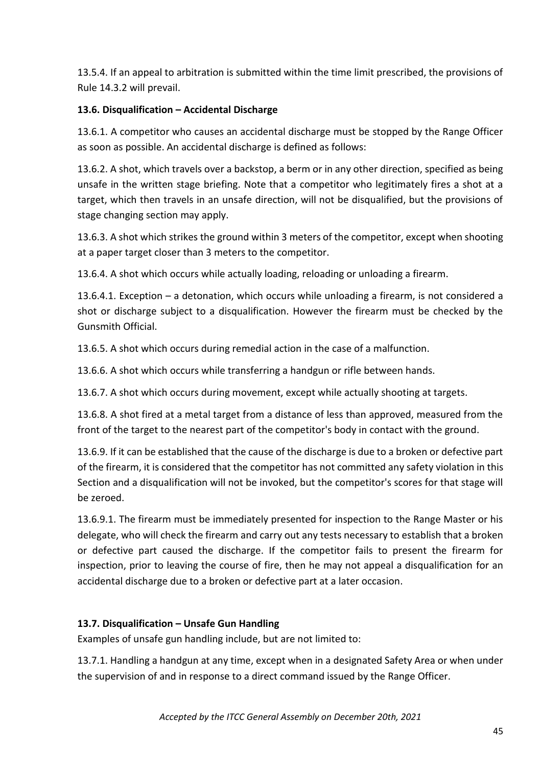13.5.4. If an appeal to arbitration is submitted within the time limit prescribed, the provisions of Rule 14.3.2 will prevail.

### 13.6. Disqualification – Accidental Discharge

13.6.1. A competitor who causes an accidental discharge must be stopped by the Range Officer as soon as possible. An accidental discharge is defined as follows:

13.6.2. A shot, which travels over a backstop, a berm or in any other direction, specified as being unsafe in the written stage briefing. Note that a competitor who legitimately fires a shot at a target, which then travels in an unsafe direction, will not be disqualified, but the provisions of stage changing section may apply.

13.6.3. A shot which strikes the ground within 3 meters of the competitor, except when shooting at a paper target closer than 3 meters to the competitor.

13.6.4. A shot which occurs while actually loading, reloading or unloading a firearm.

13.6.4.1. Exception – a detonation, which occurs while unloading a firearm, is not considered a shot or discharge subject to a disqualification. However the firearm must be checked by the Gunsmith Official.

13.6.5. A shot which occurs during remedial action in the case of a malfunction.

13.6.6. A shot which occurs while transferring a handgun or rifle between hands.

13.6.7. A shot which occurs during movement, except while actually shooting at targets.

13.6.8. A shot fired at a metal target from a distance of less than approved, measured from the front of the target to the nearest part of the competitor's body in contact with the ground.

13.6.9. If it can be established that the cause of the discharge is due to a broken or defective part of the firearm, it is considered that the competitor has not committed any safety violation in this Section and a disqualification will not be invoked, but the competitor's scores for that stage will be zeroed.

13.6.9.1. The firearm must be immediately presented for inspection to the Range Master or his delegate, who will check the firearm and carry out any tests necessary to establish that a broken or defective part caused the discharge. If the competitor fails to present the firearm for inspection, prior to leaving the course of fire, then he may not appeal a disqualification for an accidental discharge due to a broken or defective part at a later occasion.

### 13.7. Disqualification – Unsafe Gun Handling

Examples of unsafe gun handling include, but are not limited to:

13.7.1. Handling a handgun at any time, except when in a designated Safety Area or when under the supervision of and in response to a direct command issued by the Range Officer.

*Accepted by the ITCC General Assembly on December 20th, 2021*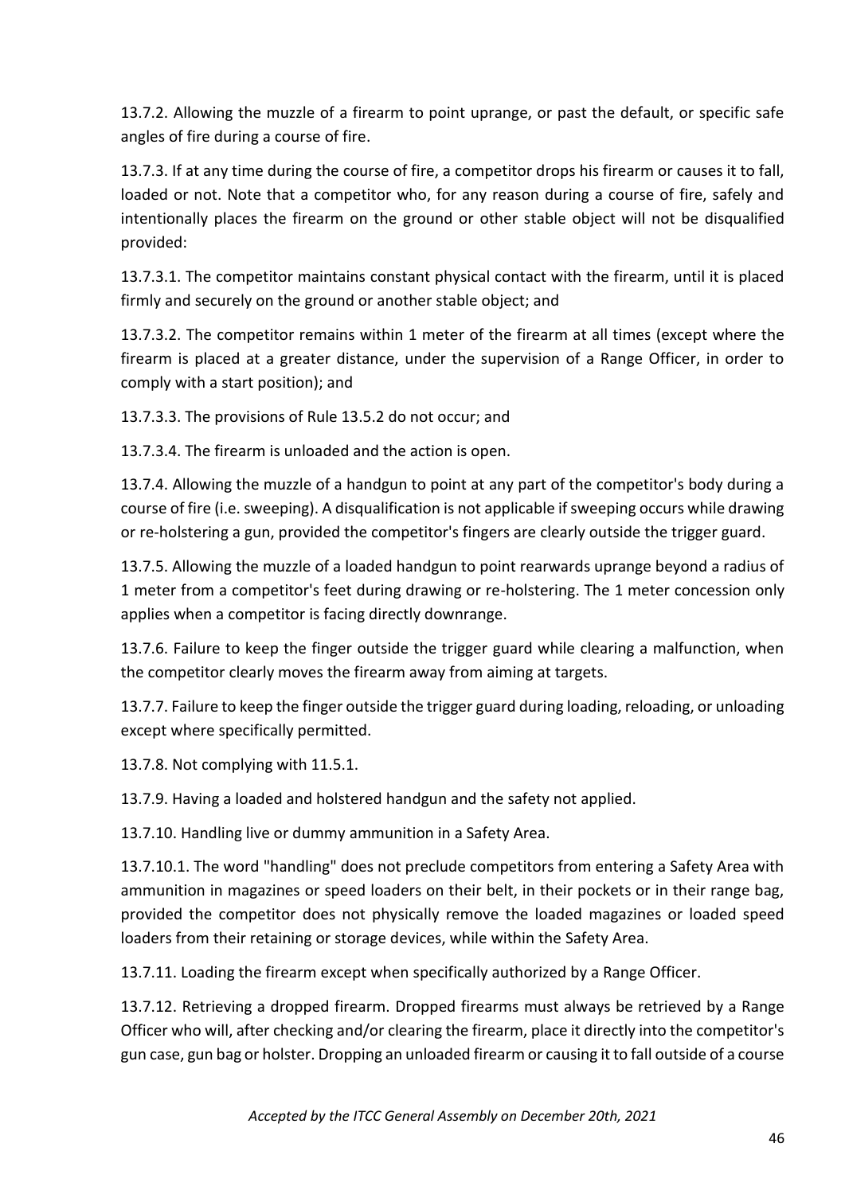13.7.2. Allowing the muzzle of a firearm to point uprange, or past the default, or specific safe angles of fire during a course of fire.

13.7.3. If at any time during the course of fire, a competitor drops his firearm or causes it to fall, loaded or not. Note that a competitor who, for any reason during a course of fire, safely and intentionally places the firearm on the ground or other stable object will not be disqualified provided:

13.7.3.1. The competitor maintains constant physical contact with the firearm, until it is placed firmly and securely on the ground or another stable object; and

13.7.3.2. The competitor remains within 1 meter of the firearm at all times (except where the firearm is placed at a greater distance, under the supervision of a Range Officer, in order to comply with a start position); and

13.7.3.3. The provisions of Rule 13.5.2 do not occur; and

13.7.3.4. The firearm is unloaded and the action is open.

13.7.4. Allowing the muzzle of a handgun to point at any part of the competitor's body during a course of fire (i.e. sweeping). A disqualification is not applicable if sweeping occurs while drawing or re-holstering a gun, provided the competitor's fingers are clearly outside the trigger guard.

13.7.5. Allowing the muzzle of a loaded handgun to point rearwards uprange beyond a radius of 1 meter from a competitor's feet during drawing or re-holstering. The 1 meter concession only applies when a competitor is facing directly downrange.

13.7.6. Failure to keep the finger outside the trigger guard while clearing a malfunction, when the competitor clearly moves the firearm away from aiming at targets.

13.7.7. Failure to keep the finger outside the trigger guard during loading, reloading, or unloading except where specifically permitted.

13.7.8. Not complying with 11.5.1.

13.7.9. Having a loaded and holstered handgun and the safety not applied.

13.7.10. Handling live or dummy ammunition in a Safety Area.

13.7.10.1. The word "handling" does not preclude competitors from entering a Safety Area with ammunition in magazines or speed loaders on their belt, in their pockets or in their range bag, provided the competitor does not physically remove the loaded magazines or loaded speed loaders from their retaining or storage devices, while within the Safety Area.

13.7.11. Loading the firearm except when specifically authorized by a Range Officer.

13.7.12. Retrieving a dropped firearm. Dropped firearms must always be retrieved by a Range Officer who will, after checking and/or clearing the firearm, place it directly into the competitor's gun case, gun bag or holster. Dropping an unloaded firearm or causing it to fall outside of a course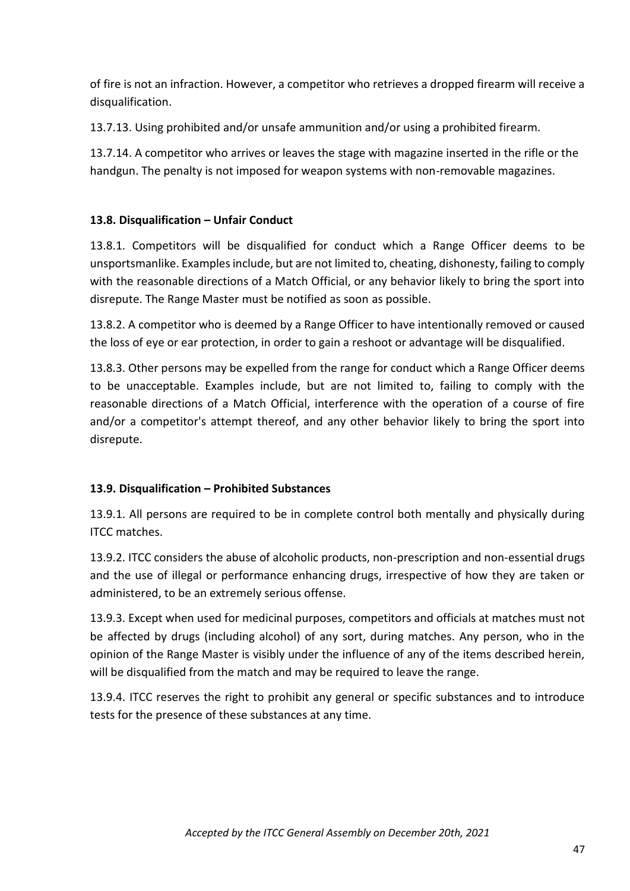of fire is not an infraction. However, a competitor who retrieves a dropped firearm will receive a disqualification.

13.7.13. Using prohibited and/or unsafe ammunition and/or using a prohibited firearm.

13.7.14. A competitor who arrives or leaves the stage with magazine inserted in the rifle or the handgun. The penalty is not imposed for weapon systems with non-removable magazines.

**13.8. Disqualification – Unfair Conduct**

13.8.1. Competitors will be disqualified for conduct which a Range Officer deems to be unsportsmanlike. Examples include, but are not limited to, cheating, dishonesty, failing to comply with the reasonable directions of a Match Official, or any behavior likely to bring the sport into disrepute. The Range Master must be notified as soon as possible.

13.8.2. A competitor who is deemed by a Range Officer to have intentionally removed or caused the loss of eye or ear protection, in order to gain a reshoot or advantage will be disqualified.

13.8.3. Other persons may be expelled from the range for conduct which a Range Officer deems to be unacceptable. Examples include, but are not limited to, failing to comply with the reasonable directions of a Match Official, interference with the operation of a course of fire and/or a competitor's attempt thereof, and any other behavior likely to bring the sport into disrepute.

**13.9. Disqualification – Prohibited Substances**

13.9.1. All persons are required to be in complete control both mentally and physically during ITCC matches.

13.9.2. ITCC considers the abuse of alcoholic products, non-prescription and non-essential drugs and the use of illegal or performance enhancing drugs, irrespective of how they are taken or administered, to be an extremely serious offense.

13.9.3. Except when used for medicinal purposes, competitors and officials at matches must not be affected by drugs (including alcohol) of any sort, during matches. Any person, who in the opinion of the Range Master is visibly under the influence of any of the items described herein, will be disqualified from the match and may be required to leave the range.

13.9.4. ITCC reserves the right to prohibit any general or specific substances and to introduce tests for the presence of these substances at any time.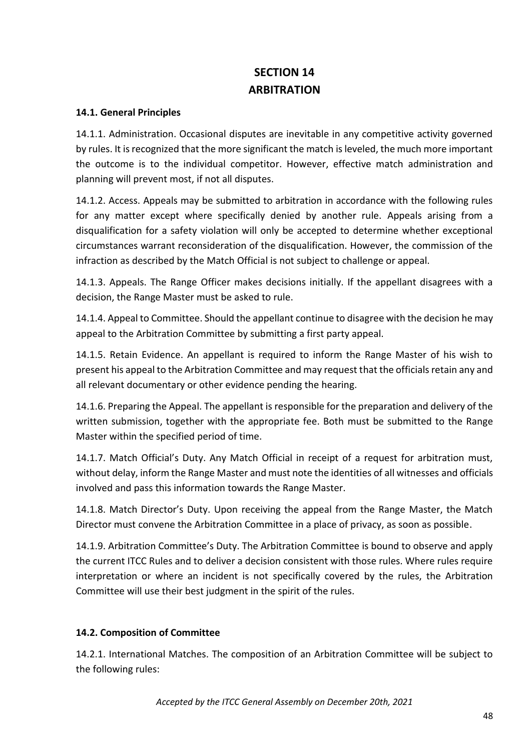# SECTION 14
# ARBITRATION

### 14.1. General Principles

14.1.1. Administration. Occasional disputes are inevitable in any competitive activity governed by rules. It is recognized that the more significant the match is leveled, the much more important the outcome is to the individual competitor. However, effective match administration and planning will prevent most, if not all disputes.

14.1.2. Access. Appeals may be submitted to arbitration in accordance with the following rules for any matter except where specifically denied by another rule. Appeals arising from a disqualification for a safety violation will only be accepted to determine whether exceptional circumstances warrant reconsideration of the disqualification. However, the commission of the infraction as described by the Match Official is not subject to challenge or appeal.

14.1.3. Appeals. The Range Officer makes decisions initially. If the appellant disagrees with a decision, the Range Master must be asked to rule.

14.1.4. Appeal to Committee. Should the appellant continue to disagree with the decision he may appeal to the Arbitration Committee by submitting a first party appeal.

14.1.5. Retain Evidence. An appellant is required to inform the Range Master of his wish to present his appeal to the Arbitration Committee and may request that the officials retain any and all relevant documentary or other evidence pending the hearing.

14.1.6. Preparing the Appeal. The appellant is responsible for the preparation and delivery of the written submission, together with the appropriate fee. Both must be submitted to the Range Master within the specified period of time.

14.1.7. Match Official's Duty. Any Match Official in receipt of a request for arbitration must, without delay, inform the Range Master and must note the identities of all witnesses and officials involved and pass this information towards the Range Master.

14.1.8. Match Director's Duty. Upon receiving the appeal from the Range Master, the Match Director must convene the Arbitration Committee in a place of privacy, as soon as possible.

14.1.9. Arbitration Committee's Duty. The Arbitration Committee is bound to observe and apply the current ITCC Rules and to deliver a decision consistent with those rules. Where rules require interpretation or where an incident is not specifically covered by the rules, the Arbitration Committee will use their best judgment in the spirit of the rules.

### 14.2. Composition of Committee

14.2.1. International Matches. The composition of an Arbitration Committee will be subject to the following rules: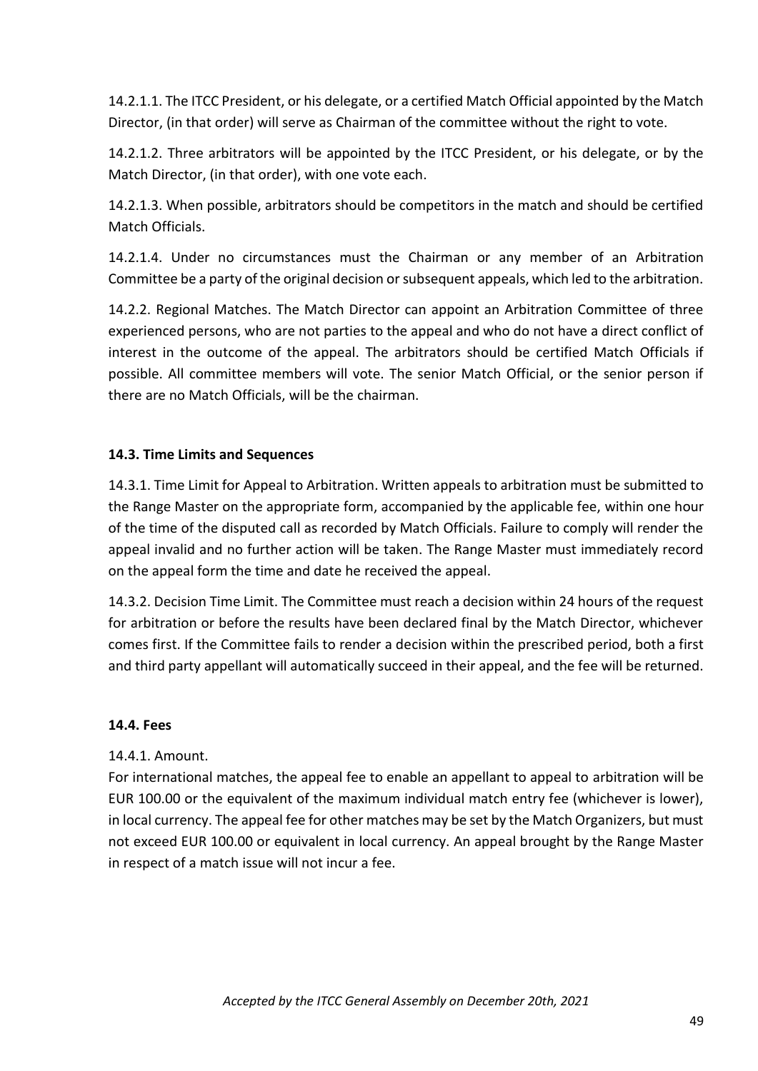14.2.1.1. The ITCC President, or his delegate, or a certified Match Official appointed by the Match Director, (in that order) will serve as Chairman of the committee without the right to vote.

14.2.1.2. Three arbitrators will be appointed by the ITCC President, or his delegate, or by the Match Director, (in that order), with one vote each.

14.2.1.3. When possible, arbitrators should be competitors in the match and should be certified Match Officials.

14.2.1.4. Under no circumstances must the Chairman or any member of an Arbitration Committee be a party of the original decision or subsequent appeals, which led to the arbitration.

14.2.2. Regional Matches. The Match Director can appoint an Arbitration Committee of three experienced persons, who are not parties to the appeal and who do not have a direct conflict of interest in the outcome of the appeal. The arbitrators should be certified Match Officials if possible. All committee members will vote. The senior Match Official, or the senior person if there are no Match Officials, will be the chairman.

**14.3. Time Limits and Sequences**

14.3.1. Time Limit for Appeal to Arbitration. Written appeals to arbitration must be submitted to the Range Master on the appropriate form, accompanied by the applicable fee, within one hour of the time of the disputed call as recorded by Match Officials. Failure to comply will render the appeal invalid and no further action will be taken. The Range Master must immediately record on the appeal form the time and date he received the appeal.

14.3.2. Decision Time Limit. The Committee must reach a decision within 24 hours of the request for arbitration or before the results have been declared final by the Match Director, whichever comes first. If the Committee fails to render a decision within the prescribed period, both a first and third party appellant will automatically succeed in their appeal, and the fee will be returned.

**14.4. Fees**

14.4.1. Amount.
For international matches, the appeal fee to enable an appellant to appeal to arbitration will be EUR 100.00 or the equivalent of the maximum individual match entry fee (whichever is lower), in local currency. The appeal fee for other matches may be set by the Match Organizers, but must not exceed EUR 100.00 or equivalent in local currency. An appeal brought by the Range Master in respect of a match issue will not incur a fee.

*Accepted by the ITCC General Assembly on December 20th, 2021*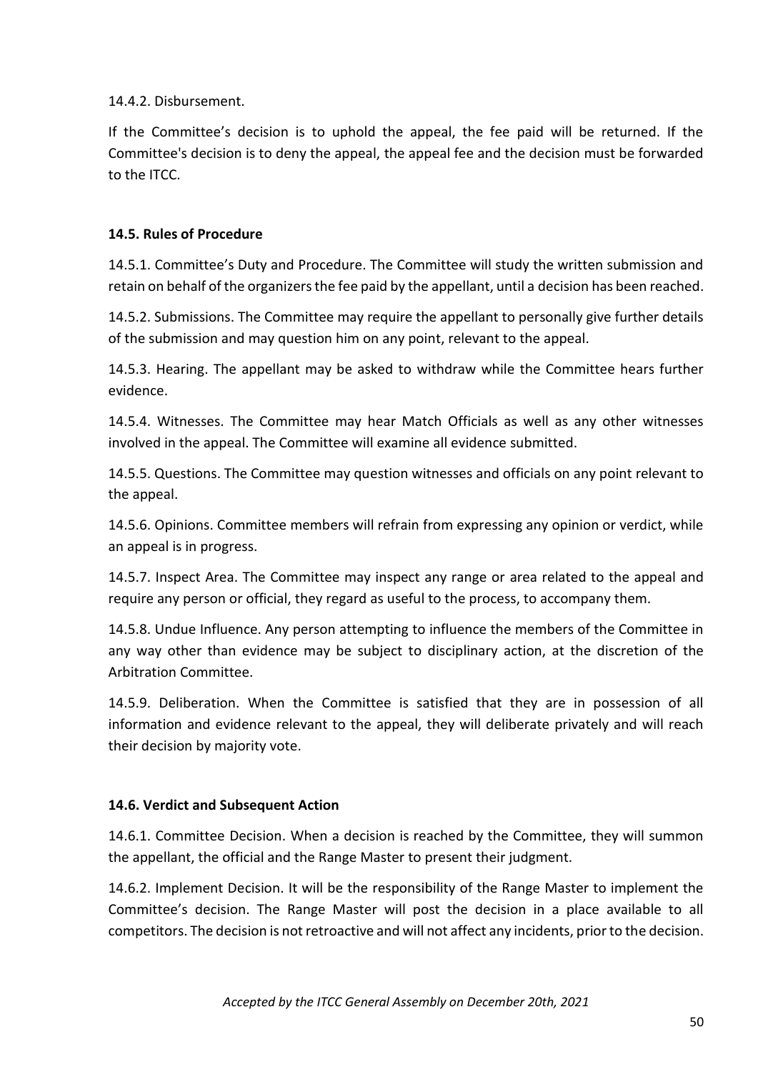14.4.2. Disbursement.

If the Committee's decision is to uphold the appeal, the fee paid will be returned. If the Committee's decision is to deny the appeal, the appeal fee and the decision must be forwarded to the ITCC.

### 14.5. Rules of Procedure

14.5.1. Committee's Duty and Procedure. The Committee will study the written submission and retain on behalf of the organizers the fee paid by the appellant, until a decision has been reached.

14.5.2. Submissions. The Committee may require the appellant to personally give further details of the submission and may question him on any point, relevant to the appeal.

14.5.3. Hearing. The appellant may be asked to withdraw while the Committee hears further evidence.

14.5.4. Witnesses. The Committee may hear Match Officials as well as any other witnesses involved in the appeal. The Committee will examine all evidence submitted.

14.5.5. Questions. The Committee may question witnesses and officials on any point relevant to the appeal.

14.5.6. Opinions. Committee members will refrain from expressing any opinion or verdict, while an appeal is in progress.

14.5.7. Inspect Area. The Committee may inspect any range or area related to the appeal and require any person or official, they regard as useful to the process, to accompany them.

14.5.8. Undue Influence. Any person attempting to influence the members of the Committee in any way other than evidence may be subject to disciplinary action, at the discretion of the Arbitration Committee.

14.5.9. Deliberation. When the Committee is satisfied that they are in possession of all information and evidence relevant to the appeal, they will deliberate privately and will reach their decision by majority vote.

### 14.6. Verdict and Subsequent Action

14.6.1. Committee Decision. When a decision is reached by the Committee, they will summon the appellant, the official and the Range Master to present their judgment.

14.6.2. Implement Decision. It will be the responsibility of the Range Master to implement the Committee's decision. The Range Master will post the decision in a place available to all competitors. The decision is not retroactive and will not affect any incidents, prior to the decision.

*Accepted by the ITCC General Assembly on December 20th, 2021*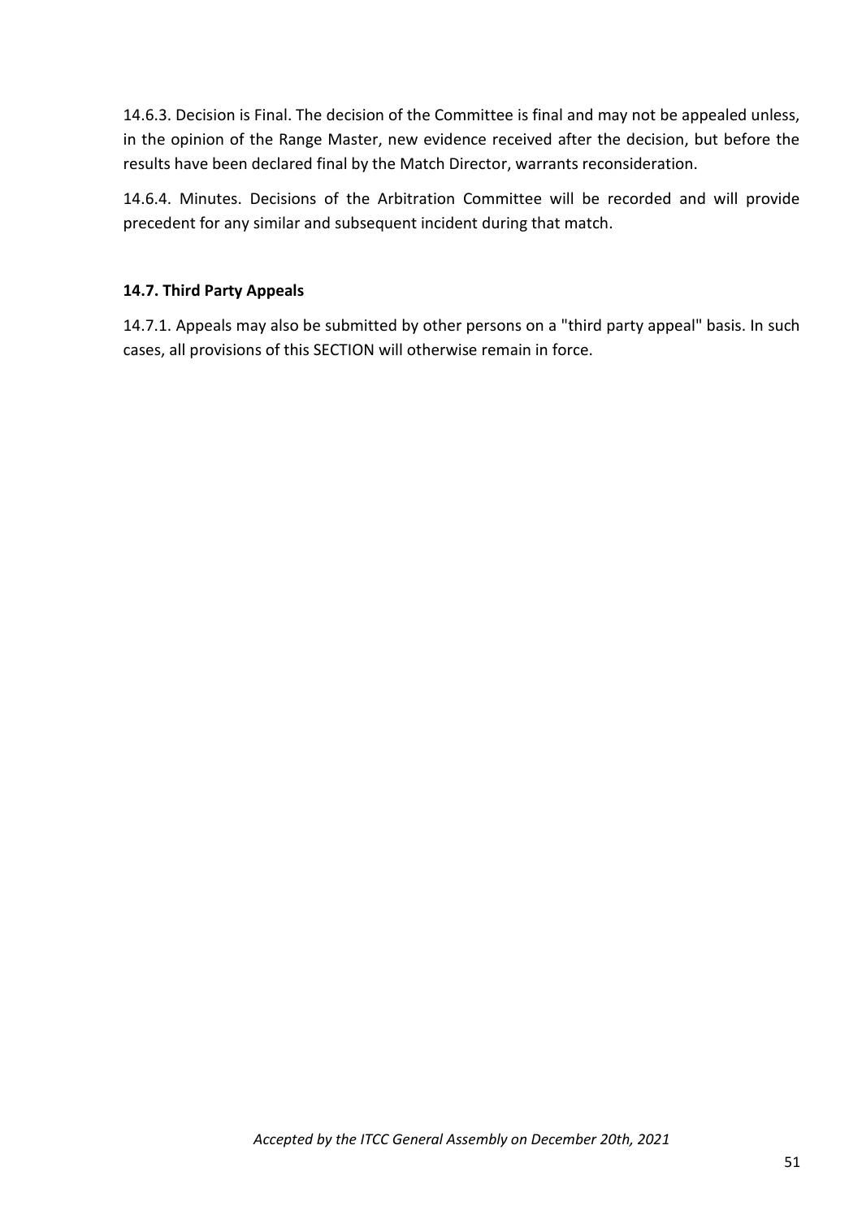14.6.3. Decision is Final. The decision of the Committee is final and may not be appealed unless, in the opinion of the Range Master, new evidence received after the decision, but before the results have been declared final by the Match Director, warrants reconsideration.

14.6.4. Minutes. Decisions of the Arbitration Committee will be recorded and will provide precedent for any similar and subsequent incident during that match.

### 14.7. Third Party Appeals

14.7.1. Appeals may also be submitted by other persons on a "third party appeal" basis. In such cases, all provisions of this SECTION will otherwise remain in force.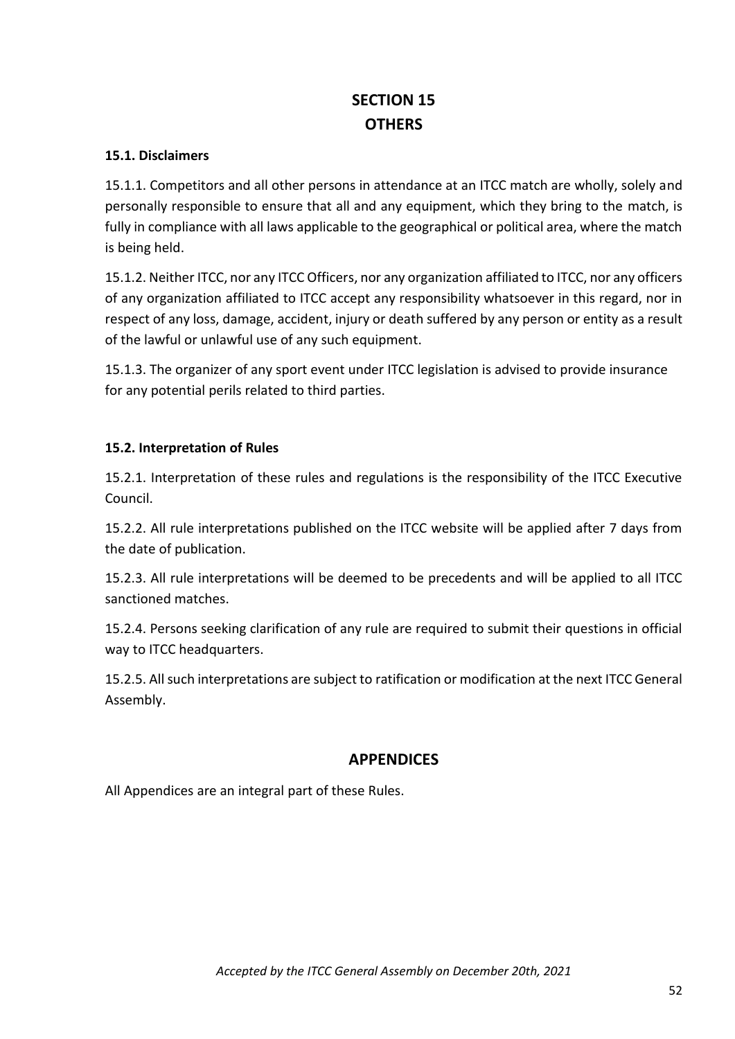# SECTION 15
# OTHERS

### 15.1. Disclaimers

15.1.1. Competitors and all other persons in attendance at an ITCC match are wholly, solely and personally responsible to ensure that all and any equipment, which they bring to the match, is fully in compliance with all laws applicable to the geographical or political area, where the match is being held.

15.1.2. Neither ITCC, nor any ITCC Officers, nor any organization affiliated to ITCC, nor any officers of any organization affiliated to ITCC accept any responsibility whatsoever in this regard, nor in respect of any loss, damage, accident, injury or death suffered by any person or entity as a result of the lawful or unlawful use of any such equipment.

15.1.3. The organizer of any sport event under ITCC legislation is advised to provide insurance for any potential perils related to third parties.

### 15.2. Interpretation of Rules

15.2.1. Interpretation of these rules and regulations is the responsibility of the ITCC Executive Council.

15.2.2. All rule interpretations published on the ITCC website will be applied after 7 days from the date of publication.

15.2.3. All rule interpretations will be deemed to be precedents and will be applied to all ITCC sanctioned matches.

15.2.4. Persons seeking clarification of any rule are required to submit their questions in official way to ITCC headquarters.

15.2.5. All such interpretations are subject to ratification or modification at the next ITCC General Assembly.

## APPENDICES

All Appendices are an integral part of these Rules.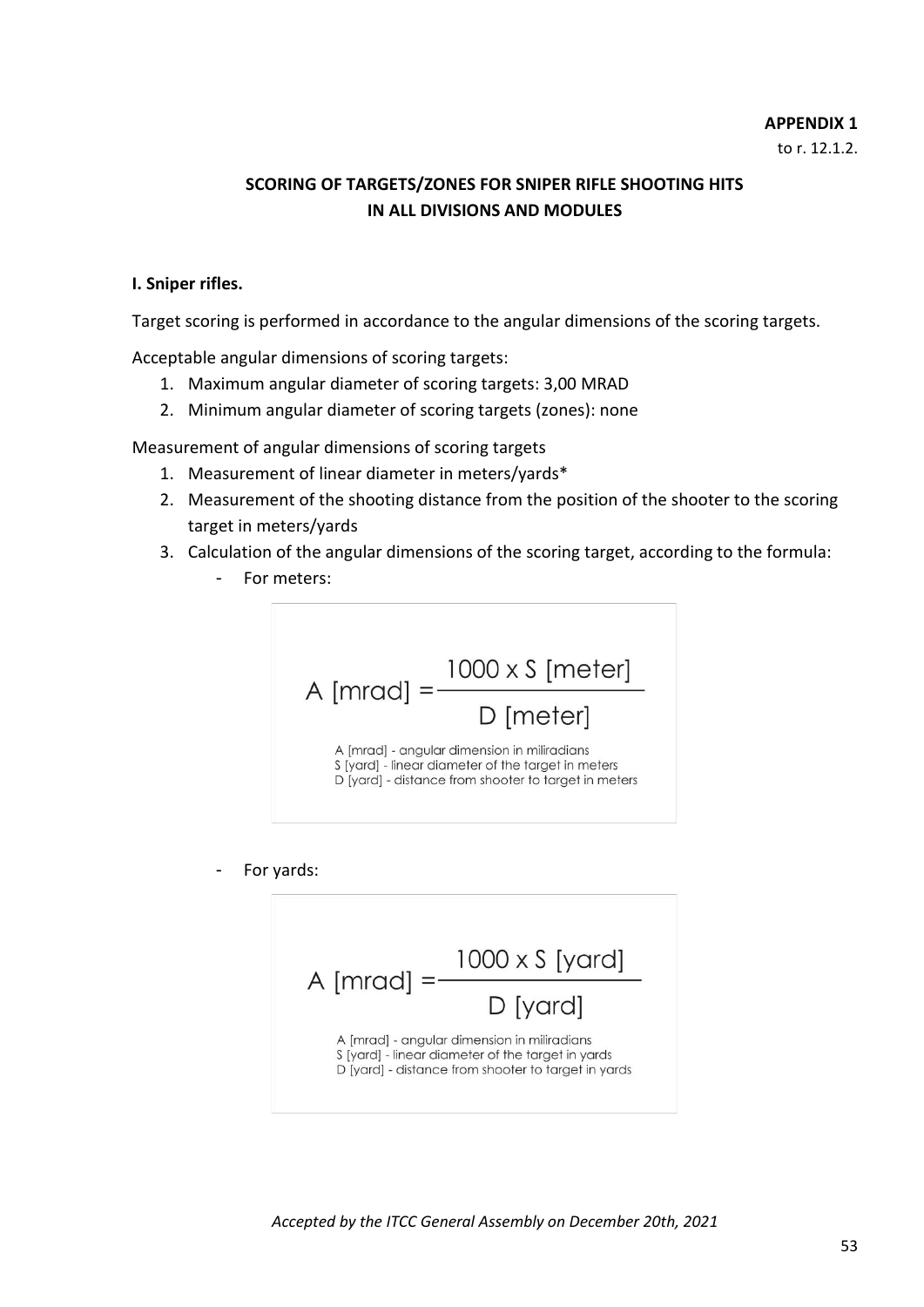**APPENDIX 1**
to r. 12.1.2.

## SCORING OF TARGETS/ZONES FOR SNIPER RIFLE SHOOTING HITS IN ALL DIVISIONS AND MODULES

### I. Sniper rifles.

Target scoring is performed in accordance to the angular dimensions of the scoring targets.

Acceptable angular dimensions of scoring targets:

1. Maximum angular diameter of scoring targets: 3,00 MRAD
2. Minimum angular diameter of scoring targets (zones): none

Measurement of angular dimensions of scoring targets

1. Measurement of linear diameter in meters/yards*
2. Measurement of the shooting distance from the position of the shooter to the scoring target in meters/yards
3. Calculation of the angular dimensions of the scoring target, according to the formula:
   - For meters:

$$A\ [\text{mrad}] = \frac{1000 \times S\ [\text{meter}]}{D\ [\text{meter}]}$$

A [mrad] - angular dimension in miliradians
S [yard] - linear diameter of the target in meters
D [yard] - distance from shooter to target in meters

   - For yards:

$$A\ [\text{mrad}] = \frac{1000 \times S\ [\text{yard}]}{D\ [\text{yard}]}$$

A [mrad] - angular dimension in miliradians
S [yard] - linear diameter of the target in yards
D [yard] - distance from shooter to target in yards

*Accepted by the ITCC General Assembly on December 20th, 2021*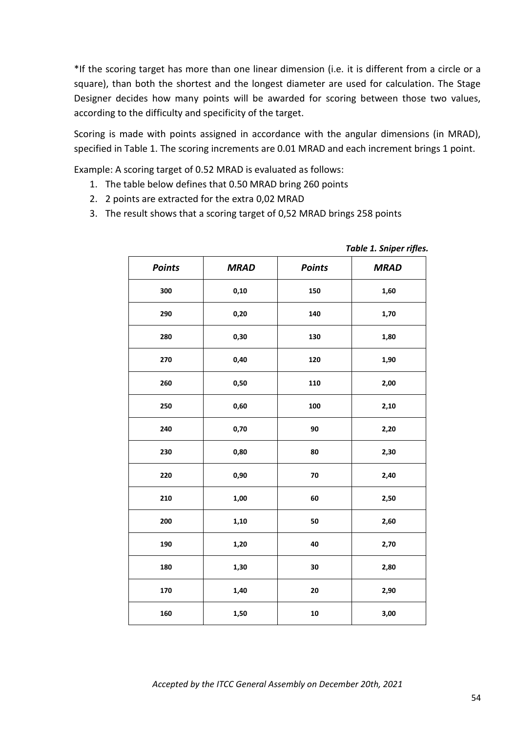*If the scoring target has more than one linear dimension (i.e. it is different from a circle or a square), than both the shortest and the longest diameter are used for calculation. The Stage Designer decides how many points will be awarded for scoring between those two values, according to the difficulty and specificity of the target.

Scoring is made with points assigned in accordance with the angular dimensions (in MRAD), specified in Table 1. The scoring increments are 0.01 MRAD and each increment brings 1 point.

Example: A scoring target of 0.52 MRAD is evaluated as follows:

1. The table below defines that 0.50 MRAD bring 260 points
2. 2 points are extracted for the extra 0,02 MRAD
3. The result shows that a scoring target of 0,52 MRAD brings 258 points

***Table 1. Sniper rifles.***

| *Points* | *MRAD* | *Points* | *MRAD* |
|---|---|---|---|
| **300** | **0,10** | **150** | **1,60** |
| **290** | **0,20** | **140** | **1,70** |
| **280** | **0,30** | **130** | **1,80** |
| **270** | **0,40** | **120** | **1,90** |
| **260** | **0,50** | **110** | **2,00** |
| **250** | **0,60** | **100** | **2,10** |
| **240** | **0,70** | **90** | **2,20** |
| **230** | **0,80** | **80** | **2,30** |
| **220** | **0,90** | **70** | **2,40** |
| **210** | **1,00** | **60** | **2,50** |
| **200** | **1,10** | **50** | **2,60** |
| **190** | **1,20** | **40** | **2,70** |
| **180** | **1,30** | **30** | **2,80** |
| **170** | **1,40** | **20** | **2,90** |
| **160** | **1,50** | **10** | **3,00** |

*Accepted by the ITCC General Assembly on December 20th, 2021*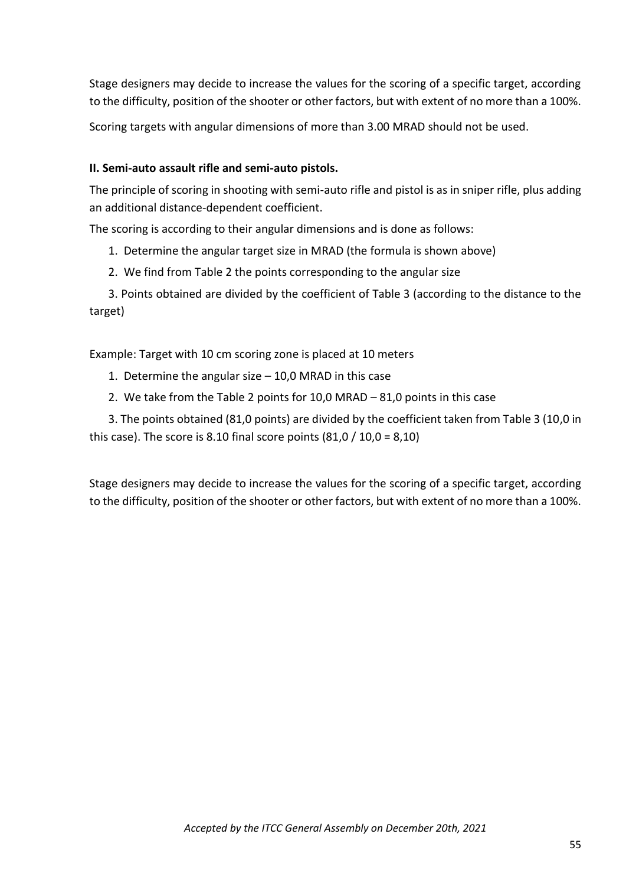Stage designers may decide to increase the values for the scoring of a specific target, according to the difficulty, position of the shooter or other factors, but with extent of no more than a 100%.

Scoring targets with angular dimensions of more than 3.00 MRAD should not be used.

**II. Semi-auto assault rifle and semi-auto pistols.**

The principle of scoring in shooting with semi-auto rifle and pistol is as in sniper rifle, plus adding an additional distance-dependent coefficient.

The scoring is according to their angular dimensions and is done as follows:

1. Determine the angular target size in MRAD (the formula is shown above)
2. We find from Table 2 the points corresponding to the angular size
3. Points obtained are divided by the coefficient of Table 3 (according to the distance to the target)

Example: Target with 10 cm scoring zone is placed at 10 meters

1. Determine the angular size – 10,0 MRAD in this case
2. We take from the Table 2 points for 10,0 MRAD – 81,0 points in this case
3. The points obtained (81,0 points) are divided by the coefficient taken from Table 3 (10,0 in this case). The score is 8.10 final score points (81,0 / 10,0 = 8,10)

Stage designers may decide to increase the values for the scoring of a specific target, according to the difficulty, position of the shooter or other factors, but with extent of no more than a 100%.

*Accepted by the ITCC General Assembly on December 20th, 2021*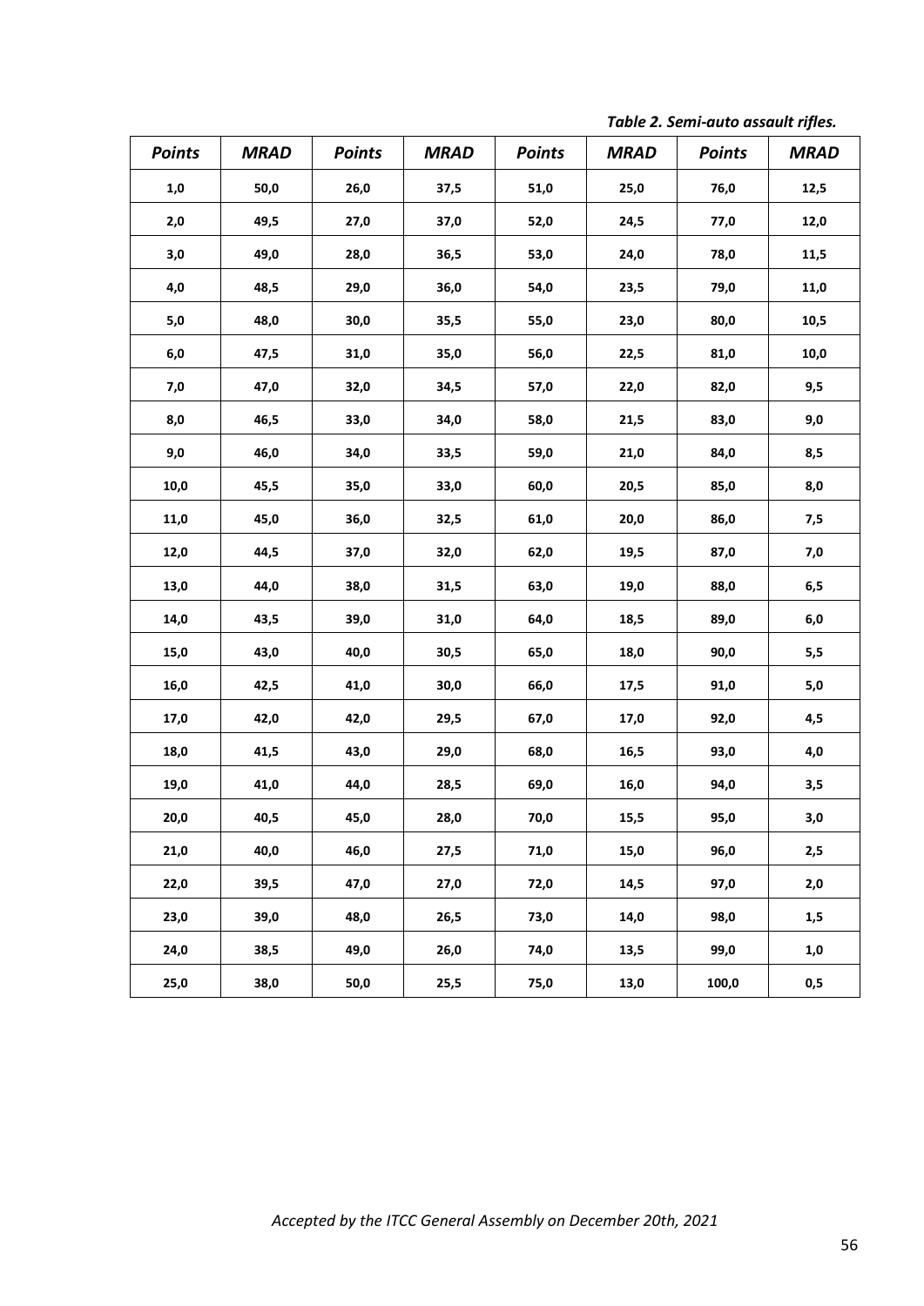*Table 2. Semi-auto assault rifles.*

| *Points* | *MRAD* | *Points* | *MRAD* | *Points* | *MRAD* | *Points* | *MRAD* |
|---|---|---|---|---|---|---|---|
| **1,0** | **50,0** | **26,0** | **37,5** | **51,0** | **25,0** | **76,0** | **12,5** |
| **2,0** | **49,5** | **27,0** | **37,0** | **52,0** | **24,5** | **77,0** | **12,0** |
| **3,0** | **49,0** | **28,0** | **36,5** | **53,0** | **24,0** | **78,0** | **11,5** |
| **4,0** | **48,5** | **29,0** | **36,0** | **54,0** | **23,5** | **79,0** | **11,0** |
| **5,0** | **48,0** | **30,0** | **35,5** | **55,0** | **23,0** | **80,0** | **10,5** |
| **6,0** | **47,5** | **31,0** | **35,0** | **56,0** | **22,5** | **81,0** | **10,0** |
| **7,0** | **47,0** | **32,0** | **34,5** | **57,0** | **22,0** | **82,0** | **9,5** |
| **8,0** | **46,5** | **33,0** | **34,0** | **58,0** | **21,5** | **83,0** | **9,0** |
| **9,0** | **46,0** | **34,0** | **33,5** | **59,0** | **21,0** | **84,0** | **8,5** |
| **10,0** | **45,5** | **35,0** | **33,0** | **60,0** | **20,5** | **85,0** | **8,0** |
| **11,0** | **45,0** | **36,0** | **32,5** | **61,0** | **20,0** | **86,0** | **7,5** |
| **12,0** | **44,5** | **37,0** | **32,0** | **62,0** | **19,5** | **87,0** | **7,0** |
| **13,0** | **44,0** | **38,0** | **31,5** | **63,0** | **19,0** | **88,0** | **6,5** |
| **14,0** | **43,5** | **39,0** | **31,0** | **64,0** | **18,5** | **89,0** | **6,0** |
| **15,0** | **43,0** | **40,0** | **30,5** | **65,0** | **18,0** | **90,0** | **5,5** |
| **16,0** | **42,5** | **41,0** | **30,0** | **66,0** | **17,5** | **91,0** | **5,0** |
| **17,0** | **42,0** | **42,0** | **29,5** | **67,0** | **17,0** | **92,0** | **4,5** |
| **18,0** | **41,5** | **43,0** | **29,0** | **68,0** | **16,5** | **93,0** | **4,0** |
| **19,0** | **41,0** | **44,0** | **28,5** | **69,0** | **16,0** | **94,0** | **3,5** |
| **20,0** | **40,5** | **45,0** | **28,0** | **70,0** | **15,5** | **95,0** | **3,0** |
| **21,0** | **40,0** | **46,0** | **27,5** | **71,0** | **15,0** | **96,0** | **2,5** |
| **22,0** | **39,5** | **47,0** | **27,0** | **72,0** | **14,5** | **97,0** | **2,0** |
| **23,0** | **39,0** | **48,0** | **26,5** | **73,0** | **14,0** | **98,0** | **1,5** |
| **24,0** | **38,5** | **49,0** | **26,0** | **74,0** | **13,5** | **99,0** | **1,0** |
| **25,0** | **38,0** | **50,0** | **25,5** | **75,0** | **13,0** | **100,0** | **0,5** |

*Accepted by the ITCC General Assembly on December 20th, 2021*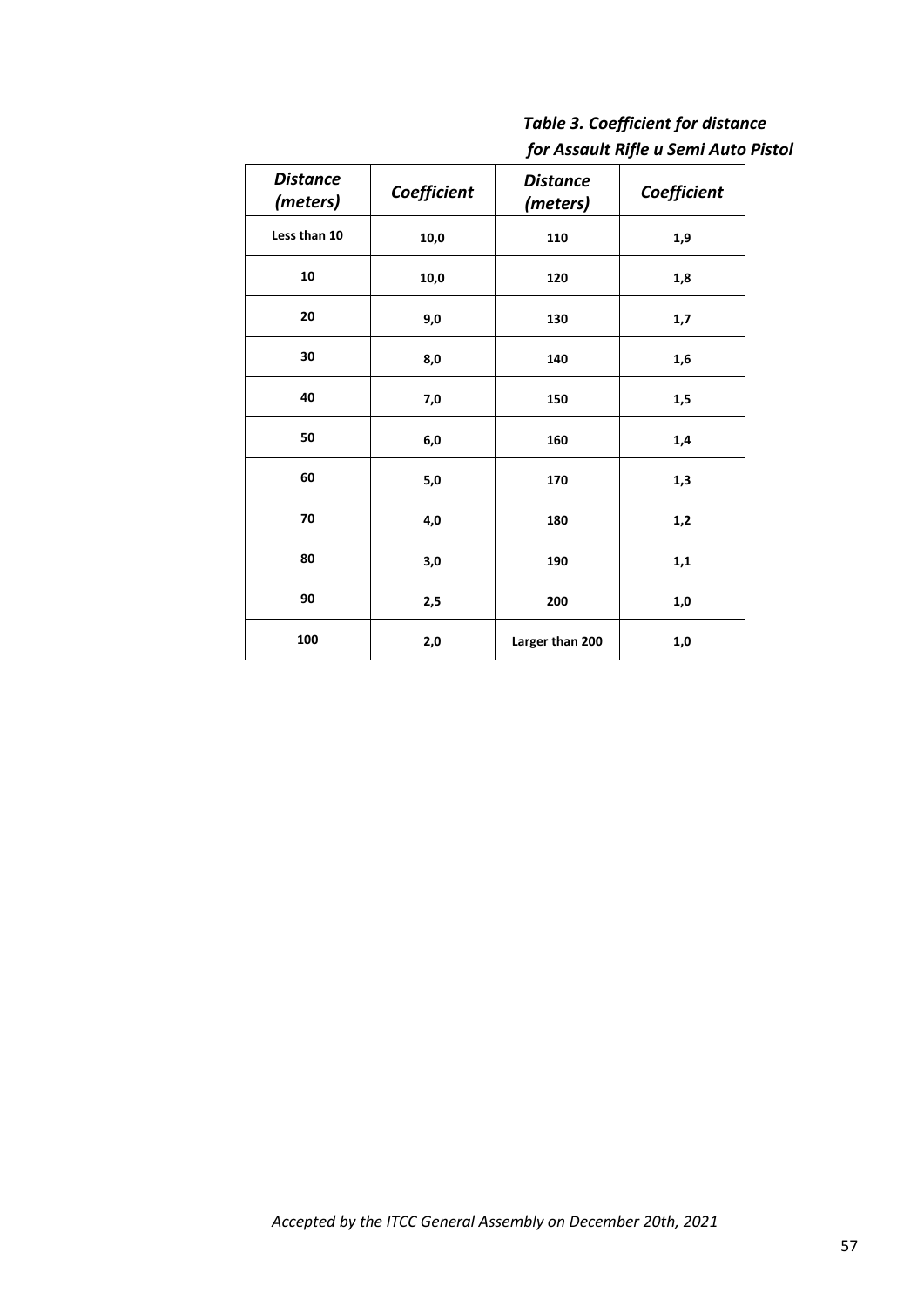*Table 3. Coefficient for distance for Assault Rifle u Semi Auto Pistol*

| *Distance (meters)* | *Coefficient* | *Distance (meters)* | *Coefficient* |
|---|---|---|---|
| **Less than 10** | **10,0** | **110** | **1,9** |
| **10** | **10,0** | **120** | **1,8** |
| **20** | **9,0** | **130** | **1,7** |
| **30** | **8,0** | **140** | **1,6** |
| **40** | **7,0** | **150** | **1,5** |
| **50** | **6,0** | **160** | **1,4** |
| **60** | **5,0** | **170** | **1,3** |
| **70** | **4,0** | **180** | **1,2** |
| **80** | **3,0** | **190** | **1,1** |
| **90** | **2,5** | **200** | **1,0** |
| **100** | **2,0** | **Larger than 200** | **1,0** |

*Accepted by the ITCC General Assembly on December 20th, 2021*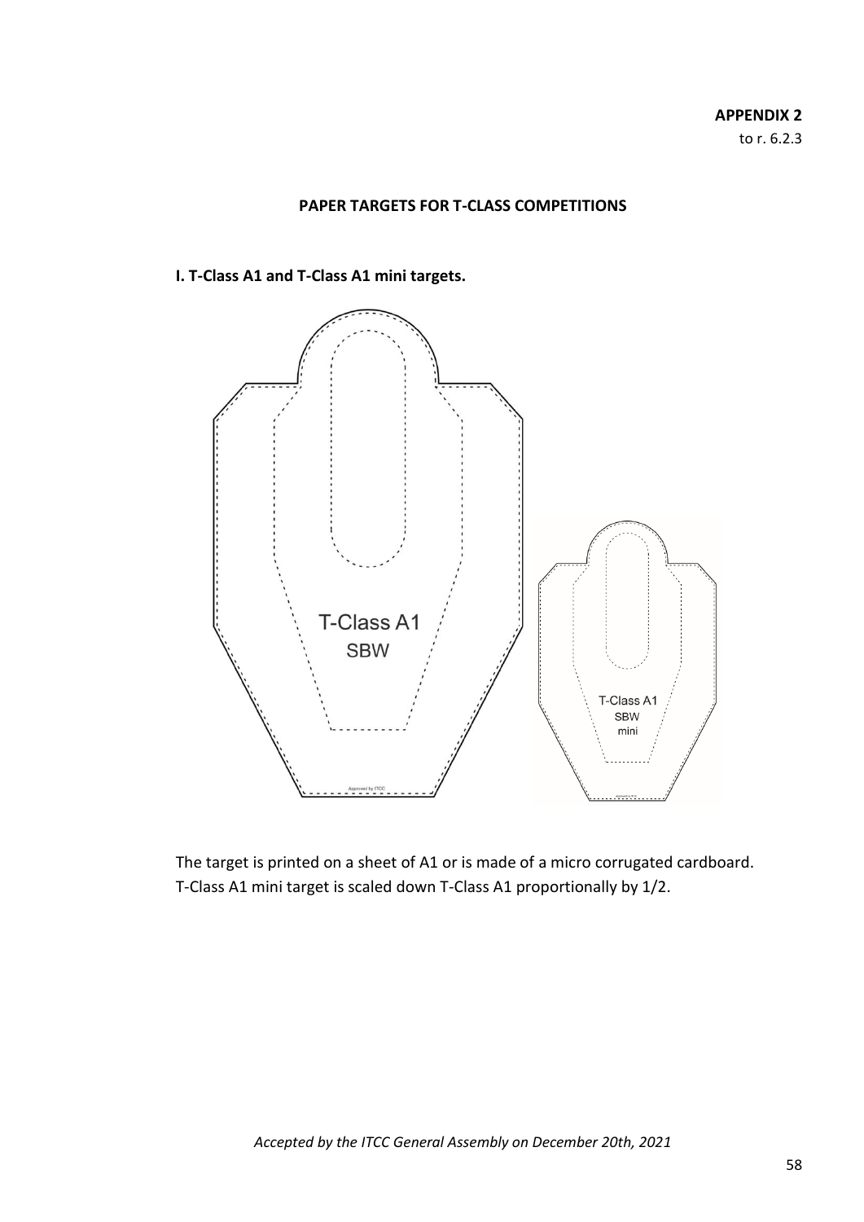**APPENDIX 2**
to r. 6.2.3

## PAPER TARGETS FOR T-CLASS COMPETITIONS

### I. T-Class A1 and T-Class A1 mini targets.

The target is printed on a sheet of A1 or is made of a micro corrugated cardboard.
T-Class A1 mini target is scaled down T-Class A1 proportionally by 1/2.

*Accepted by the ITCC General Assembly on December 20th, 2021*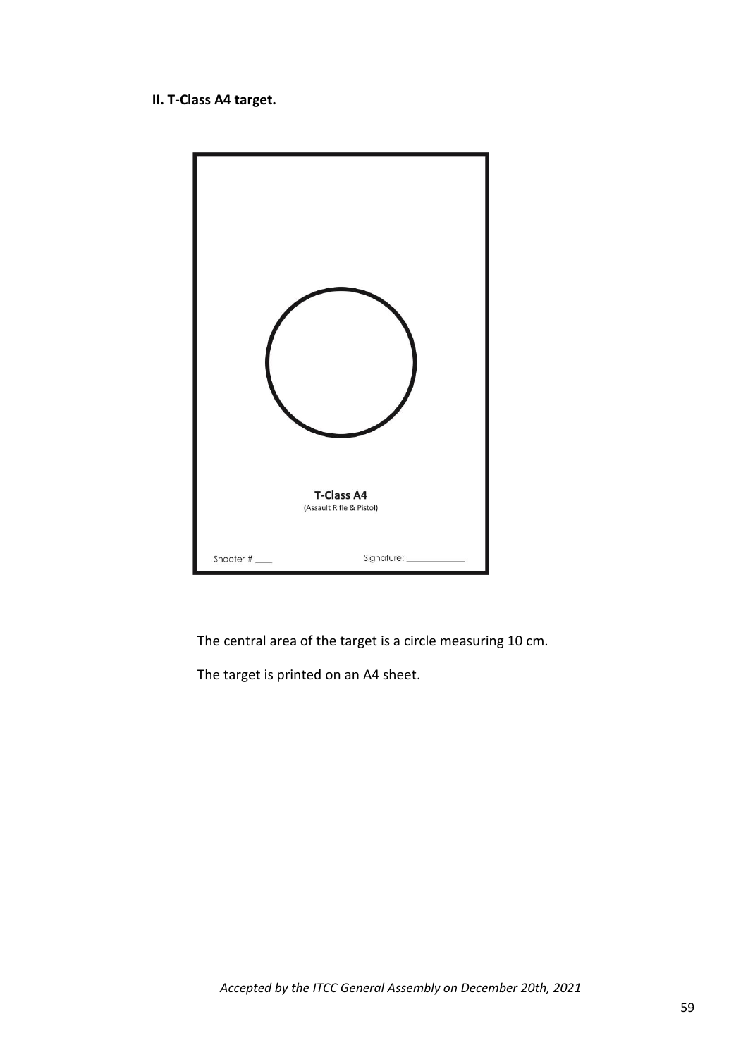**II. T-Class A4 target.**

T-Class A4
(Assault Rifle & Pistol)

Shooter # ____

Signature: ____________

The central area of the target is a circle measuring 10 cm.

The target is printed on an A4 sheet.

*Accepted by the ITCC General Assembly on December 20th, 2021*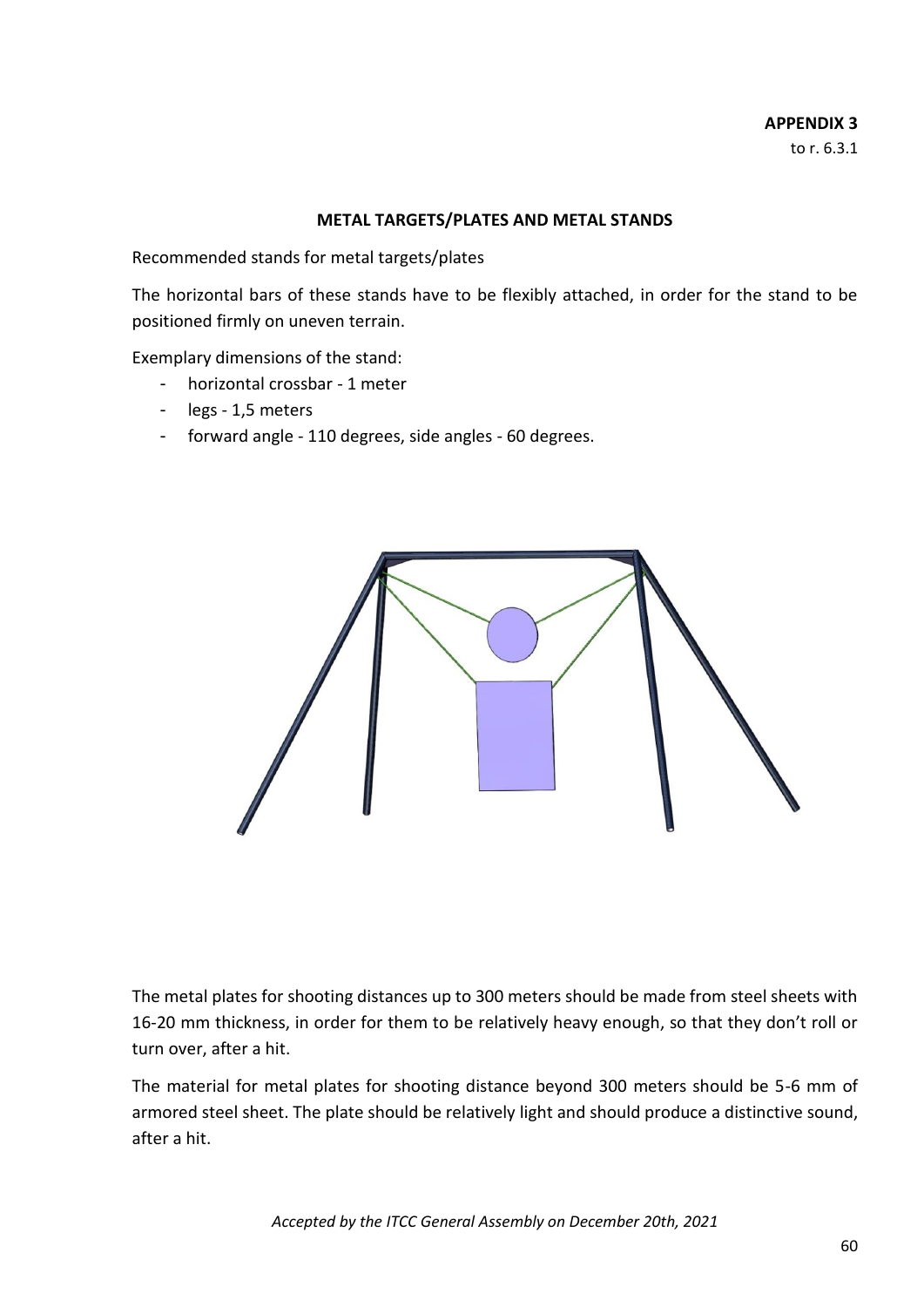**APPENDIX 3**
to r. 6.3.1

**METAL TARGETS/PLATES AND METAL STANDS**

Recommended stands for metal targets/plates

The horizontal bars of these stands have to be flexibly attached, in order for the stand to be positioned firmly on uneven terrain.

Exemplary dimensions of the stand:

- horizontal crossbar - 1 meter
- legs - 1,5 meters
- forward angle - 110 degrees, side angles - 60 degrees.

The metal plates for shooting distances up to 300 meters should be made from steel sheets with 16-20 mm thickness, in order for them to be relatively heavy enough, so that they don't roll or turn over, after a hit.

The material for metal plates for shooting distance beyond 300 meters should be 5-6 mm of armored steel sheet. The plate should be relatively light and should produce a distinctive sound, after a hit.

*Accepted by the ITCC General Assembly on December 20th, 2021*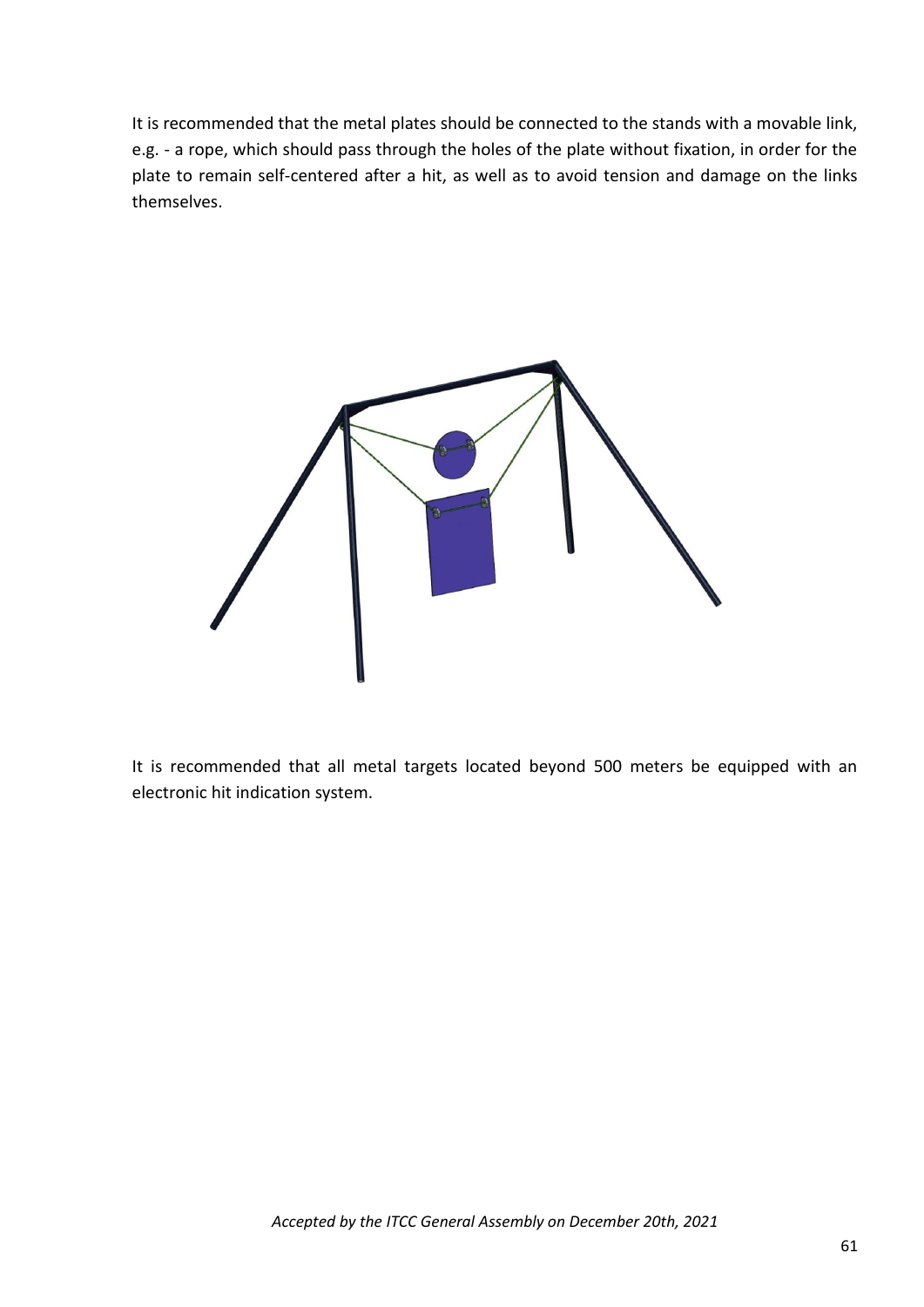It is recommended that the metal plates should be connected to the stands with a movable link, e.g. - a rope, which should pass through the holes of the plate without fixation, in order for the plate to remain self-centered after a hit, as well as to avoid tension and damage on the links themselves.

It is recommended that all metal targets located beyond 500 meters be equipped with an electronic hit indication system.

*Accepted by the ITCC General Assembly on December 20th, 2021*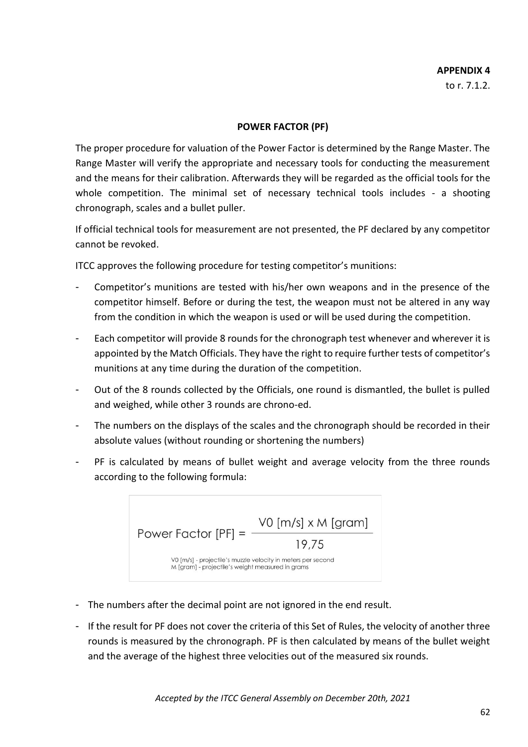**APPENDIX 4**
to r. 7.1.2.

## POWER FACTOR (PF)

The proper procedure for valuation of the Power Factor is determined by the Range Master. The Range Master will verify the appropriate and necessary tools for conducting the measurement and the means for their calibration. Afterwards they will be regarded as the official tools for the whole competition. The minimal set of necessary technical tools includes - a shooting chronograph, scales and a bullet puller.

If official technical tools for measurement are not presented, the PF declared by any competitor cannot be revoked.

ITCC approves the following procedure for testing competitor's munitions:

- Competitor's munitions are tested with his/her own weapons and in the presence of the competitor himself. Before or during the test, the weapon must not be altered in any way from the condition in which the weapon is used or will be used during the competition.
- Each competitor will provide 8 rounds for the chronograph test whenever and wherever it is appointed by the Match Officials. They have the right to require further tests of competitor's munitions at any time during the duration of the competition.
- Out of the 8 rounds collected by the Officials, one round is dismantled, the bullet is pulled and weighed, while other 3 rounds are chrono-ed.
- The numbers on the displays of the scales and the chronograph should be recorded in their absolute values (without rounding or shortening the numbers)
- PF is calculated by means of bullet weight and average velocity from the three rounds according to the following formula:

$$\text{Power Factor [PF]} = \frac{V0\ [m/s] \times M\ [gram]}{19{,}75}$$

V0 [m/s] - projectile's muzzle velocity in meters per second
M [gram] - projectile's weight measured in grams

- The numbers after the decimal point are not ignored in the end result.
- If the result for PF does not cover the criteria of this Set of Rules, the velocity of another three rounds is measured by the chronograph. PF is then calculated by means of the bullet weight and the average of the highest three velocities out of the measured six rounds.

*Accepted by the ITCC General Assembly on December 20th, 2021*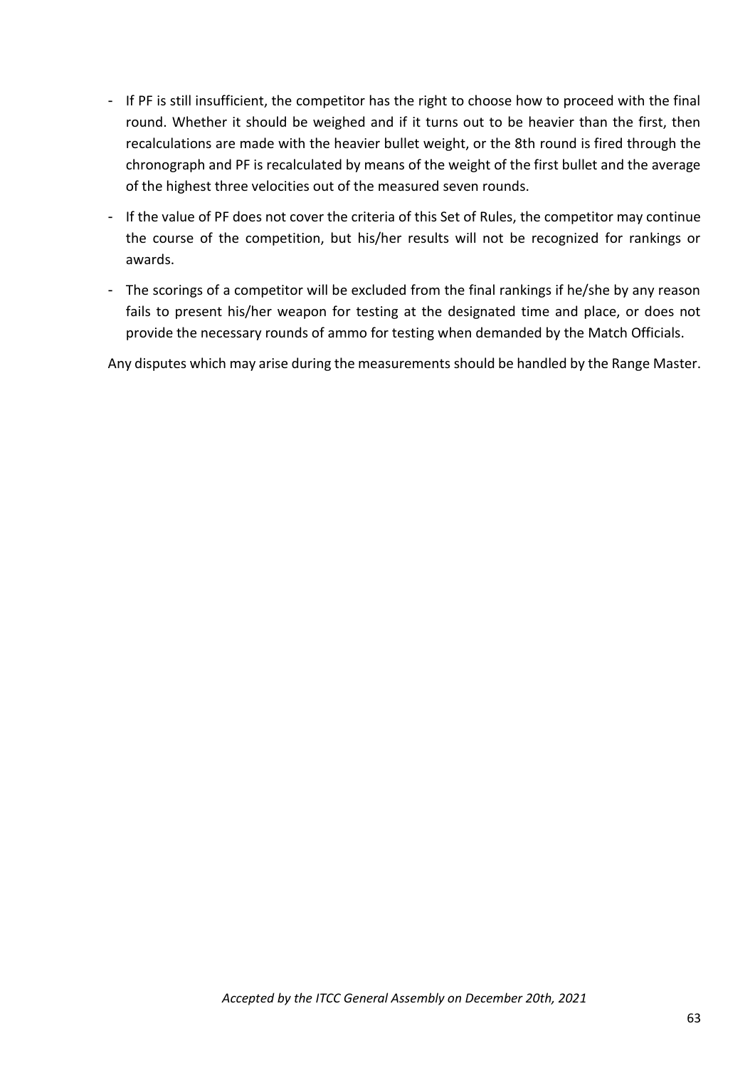- If PF is still insufficient, the competitor has the right to choose how to proceed with the final round. Whether it should be weighed and if it turns out to be heavier than the first, then recalculations are made with the heavier bullet weight, or the 8th round is fired through the chronograph and PF is recalculated by means of the weight of the first bullet and the average of the highest three velocities out of the measured seven rounds.
- If the value of PF does not cover the criteria of this Set of Rules, the competitor may continue the course of the competition, but his/her results will not be recognized for rankings or awards.
- The scorings of a competitor will be excluded from the final rankings if he/she by any reason fails to present his/her weapon for testing at the designated time and place, or does not provide the necessary rounds of ammo for testing when demanded by the Match Officials.

Any disputes which may arise during the measurements should be handled by the Range Master.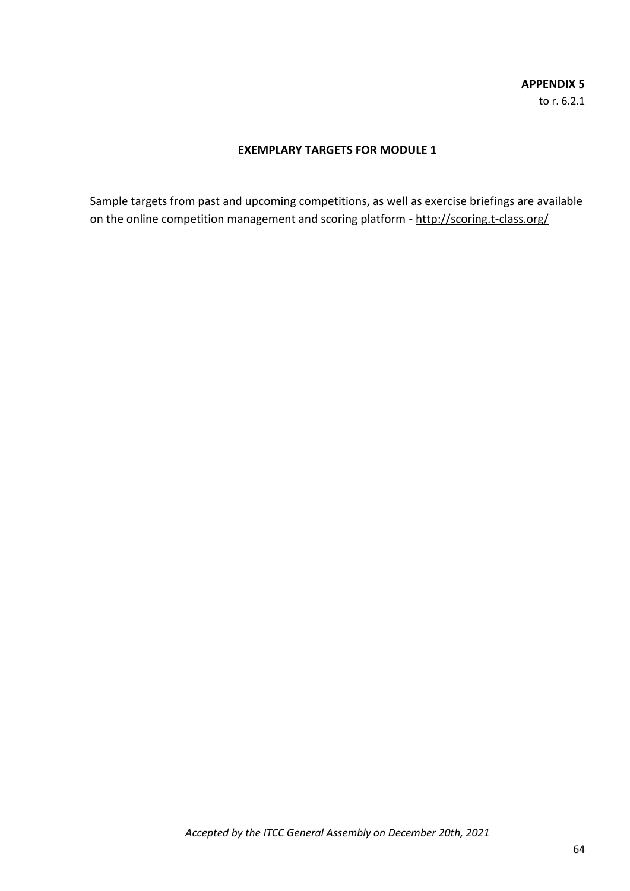**APPENDIX 5**
to r. 6.2.1

## EXEMPLARY TARGETS FOR MODULE 1

Sample targets from past and upcoming competitions, as well as exercise briefings are available on the online competition management and scoring platform - http://scoring.t-class.org/

*Accepted by the ITCC General Assembly on December 20th, 2021*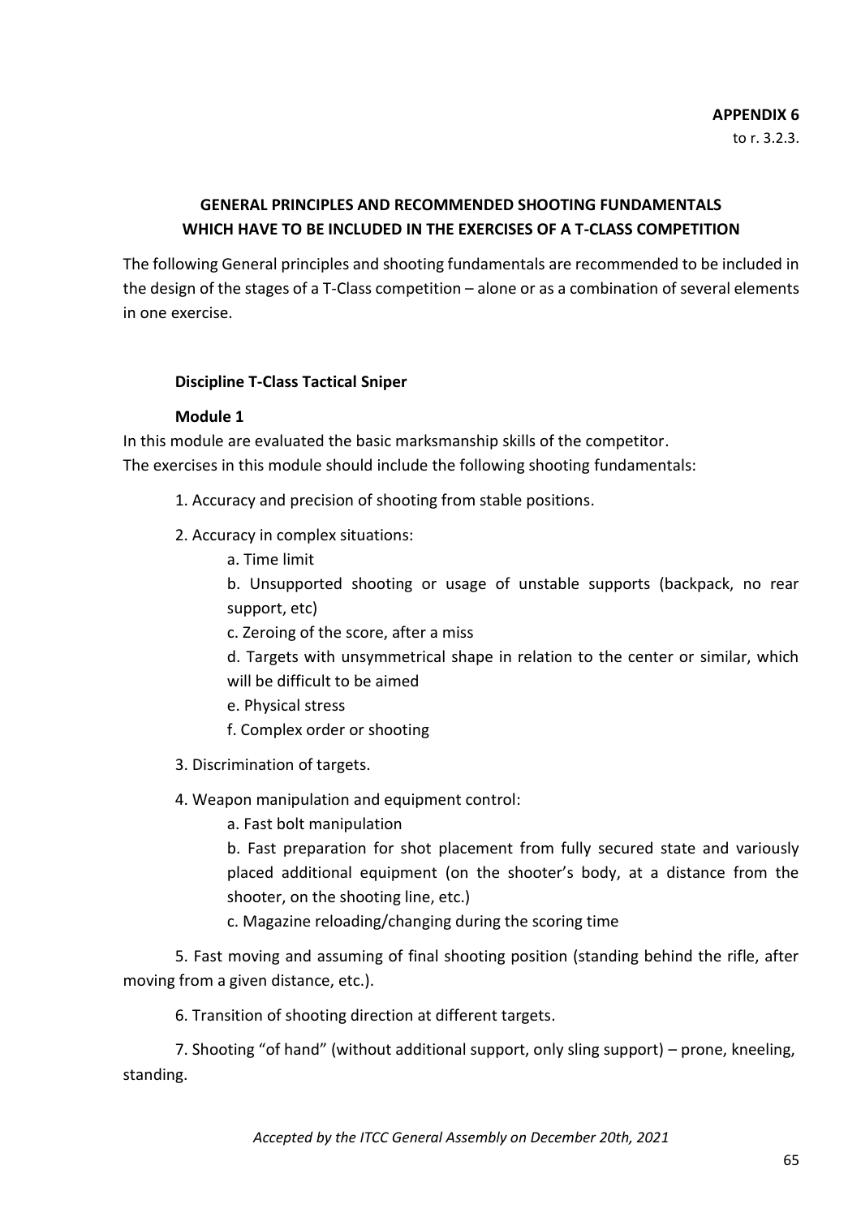**APPENDIX 6**
to r. 3.2.3.

## GENERAL PRINCIPLES AND RECOMMENDED SHOOTING FUNDAMENTALS WHICH HAVE TO BE INCLUDED IN THE EXERCISES OF A T-CLASS COMPETITION

The following General principles and shooting fundamentals are recommended to be included in the design of the stages of a T-Class competition – alone or as a combination of several elements in one exercise.

### Discipline T-Class Tactical Sniper

#### Module 1

In this module are evaluated the basic marksmanship skills of the competitor.
The exercises in this module should include the following shooting fundamentals:

1. Accuracy and precision of shooting from stable positions.

2. Accuracy in complex situations:

    a. Time limit

    b. Unsupported shooting or usage of unstable supports (backpack, no rear support, etc)

    c. Zeroing of the score, after a miss

    d. Targets with unsymmetrical shape in relation to the center or similar, which will be difficult to be aimed

    e. Physical stress

    f. Complex order or shooting

3. Discrimination of targets.

4. Weapon manipulation and equipment control:

    a. Fast bolt manipulation

    b. Fast preparation for shot placement from fully secured state and variously placed additional equipment (on the shooter's body, at a distance from the shooter, on the shooting line, etc.)

    c. Magazine reloading/changing during the scoring time

5. Fast moving and assuming of final shooting position (standing behind the rifle, after moving from a given distance, etc.).

6. Transition of shooting direction at different targets.

7. Shooting "of hand" (without additional support, only sling support) – prone, kneeling, standing.

*Accepted by the ITCC General Assembly on December 20th, 2021*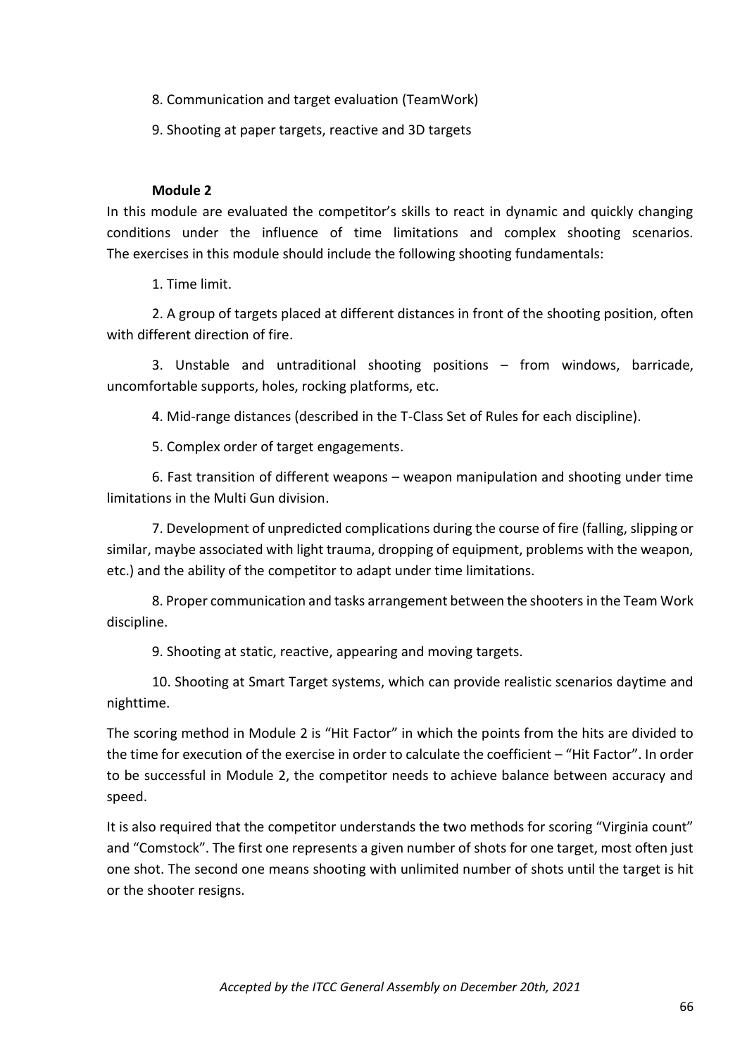8. Communication and target evaluation (TeamWork)

9. Shooting at paper targets, reactive and 3D targets

**Module 2**

In this module are evaluated the competitor's skills to react in dynamic and quickly changing conditions under the influence of time limitations and complex shooting scenarios. The exercises in this module should include the following shooting fundamentals:

1. Time limit.

2. A group of targets placed at different distances in front of the shooting position, often with different direction of fire.

3. Unstable and untraditional shooting positions – from windows, barricade, uncomfortable supports, holes, rocking platforms, etc.

4. Mid-range distances (described in the T-Class Set of Rules for each discipline).

5. Complex order of target engagements.

6. Fast transition of different weapons – weapon manipulation and shooting under time limitations in the Multi Gun division.

7. Development of unpredicted complications during the course of fire (falling, slipping or similar, maybe associated with light trauma, dropping of equipment, problems with the weapon, etc.) and the ability of the competitor to adapt under time limitations.

8. Proper communication and tasks arrangement between the shooters in the Team Work discipline.

9. Shooting at static, reactive, appearing and moving targets.

10. Shooting at Smart Target systems, which can provide realistic scenarios daytime and nighttime.

The scoring method in Module 2 is "Hit Factor" in which the points from the hits are divided to the time for execution of the exercise in order to calculate the coefficient – "Hit Factor". In order to be successful in Module 2, the competitor needs to achieve balance between accuracy and speed.

It is also required that the competitor understands the two methods for scoring "Virginia count" and "Comstock". The first one represents a given number of shots for one target, most often just one shot. The second one means shooting with unlimited number of shots until the target is hit or the shooter resigns.

*Accepted by the ITCC General Assembly on December 20th, 2021*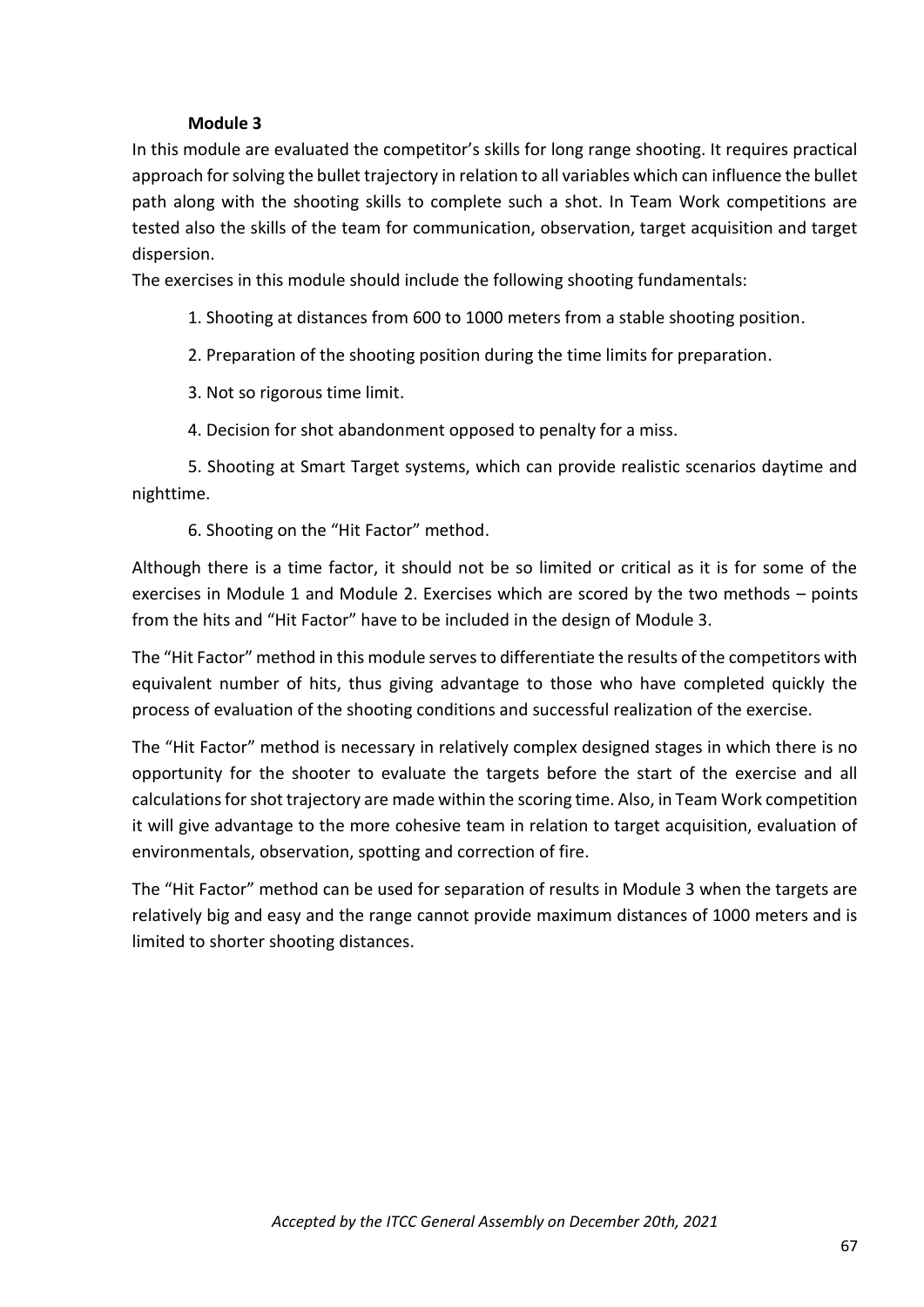### Module 3

In this module are evaluated the competitor's skills for long range shooting. It requires practical approach for solving the bullet trajectory in relation to all variables which can influence the bullet path along with the shooting skills to complete such a shot. In Team Work competitions are tested also the skills of the team for communication, observation, target acquisition and target dispersion.

The exercises in this module should include the following shooting fundamentals:

1. Shooting at distances from 600 to 1000 meters from a stable shooting position.
2. Preparation of the shooting position during the time limits for preparation.
3. Not so rigorous time limit.
4. Decision for shot abandonment opposed to penalty for a miss.
5. Shooting at Smart Target systems, which can provide realistic scenarios daytime and nighttime.
6. Shooting on the "Hit Factor" method.

Although there is a time factor, it should not be so limited or critical as it is for some of the exercises in Module 1 and Module 2. Exercises which are scored by the two methods – points from the hits and "Hit Factor" have to be included in the design of Module 3.

The "Hit Factor" method in this module serves to differentiate the results of the competitors with equivalent number of hits, thus giving advantage to those who have completed quickly the process of evaluation of the shooting conditions and successful realization of the exercise.

The "Hit Factor" method is necessary in relatively complex designed stages in which there is no opportunity for the shooter to evaluate the targets before the start of the exercise and all calculations for shot trajectory are made within the scoring time. Also, in Team Work competition it will give advantage to the more cohesive team in relation to target acquisition, evaluation of environmentals, observation, spotting and correction of fire.

The "Hit Factor" method can be used for separation of results in Module 3 when the targets are relatively big and easy and the range cannot provide maximum distances of 1000 meters and is limited to shorter shooting distances.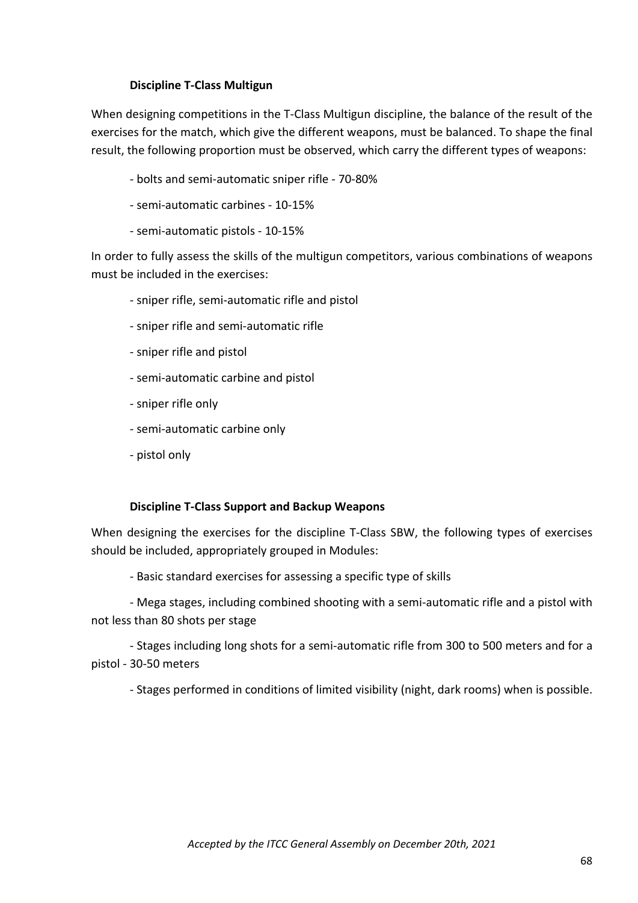### Discipline T-Class Multigun

When designing competitions in the T-Class Multigun discipline, the balance of the result of the exercises for the match, which give the different weapons, must be balanced. To shape the final result, the following proportion must be observed, which carry the different types of weapons:

- bolts and semi-automatic sniper rifle - 70-80%
- semi-automatic carbines - 10-15%
- semi-automatic pistols - 10-15%

In order to fully assess the skills of the multigun competitors, various combinations of weapons must be included in the exercises:

- sniper rifle, semi-automatic rifle and pistol
- sniper rifle and semi-automatic rifle
- sniper rifle and pistol
- semi-automatic carbine and pistol
- sniper rifle only
- semi-automatic carbine only
- pistol only

### Discipline T-Class Support and Backup Weapons

When designing the exercises for the discipline T-Class SBW, the following types of exercises should be included, appropriately grouped in Modules:

- Basic standard exercises for assessing a specific type of skills
- Mega stages, including combined shooting with a semi-automatic rifle and a pistol with not less than 80 shots per stage
- Stages including long shots for a semi-automatic rifle from 300 to 500 meters and for a pistol - 30-50 meters
- Stages performed in conditions of limited visibility (night, dark rooms) when is possible.

*Accepted by the ITCC General Assembly on December 20th, 2021*